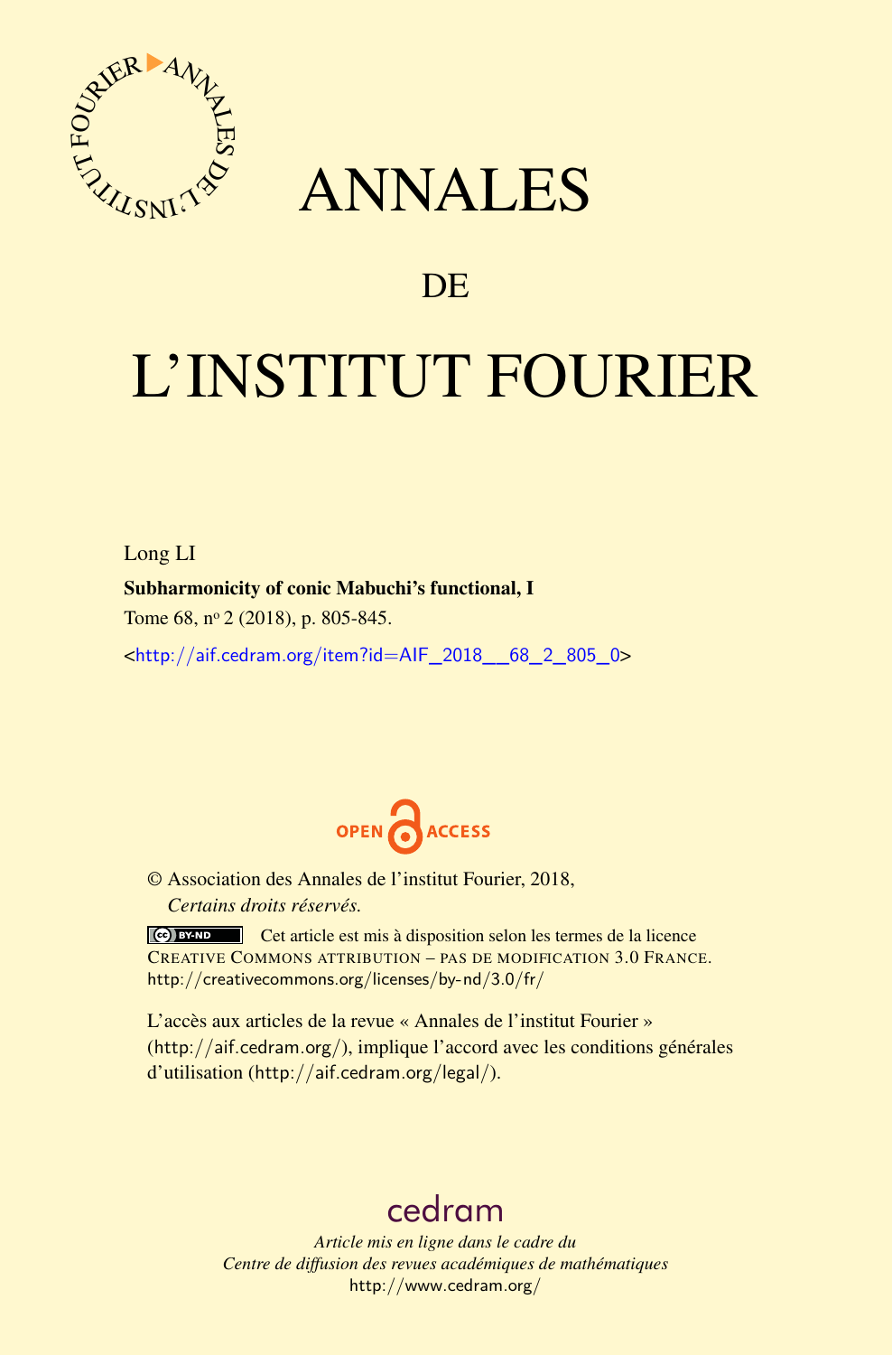# ANNALES

## DE

# L'INSTITUT FOURIER

Long LI

**Subharmonicity of conic Mabuchi's functional, I**

Tome 68, n° 2 (2018), p. 805-845.

<http://aif.cedram.org/item?id=AIF_2018__68_2_805_0>

OPEN ACCESS

© Association des Annales de l'institut Fourier, 2018,
*Certains droits réservés.*

Cet article est mis à disposition selon les termes de la licence
CREATIVE COMMONS ATTRIBUTION – PAS DE MODIFICATION 3.0 FRANCE.
http://creativecommons.org/licenses/by-nd/3.0/fr/

L'accès aux articles de la revue « Annales de l'institut Fourier » (http://aif.cedram.org/), implique l'accord avec les conditions générales d'utilisation (http://aif.cedram.org/legal/).

cedram

*Article mis en ligne dans le cadre du*
*Centre de diffusion des revues académiques de mathématiques*
http://www.cedram.org/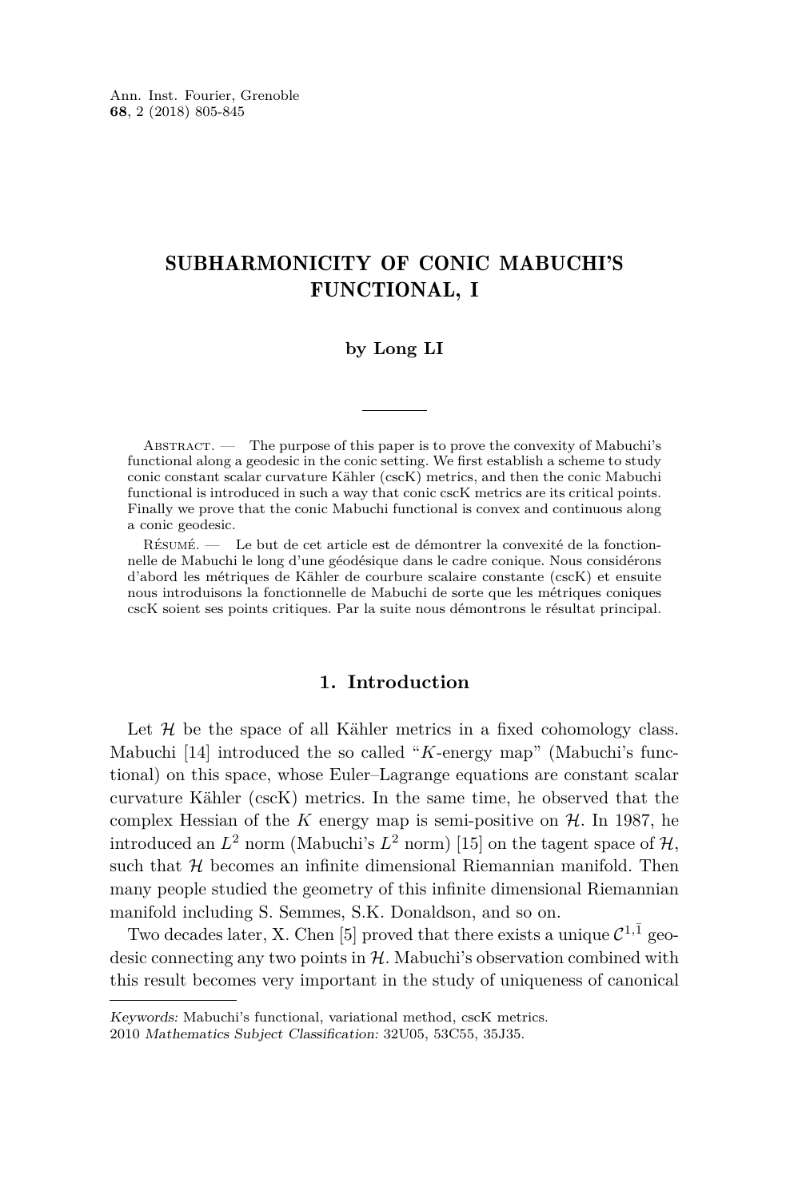# SUBHARMONICITY OF CONIC MABUCHI'S FUNCTIONAL, I

**by Long LI**

---

Abstract. — The purpose of this paper is to prove the convexity of Mabuchi's functional along a geodesic in the conic setting. We first establish a scheme to study conic constant scalar curvature Kähler (cscK) metrics, and then the conic Mabuchi functional is introduced in such a way that conic cscK metrics are its critical points. Finally we prove that the conic Mabuchi functional is convex and continuous along a conic geodesic.

Résumé. — Le but de cet article est de démontrer la convexité de la fonctionnelle de Mabuchi le long d'une géodésique dans le cadre conique. Nous considérons d'abord les métriques de Kähler de courbure scalaire constante (cscK) et ensuite nous introduisons la fonctionnelle de Mabuchi de sorte que les métriques coniques cscK soient ses points critiques. Par la suite nous démontrons le résultat principal.

## 1. Introduction

Let $\mathcal{H}$ be the space of all Kähler metrics in a fixed cohomology class. Mabuchi [14] introduced the so called "$K$-energy map" (Mabuchi's functional) on this space, whose Euler–Lagrange equations are constant scalar curvature Kähler (cscK) metrics. In the same time, he observed that the complex Hessian of the $K$ energy map is semi-positive on $\mathcal{H}$. In 1987, he introduced an $L^2$ norm (Mabuchi's $L^2$ norm) [15] on the tagent space of $\mathcal{H}$, such that $\mathcal{H}$ becomes an infinite dimensional Riemannian manifold. Then many people studied the geometry of this infinite dimensional Riemannian manifold including S. Semmes, S.K. Donaldson, and so on.

Two decades later, X. Chen [5] proved that there exists a unique $\mathcal{C}^{1,\bar{1}}$ geodesic connecting any two points in $\mathcal{H}$. Mabuchi's observation combined with this result becomes very important in the study of uniqueness of canonical

---

*Keywords:* Mabuchi's functional, variational method, cscK metrics.
2010 *Mathematics Subject Classification:* 32U05, 53C55, 35J35.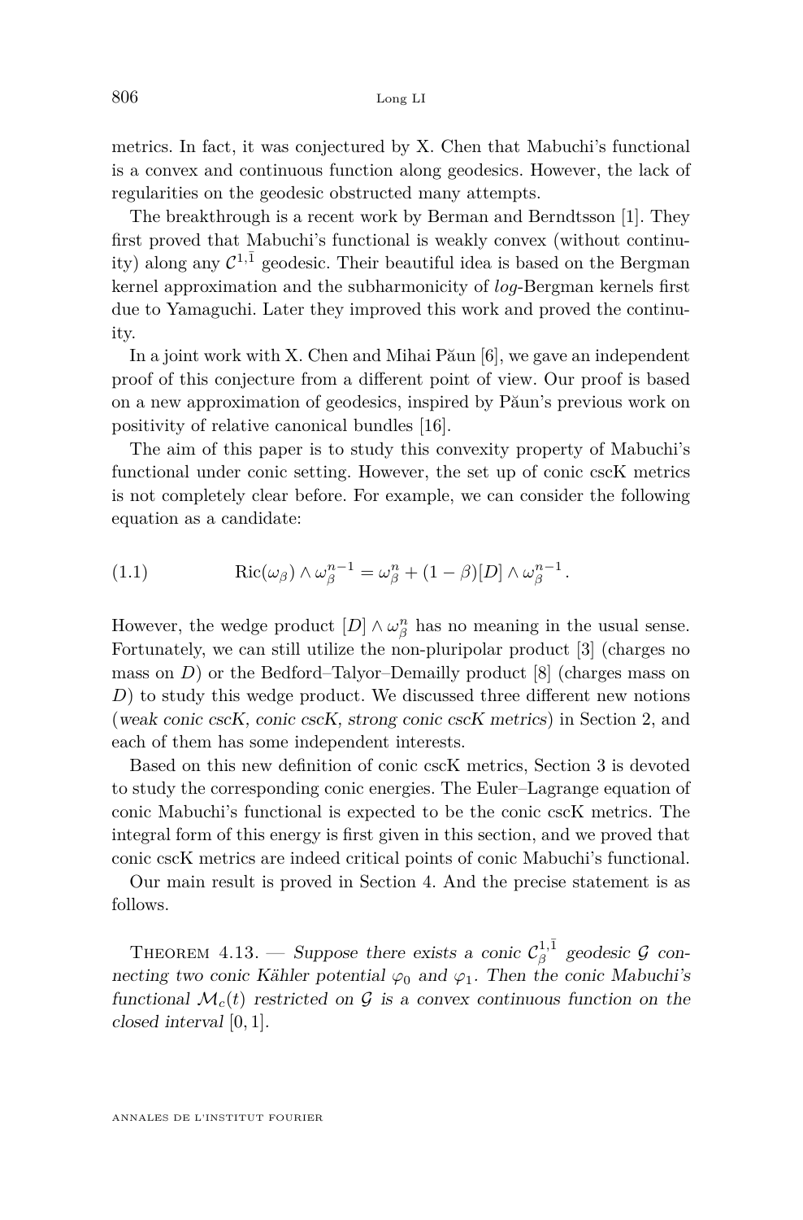metrics. In fact, it was conjectured by X. Chen that Mabuchi's functional is a convex and continuous function along geodesics. However, the lack of regularities on the geodesic obstructed many attempts.

The breakthrough is a recent work by Berman and Berndtsson [1]. They first proved that Mabuchi's functional is weakly convex (without continuity) along any $\mathcal{C}^{1,\bar{1}}$ geodesic. Their beautiful idea is based on the Bergman kernel approximation and the subharmonicity of *log*-Bergman kernels first due to Yamaguchi. Later they improved this work and proved the continuity.

In a joint work with X. Chen and Mihai Păun [6], we gave an independent proof of this conjecture from a different point of view. Our proof is based on a new approximation of geodesics, inspired by Păun's previous work on positivity of relative canonical bundles [16].

The aim of this paper is to study this convexity property of Mabuchi's functional under conic setting. However, the set up of conic cscK metrics is not completely clear before. For example, we can consider the following equation as a candidate:

$$\operatorname{Ric}(\omega_\beta) \wedge \omega_\beta^{n-1} = \omega_\beta^n + (1-\beta)[D] \wedge \omega_\beta^{n-1}. \tag{1.1}$$

However, the wedge product $[D] \wedge \omega_\beta^n$ has no meaning in the usual sense. Fortunately, we can still utilize the non-pluripolar product [3] (charges no mass on $D$) or the Bedford–Talyor–Demailly product [8] (charges mass on $D$) to study this wedge product. We discussed three different new notions (*weak conic cscK, conic cscK, strong conic cscK metrics*) in Section 2, and each of them has some independent interests.

Based on this new definition of conic cscK metrics, Section 3 is devoted to study the corresponding conic energies. The Euler–Lagrange equation of conic Mabuchi's functional is expected to be the conic cscK metrics. The integral form of this energy is first given in this section, and we proved that conic cscK metrics are indeed critical points of conic Mabuchi's functional.

Our main result is proved in Section 4. And the precise statement is as follows.

Theorem 4.13. — *Suppose there exists a conic $\mathcal{C}^{1,\bar{1}}_\beta$ geodesic $\mathcal{G}$ connecting two conic Kähler potential $\varphi_0$ and $\varphi_1$. Then the conic Mabuchi's functional $\mathcal{M}_c(t)$ restricted on $\mathcal{G}$ is a convex continuous function on the closed interval $[0,1]$.*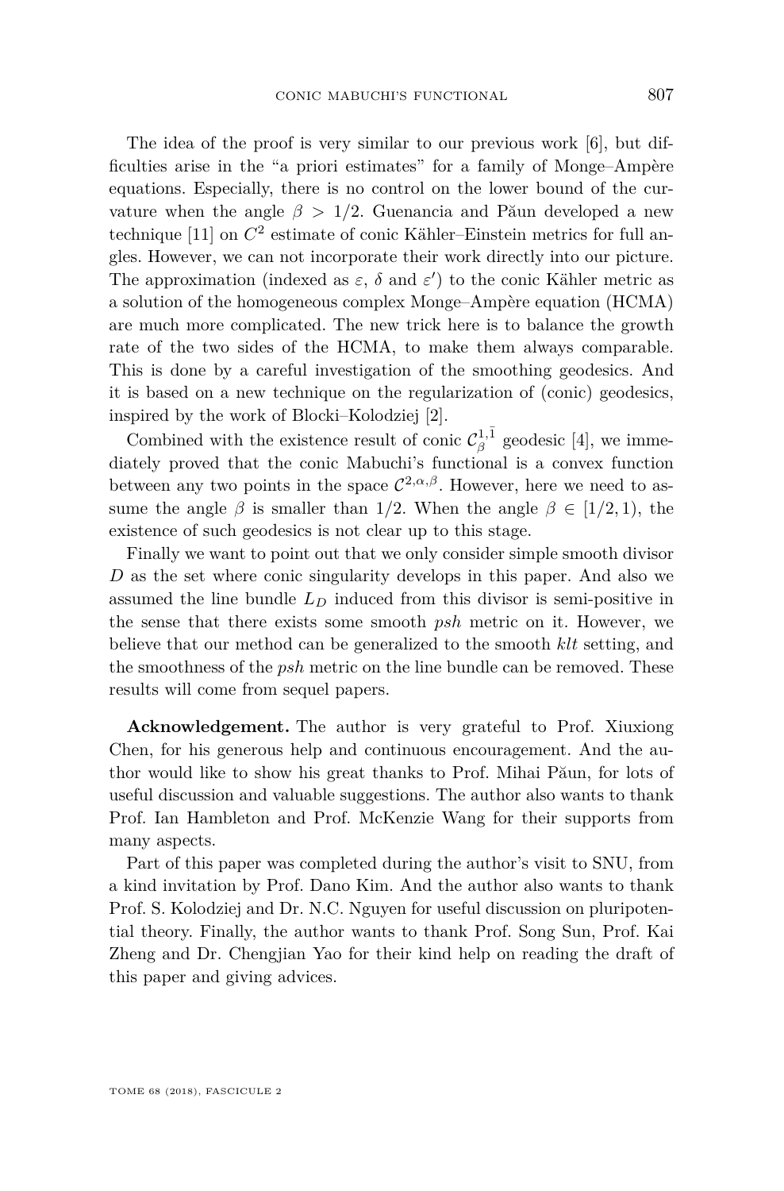The idea of the proof is very similar to our previous work [6], but difficulties arise in the "a priori estimates" for a family of Monge–Ampère equations. Especially, there is no control on the lower bound of the curvature when the angle $\beta > 1/2$. Guenancia and Păun developed a new technique [11] on $C^2$ estimate of conic Kähler–Einstein metrics for full angles. However, we can not incorporate their work directly into our picture. The approximation (indexed as $\varepsilon$, $\delta$ and $\varepsilon'$) to the conic Kähler metric as a solution of the homogeneous complex Monge–Ampère equation (HCMA) are much more complicated. The new trick here is to balance the growth rate of the two sides of the HCMA, to make them always comparable. This is done by a careful investigation of the smoothing geodesics. And it is based on a new technique on the regularization of (conic) geodesics, inspired by the work of Blocki–Kolodziej [2].

Combined with the existence result of conic $\mathcal{C}^{1,\bar{1}}_{\beta}$ geodesic [4], we immediately proved that the conic Mabuchi's functional is a convex function between any two points in the space $\mathcal{C}^{2,\alpha,\beta}$. However, here we need to assume the angle $\beta$ is smaller than $1/2$. When the angle $\beta \in [1/2, 1)$, the existence of such geodesics is not clear up to this stage.

Finally we want to point out that we only consider simple smooth divisor $D$ as the set where conic singularity develops in this paper. And also we assumed the line bundle $L_D$ induced from this divisor is semi-positive in the sense that there exists some smooth *psh* metric on it. However, we believe that our method can be generalized to the smooth *klt* setting, and the smoothness of the *psh* metric on the line bundle can be removed. These results will come from sequel papers.

**Acknowledgement.** The author is very grateful to Prof. Xiuxiong Chen, for his generous help and continuous encouragement. And the author would like to show his great thanks to Prof. Mihai Păun, for lots of useful discussion and valuable suggestions. The author also wants to thank Prof. Ian Hambleton and Prof. McKenzie Wang for their supports from many aspects.

Part of this paper was completed during the author's visit to SNU, from a kind invitation by Prof. Dano Kim. And the author also wants to thank Prof. S. Kolodziej and Dr. N.C. Nguyen for useful discussion on pluripotential theory. Finally, the author wants to thank Prof. Song Sun, Prof. Kai Zheng and Dr. Chengjian Yao for their kind help on reading the draft of this paper and giving advices.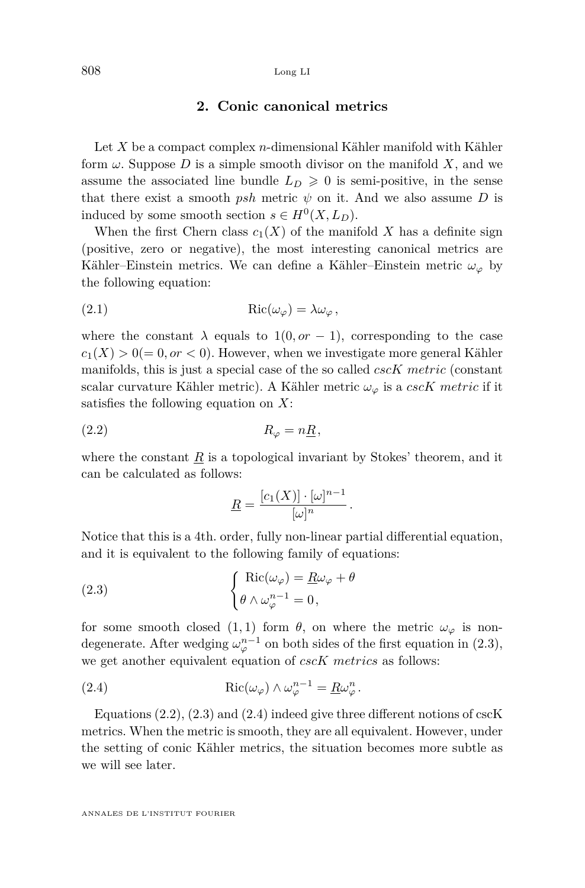## 2. Conic canonical metrics

Let $X$ be a compact complex $n$-dimensional Kähler manifold with Kähler form $\omega$. Suppose $D$ is a simple smooth divisor on the manifold $X$, and we assume the associated line bundle $L_D \geqslant 0$ is semi-positive, in the sense that there exist a smooth *psh* metric $\psi$ on it. And we also assume $D$ is induced by some smooth section $s \in H^0(X, L_D)$.

When the first Chern class $c_1(X)$ of the manifold $X$ has a definite sign (positive, zero or negative), the most interesting canonical metrics are Kähler–Einstein metrics. We can define a Kähler–Einstein metric $\omega_\varphi$ by the following equation:

$$\mathrm{Ric}(\omega_\varphi) = \lambda \omega_\varphi\,, \tag{2.1}$$

where the constant $\lambda$ equals to $1 (0, or -1)$, corresponding to the case $c_1(X) > 0 (= 0, or < 0)$. However, when we investigate more general Kähler manifolds, this is just a special case of the so called *cscK metric* (constant scalar curvature Kähler metric). A Kähler metric $\omega_\varphi$ is a *cscK metric* if it satisfies the following equation on $X$:

$$R_\varphi = n\underline{R}, \tag{2.2}$$

where the constant $\underline{R}$ is a topological invariant by Stokes' theorem, and it can be calculated as follows:

$$\underline{R} = \frac{[c_1(X)] \cdot [\omega]^{n-1}}{[\omega]^n}\,.$$

Notice that this is a 4th. order, fully non-linear partial differential equation, and it is equivalent to the following family of equations:

$$\begin{cases} \mathrm{Ric}(\omega_\varphi) = \underline{R}\omega_\varphi + \theta \\ \theta \wedge \omega_\varphi^{n-1} = 0\,, \end{cases} \tag{2.3}$$

for some smooth closed $(1,1)$ form $\theta$, on where the metric $\omega_\varphi$ is non-degenerate. After wedging $\omega_\varphi^{n-1}$ on both sides of the first equation in (2.3), we get another equivalent equation of *cscK metrics* as follows:

$$\mathrm{Ric}(\omega_\varphi) \wedge \omega_\varphi^{n-1} = \underline{R}\omega_\varphi^n\,. \tag{2.4}$$

Equations (2.2), (2.3) and (2.4) indeed give three different notions of cscK metrics. When the metric is smooth, they are all equivalent. However, under the setting of conic Kähler metrics, the situation becomes more subtle as we will see later.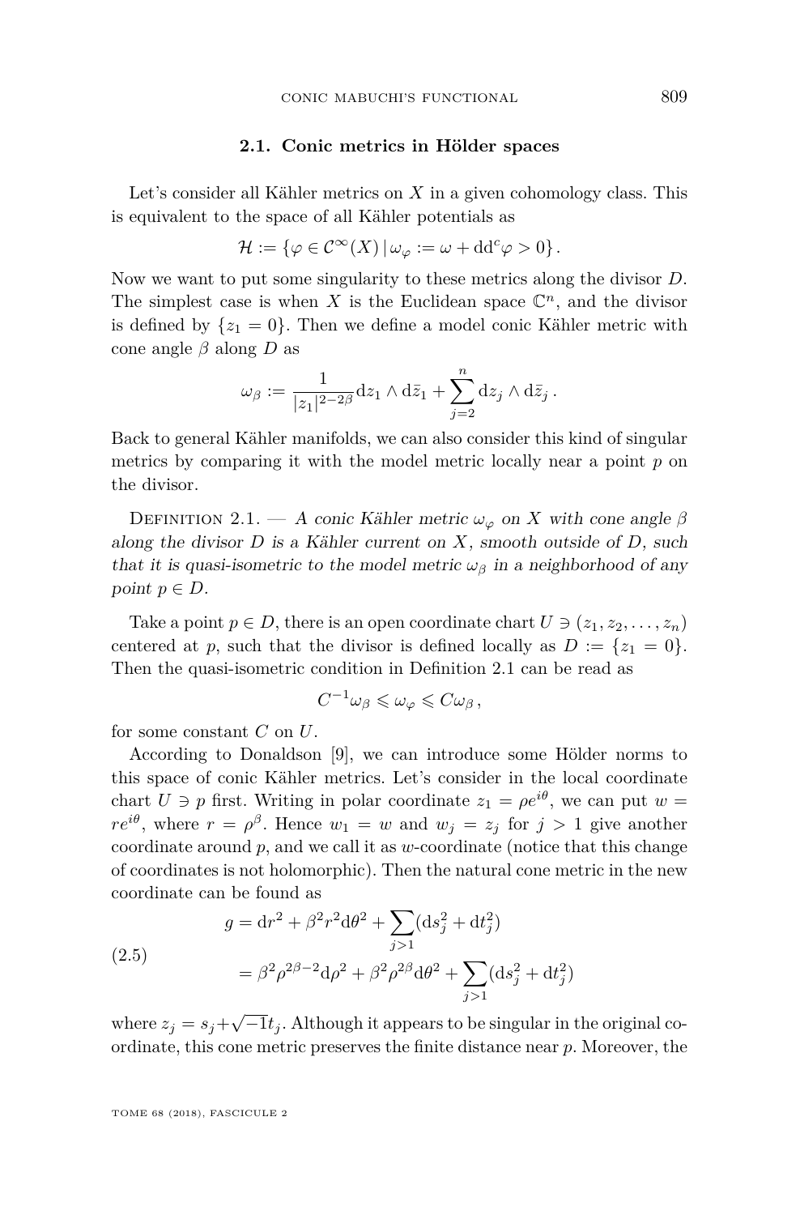### 2.1. Conic metrics in Hölder spaces

Let's consider all Kähler metrics on $X$ in a given cohomology class. This is equivalent to the space of all Kähler potentials as

$$\mathcal{H} := \{\varphi \in \mathcal{C}^{\infty}(X)\,|\,\omega_{\varphi} := \omega + \mathrm{dd}^c\varphi > 0\}.$$

Now we want to put some singularity to these metrics along the divisor $D$. The simplest case is when $X$ is the Euclidean space $\mathbb{C}^n$, and the divisor is defined by $\{z_1 = 0\}$. Then we define a model conic Kähler metric with cone angle $\beta$ along $D$ as

$$\omega_{\beta} := \frac{1}{|z_1|^{2-2\beta}}\mathrm{d}z_1 \wedge \mathrm{d}\bar{z}_1 + \sum_{j=2}^{n} \mathrm{d}z_j \wedge \mathrm{d}\bar{z}_j\,.$$

Back to general Kähler manifolds, we can also consider this kind of singular metrics by comparing it with the model metric locally near a point $p$ on the divisor.

Definition 2.1. — *A conic Kähler metric $\omega_{\varphi}$ on $X$ with cone angle $\beta$ along the divisor $D$ is a Kähler current on $X$, smooth outside of $D$, such that it is quasi-isometric to the model metric $\omega_{\beta}$ in a neighborhood of any point $p \in D$.*

Take a point $p \in D$, there is an open coordinate chart $U \ni (z_1, z_2, \ldots, z_n)$ centered at $p$, such that the divisor is defined locally as $D := \{z_1 = 0\}$. Then the quasi-isometric condition in Definition 2.1 can be read as

$$C^{-1}\omega_{\beta} \leqslant \omega_{\varphi} \leqslant C\omega_{\beta}\,,$$

for some constant $C$ on $U$.

According to Donaldson [9], we can introduce some Hölder norms to this space of conic Kähler metrics. Let's consider in the local coordinate chart $U \ni p$ first. Writing in polar coordinate $z_1 = \rho e^{i\theta}$, we can put $w = re^{i\theta}$, where $r = \rho^{\beta}$. Hence $w_1 = w$ and $w_j = z_j$ for $j > 1$ give another coordinate around $p$, and we call it as $w$-coordinate (notice that this change of coordinates is not holomorphic). Then the natural cone metric in the new coordinate can be found as

$$\begin{aligned} g &= \mathrm{d}r^2 + \beta^2 r^2 \mathrm{d}\theta^2 + \sum_{j>1}(\mathrm{d}s_j^2 + \mathrm{d}t_j^2) \\ &= \beta^2\rho^{2\beta-2}\mathrm{d}\rho^2 + \beta^2\rho^{2\beta}\mathrm{d}\theta^2 + \sum_{j>1}(\mathrm{d}s_j^2 + \mathrm{d}t_j^2) \end{aligned} \tag{2.5}$$

where $z_j = s_j + \sqrt{-1}t_j$. Although it appears to be singular in the original coordinate, this cone metric preserves the finite distance near $p$. Moreover, the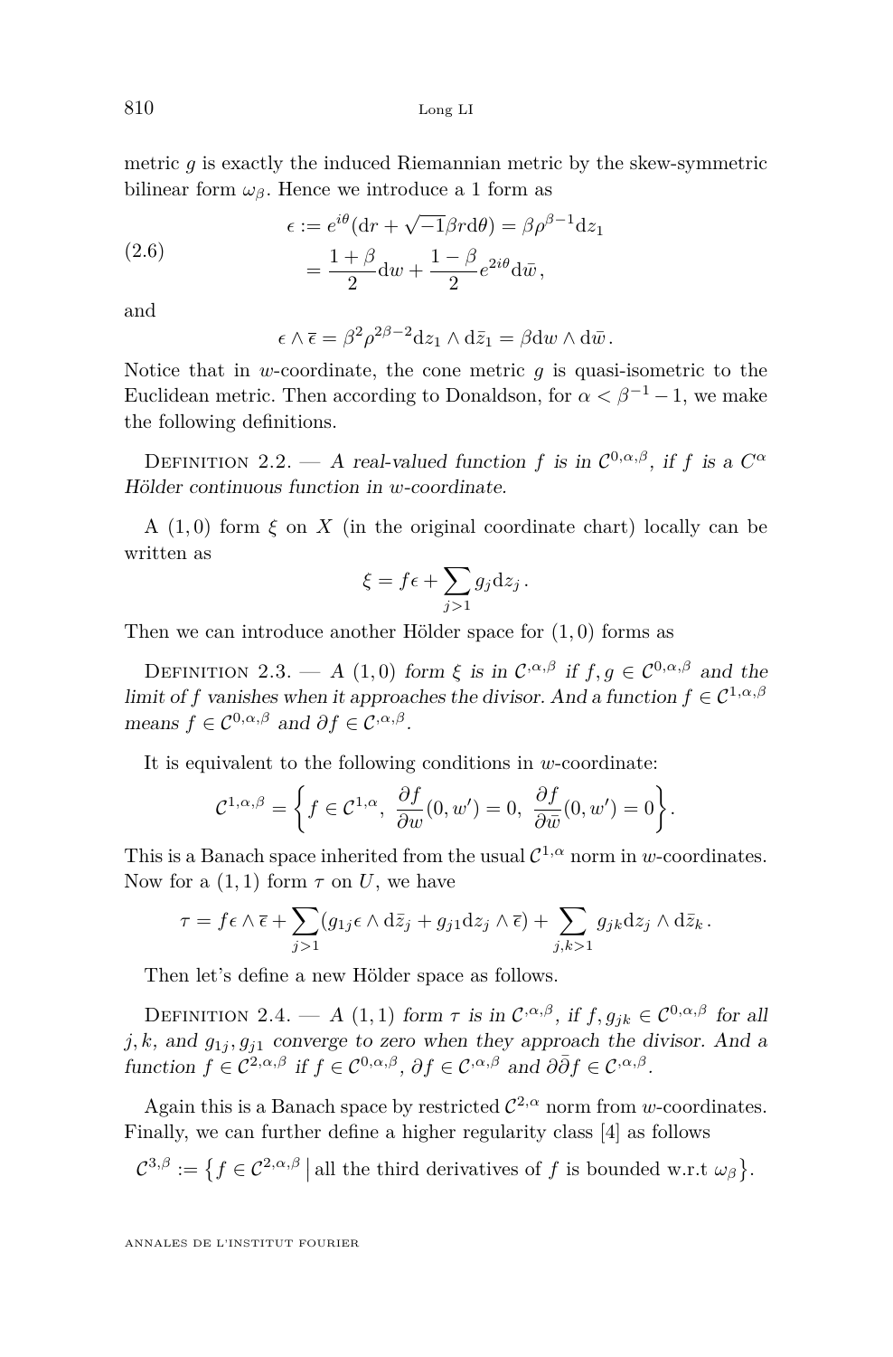metric $g$ is exactly the induced Riemannian metric by the skew-symmetric bilinear form $\omega_\beta$. Hence we introduce a 1 form as

$$
\begin{aligned}
\epsilon &:= e^{i\theta}(\mathrm{d}r + \sqrt{-1}\beta r \mathrm{d}\theta) = \beta\rho^{\beta-1}\mathrm{d}z_1 \\
&= \frac{1+\beta}{2}\mathrm{d}w + \frac{1-\beta}{2}e^{2i\theta}\mathrm{d}\bar{w},
\end{aligned}
\tag{2.6}
$$

and

$$
\epsilon \wedge \bar{\epsilon} = \beta^2\rho^{2\beta-2}\mathrm{d}z_1 \wedge \mathrm{d}\bar{z}_1 = \beta \mathrm{d}w \wedge \mathrm{d}\bar{w}.
$$

Notice that in $w$-coordinate, the cone metric $g$ is quasi-isometric to the Euclidean metric. Then according to Donaldson, for $\alpha < \beta^{-1} - 1$, we make the following definitions.

Definition 2.2. — *A real-valued function $f$ is in $\mathcal{C}^{0,\alpha,\beta}$, if $f$ is a $C^\alpha$ Hölder continuous function in $w$-coordinate.*

A $(1,0)$ form $\xi$ on $X$ (in the original coordinate chart) locally can be written as

$$
\xi = f\epsilon + \sum_{j>1} g_j \mathrm{d}z_j .
$$

Then we can introduce another Hölder space for $(1,0)$ forms as

Definition 2.3. — *A $(1,0)$ form $\xi$ is in $\mathcal{C}^{,\alpha,\beta}$ if $f, g \in \mathcal{C}^{0,\alpha,\beta}$ and the limit of $f$ vanishes when it approaches the divisor. And a function $f \in \mathcal{C}^{1,\alpha,\beta}$ means $f \in \mathcal{C}^{0,\alpha,\beta}$ and $\partial f \in \mathcal{C}^{,\alpha,\beta}$.*

It is equivalent to the following conditions in $w$-coordinate:

$$
\mathcal{C}^{1,\alpha,\beta} = \left\{ f \in \mathcal{C}^{1,\alpha},\ \frac{\partial f}{\partial w}(0,w') = 0,\ \frac{\partial f}{\partial \bar{w}}(0,w') = 0 \right\}.
$$

This is a Banach space inherited from the usual $\mathcal{C}^{1,\alpha}$ norm in $w$-coordinates. Now for a $(1,1)$ form $\tau$ on $U$, we have

$$
\tau = f\epsilon \wedge \bar{\epsilon} + \sum_{j>1}(g_{1j}\epsilon \wedge \mathrm{d}\bar{z}_j + g_{j1}\mathrm{d}z_j \wedge \bar{\epsilon}) + \sum_{j,k>1} g_{jk}\mathrm{d}z_j \wedge \mathrm{d}\bar{z}_k .
$$

Then let's define a new Hölder space as follows.

Definition 2.4. — *A $(1,1)$ form $\tau$ is in $\mathcal{C}^{,\alpha,\beta}$, if $f, g_{jk} \in \mathcal{C}^{0,\alpha,\beta}$ for all $j,k$, and $g_{1j}, g_{j1}$ converge to zero when they approach the divisor. And a function $f \in \mathcal{C}^{2,\alpha,\beta}$ if $f \in \mathcal{C}^{0,\alpha,\beta}$, $\partial f \in \mathcal{C}^{,\alpha,\beta}$ and $\partial\bar{\partial} f \in \mathcal{C}^{,\alpha,\beta}$.*

Again this is a Banach space by restricted $\mathcal{C}^{2,\alpha}$ norm from $w$-coordinates. Finally, we can further define a higher regularity class [4] as follows

$$
\mathcal{C}^{3,\beta} := \left\{ f \in \mathcal{C}^{2,\alpha,\beta} \,\middle|\, \text{all the third derivatives of } f \text{ is bounded w.r.t } \omega_\beta \right\}.
$$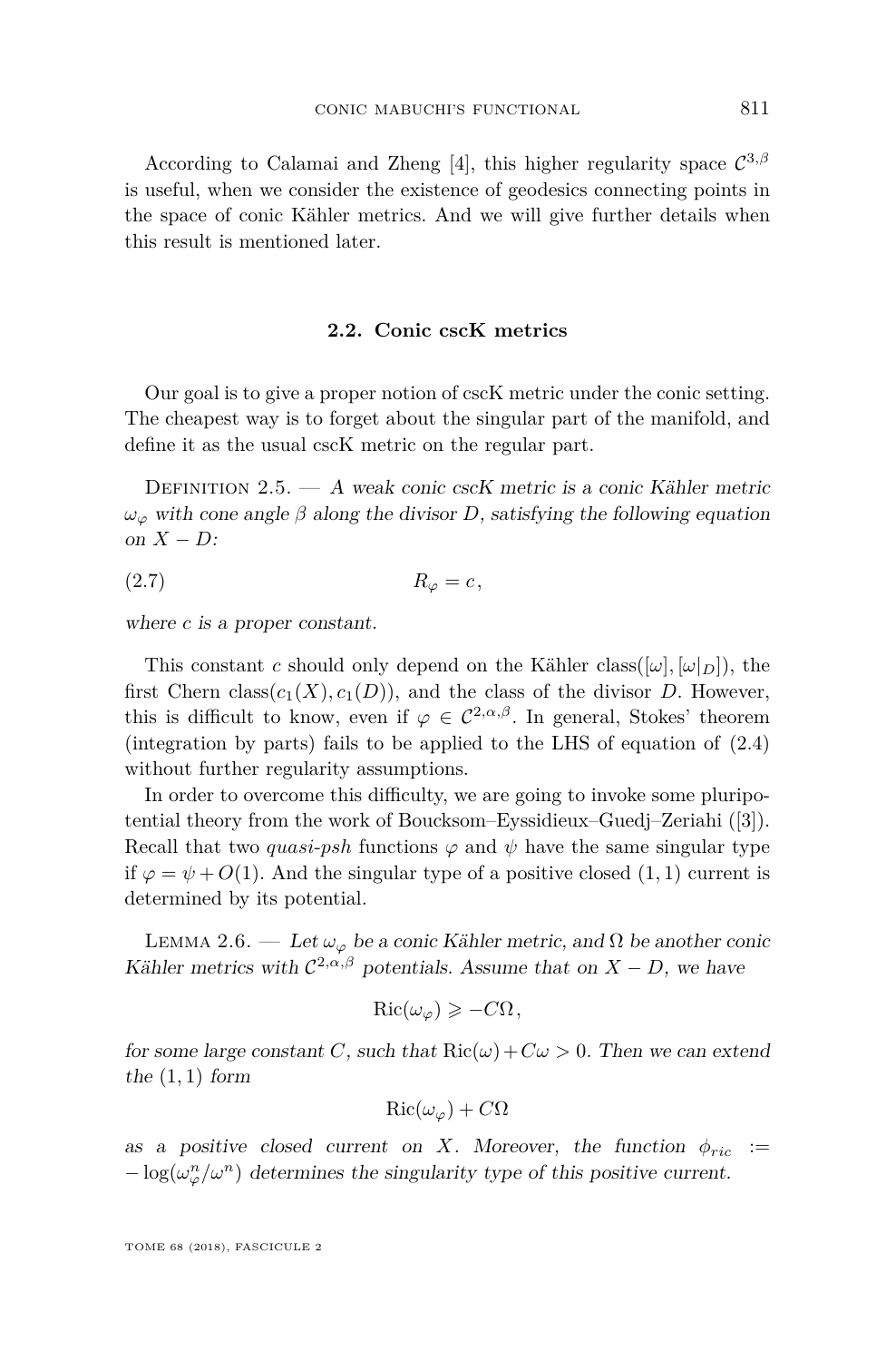According to Calamai and Zheng [4], this higher regularity space $\mathcal{C}^{3,\beta}$ is useful, when we consider the existence of geodesics connecting points in the space of conic Kähler metrics. And we will give further details when this result is mentioned later.

### 2.2. Conic cscK metrics

Our goal is to give a proper notion of cscK metric under the conic setting. The cheapest way is to forget about the singular part of the manifold, and define it as the usual cscK metric on the regular part.

Definition 2.5. — *A weak conic cscK metric is a conic Kähler metric $\omega_\varphi$ with cone angle $\beta$ along the divisor $D$, satisfying the following equation on $X - D$:*

$$R_\varphi = c, \tag{2.7}$$

*where $c$ is a proper constant.*

This constant $c$ should only depend on the Kähler class($[\omega], [\omega|_D]$), the first Chern class($c_1(X), c_1(D)$), and the class of the divisor $D$. However, this is difficult to know, even if $\varphi \in \mathcal{C}^{2,\alpha,\beta}$. In general, Stokes' theorem (integration by parts) fails to be applied to the LHS of equation of (2.4) without further regularity assumptions.

In order to overcome this difficulty, we are going to invoke some pluripotential theory from the work of Boucksom–Eyssidieux–Guedj–Zeriahi ([3]). Recall that two *quasi-psh* functions $\varphi$ and $\psi$ have the same singular type if $\varphi = \psi + O(1)$. And the singular type of a positive closed $(1,1)$ current is determined by its potential.

Lemma 2.6. — *Let $\omega_\varphi$ be a conic Kähler metric, and $\Omega$ be another conic Kähler metrics with $\mathcal{C}^{2,\alpha,\beta}$ potentials. Assume that on $X - D$, we have*

$$\mathrm{Ric}(\omega_\varphi) \geqslant -C\Omega,$$

*for some large constant $C$, such that $\mathrm{Ric}(\omega) + C\omega > 0$. Then we can extend the $(1,1)$ form*

$$\mathrm{Ric}(\omega_\varphi) + C\Omega$$

*as a positive closed current on $X$. Moreover, the function $\phi_{ric} := -\log(\omega_\varphi^n/\omega^n)$ determines the singularity type of this positive current.*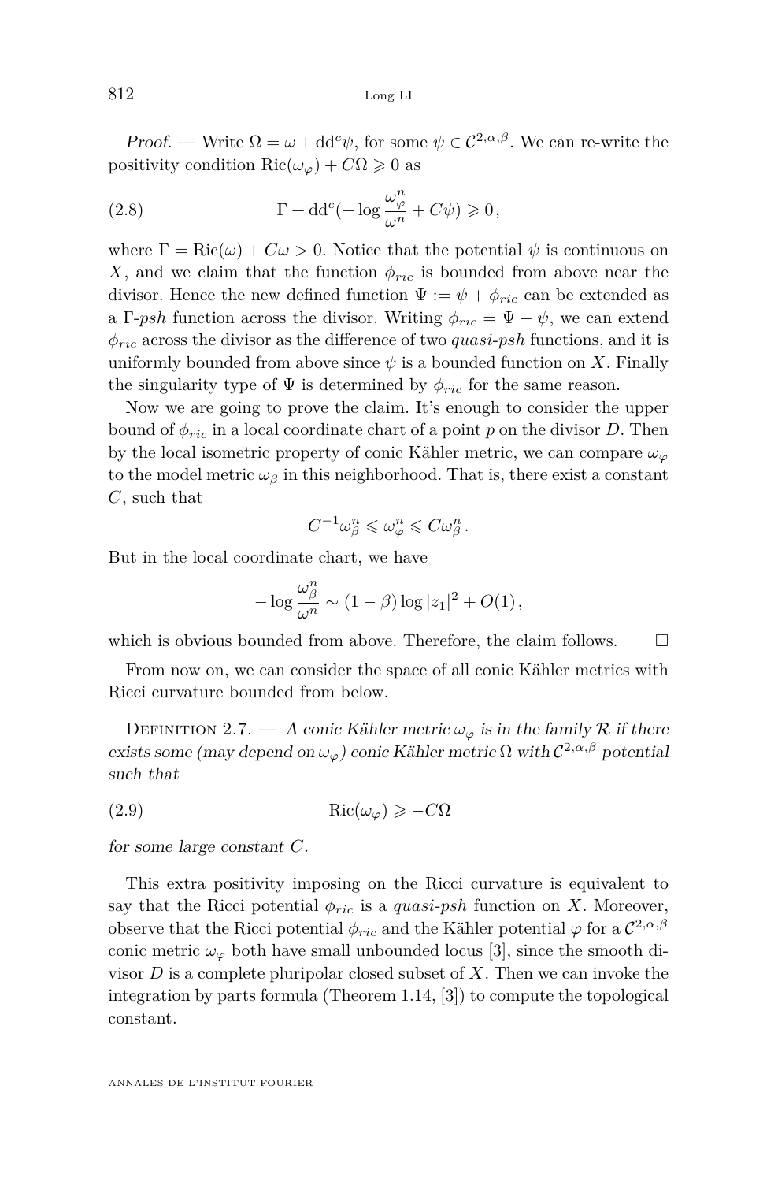*Proof.* — Write $\Omega = \omega + dd^c\psi$, for some $\psi \in \mathcal{C}^{2,\alpha,\beta}$. We can re-write the positivity condition $\mathrm{Ric}(\omega_\varphi) + C\Omega \geqslant 0$ as

$$\Gamma + dd^c(-\log \frac{\omega_\varphi^n}{\omega^n} + C\psi) \geqslant 0, \tag{2.8}$$

where $\Gamma = \mathrm{Ric}(\omega) + C\omega > 0$. Notice that the potential $\psi$ is continuous on $X$, and we claim that the function $\phi_{ric}$ is bounded from above near the divisor. Hence the new defined function $\Psi := \psi + \phi_{ric}$ can be extended as a $\Gamma$-*psh* function across the divisor. Writing $\phi_{ric} = \Psi - \psi$, we can extend $\phi_{ric}$ across the divisor as the difference of two *quasi-psh* functions, and it is uniformly bounded from above since $\psi$ is a bounded function on $X$. Finally the singularity type of $\Psi$ is determined by $\phi_{ric}$ for the same reason.

Now we are going to prove the claim. It's enough to consider the upper bound of $\phi_{ric}$ in a local coordinate chart of a point $p$ on the divisor $D$. Then by the local isometric property of conic Kähler metric, we can compare $\omega_\varphi$ to the model metric $\omega_\beta$ in this neighborhood. That is, there exist a constant $C$, such that

$$C^{-1}\omega_\beta^n \leqslant \omega_\varphi^n \leqslant C\omega_\beta^n .$$

But in the local coordinate chart, we have

$$-\log \frac{\omega_\beta^n}{\omega^n} \sim (1-\beta)\log|z_1|^2 + O(1),$$

which is obvious bounded from above. Therefore, the claim follows. $\square$

From now on, we can consider the space of all conic Kähler metrics with Ricci curvature bounded from below.

Definition 2.7. — *A conic Kähler metric $\omega_\varphi$ is in the family $\mathcal{R}$ if there exists some (may depend on $\omega_\varphi$) conic Kähler metric $\Omega$ with $\mathcal{C}^{2,\alpha,\beta}$ potential such that*

$$\mathrm{Ric}(\omega_\varphi) \geqslant -C\Omega \tag{2.9}$$

*for some large constant $C$.*

This extra positivity imposing on the Ricci curvature is equivalent to say that the Ricci potential $\phi_{ric}$ is a *quasi-psh* function on $X$. Moreover, observe that the Ricci potential $\phi_{ric}$ and the Kähler potential $\varphi$ for a $\mathcal{C}^{2,\alpha,\beta}$ conic metric $\omega_\varphi$ both have small unbounded locus [3], since the smooth divisor $D$ is a complete pluripolar closed subset of $X$. Then we can invoke the integration by parts formula (Theorem 1.14, [3]) to compute the topological constant.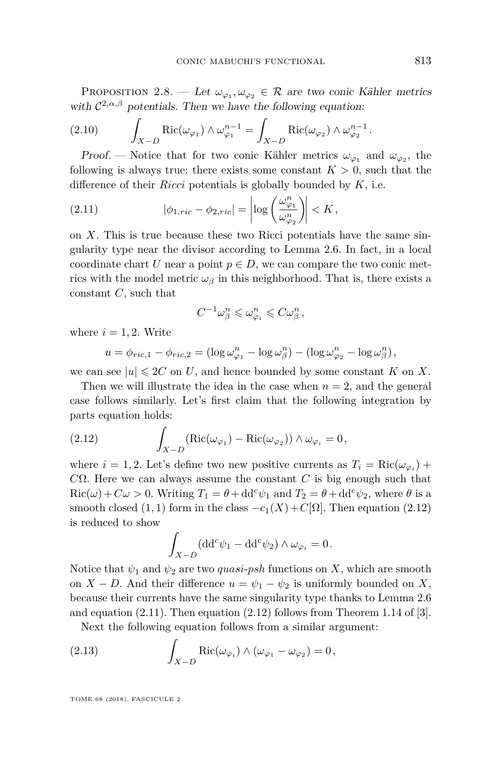Proposition 2.8. — *Let $\omega_{\varphi_1}, \omega_{\varphi_2} \in \mathcal{R}$ are two conic Kähler metrics with $\mathcal{C}^{2,\alpha,\beta}$ potentials. Then we have the following equation:*

$$\int_{X-D} \mathrm{Ric}(\omega_{\varphi_1}) \wedge \omega_{\varphi_1}^{n-1} = \int_{X-D} \mathrm{Ric}(\omega_{\varphi_2}) \wedge \omega_{\varphi_2}^{n-1}. \tag{2.10}$$

*Proof.* — Notice that for two conic Kähler metrics $\omega_{\varphi_1}$ and $\omega_{\varphi_2}$, the following is always true: there exists some constant $K > 0$, such that the difference of their *Ricci* potentials is globally bounded by $K$, i.e.

$$|\phi_{1,ric} - \phi_{2,ric}| = \left| \log\left( \frac{\omega_{\varphi_1}^n}{\omega_{\varphi_2}^n} \right) \right| < K, \tag{2.11}$$

on $X$. This is true because these two Ricci potentials have the same singularity type near the divisor according to Lemma 2.6. In fact, in a local coordinate chart $U$ near a point $p \in D$, we can compare the two conic metrics with the model metric $\omega_\beta$ in this neighborhood. That is, there exists a constant $C$, such that

$$C^{-1}\omega_\beta^n \leqslant \omega_{\varphi_i}^n \leqslant C\omega_\beta^n,$$

where $i = 1, 2$. Write

$$u = \phi_{ric,1} - \phi_{ric,2} = (\log \omega_{\varphi_1}^n - \log \omega_\beta^n) - (\log \omega_{\varphi_2}^n - \log \omega_\beta^n),$$

we can see $|u| \leqslant 2C$ on $U$, and hence bounded by some constant $K$ on $X$.

Then we will illustrate the idea in the case when $n = 2$, and the general case follows similarly. Let's first claim that the following integration by parts equation holds:

$$\int_{X-D} (\mathrm{Ric}(\omega_{\varphi_1}) - \mathrm{Ric}(\omega_{\varphi_2})) \wedge \omega_{\varphi_i} = 0, \tag{2.12}$$

where $i = 1, 2$. Let's define two new positive currents as $T_i = \mathrm{Ric}(\omega_{\varphi_i}) + C\Omega$. Here we can always assume the constant $C$ is big enough such that $\mathrm{Ric}(\omega) + C\omega > 0$. Writing $T_1 = \theta + \mathrm{dd}^c\psi_1$ and $T_2 = \theta + \mathrm{dd}^c\psi_2$, where $\theta$ is a smooth closed $(1,1)$ form in the class $-c_1(X) + C[\Omega]$. Then equation (2.12) is reduced to show

$$\int_{X-D} (\mathrm{dd}^c\psi_1 - \mathrm{dd}^c\psi_2) \wedge \omega_{\varphi_i} = 0.$$

Notice that $\psi_1$ and $\psi_2$ are two *quasi-psh* functions on $X$, which are smooth on $X - D$. And their difference $u = \psi_1 - \psi_2$ is uniformly bounded on $X$, because their currents have the same singularity type thanks to Lemma 2.6 and equation (2.11). Then equation (2.12) follows from Theorem 1.14 of [3].

Next the following equation follows from a similar argument:

$$\int_{X-D} \mathrm{Ric}(\omega_{\varphi_i}) \wedge (\omega_{\varphi_1} - \omega_{\varphi_2}) = 0, \tag{2.13}$$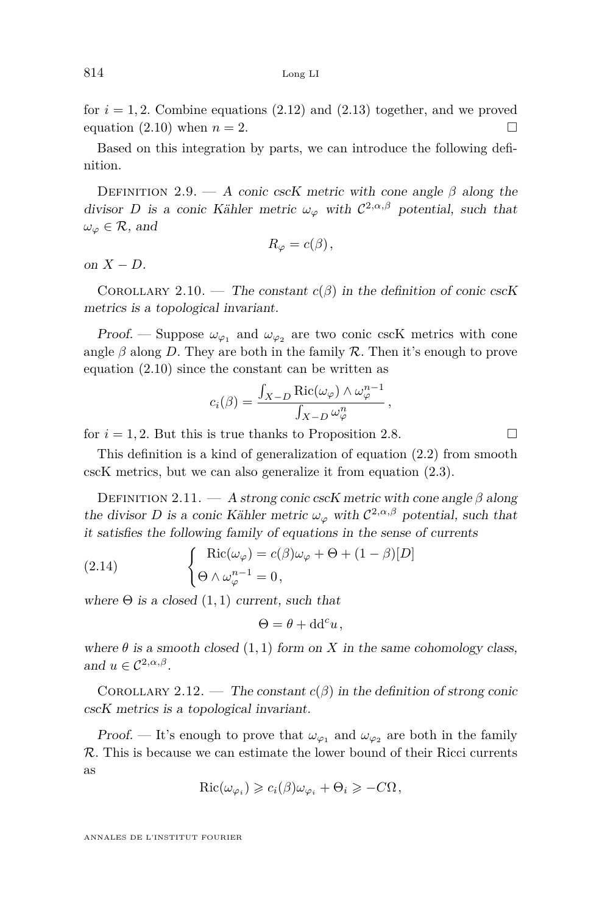for $i = 1, 2$. Combine equations (2.12) and (2.13) together, and we proved equation (2.10) when $n = 2$. □

Based on this integration by parts, we can introduce the following definition.

Definition 2.9. — *A conic cscK metric with cone angle $\beta$ along the divisor $D$ is a conic Kähler metric $\omega_\varphi$ with $\mathcal{C}^{2,\alpha,\beta}$ potential, such that $\omega_\varphi \in \mathcal{R}$, and*

$$R_\varphi = c(\beta),$$

*on $X - D$.*

Corollary 2.10. — *The constant $c(\beta)$ in the definition of conic cscK metrics is a topological invariant.*

*Proof.* — Suppose $\omega_{\varphi_1}$ and $\omega_{\varphi_2}$ are two conic cscK metrics with cone angle $\beta$ along $D$. They are both in the family $\mathcal{R}$. Then it's enough to prove equation (2.10) since the constant can be written as

$$c_i(\beta) = \frac{\int_{X-D} \mathrm{Ric}(\omega_\varphi) \wedge \omega_\varphi^{n-1}}{\int_{X-D} \omega_\varphi^n},$$

for $i = 1, 2$. But this is true thanks to Proposition 2.8. □

This definition is a kind of generalization of equation (2.2) from smooth cscK metrics, but we can also generalize it from equation (2.3).

Definition 2.11. — *A strong conic cscK metric with cone angle $\beta$ along the divisor $D$ is a conic Kähler metric $\omega_\varphi$ with $\mathcal{C}^{2,\alpha,\beta}$ potential, such that it satisfies the following family of equations in the sense of currents*

$$\begin{cases} \mathrm{Ric}(\omega_\varphi) = c(\beta)\omega_\varphi + \Theta + (1-\beta)[D] \\ \Theta \wedge \omega_\varphi^{n-1} = 0, \end{cases} \tag{2.14}$$

*where $\Theta$ is a closed $(1,1)$ current, such that*

$$\Theta = \theta + \mathrm{dd}^c u,$$

*where $\theta$ is a smooth closed $(1,1)$ form on $X$ in the same cohomology class, and $u \in \mathcal{C}^{2,\alpha,\beta}$.*

Corollary 2.12. — *The constant $c(\beta)$ in the definition of strong conic cscK metrics is a topological invariant.*

*Proof.* — It's enough to prove that $\omega_{\varphi_1}$ and $\omega_{\varphi_2}$ are both in the family $\mathcal{R}$. This is because we can estimate the lower bound of their Ricci currents as

$$\mathrm{Ric}(\omega_{\varphi_i}) \geqslant c_i(\beta)\omega_{\varphi_i} + \Theta_i \geqslant -C\Omega,$$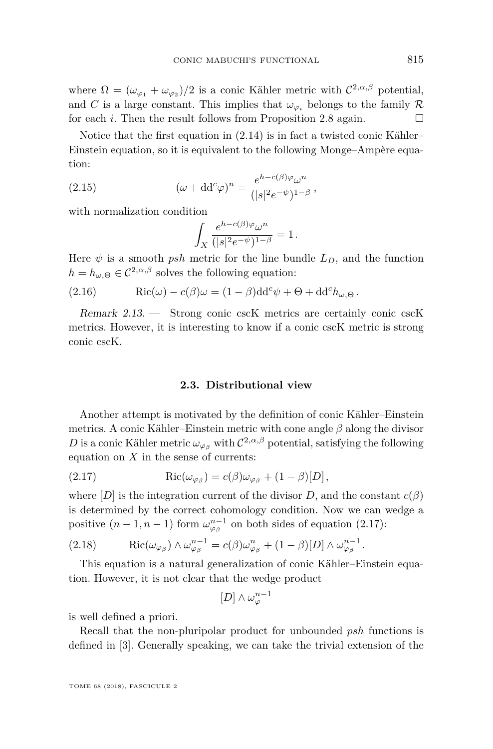where $\Omega = (\omega_{\varphi_1} + \omega_{\varphi_2})/2$ is a conic Kähler metric with $\mathcal{C}^{2,\alpha,\beta}$ potential, and $C$ is a large constant. This implies that $\omega_{\varphi_i}$ belongs to the family $\mathcal{R}$ for each $i$. Then the result follows from Proposition 2.8 again. □

Notice that the first equation in (2.14) is in fact a twisted conic Kähler–Einstein equation, so it is equivalent to the following Monge–Ampère equation:

$$(\omega + \mathrm{dd}^c\varphi)^n = \frac{e^{h - c(\beta)\varphi}\omega^n}{(|s|^2 e^{-\psi})^{1-\beta}}\,, \tag{2.15}$$

with normalization condition

$$\int_X \frac{e^{h - c(\beta)\varphi}\omega^n}{(|s|^2 e^{-\psi})^{1-\beta}} = 1\,.$$

Here $\psi$ is a smooth *psh* metric for the line bundle $L_D$, and the function $h = h_{\omega,\Theta} \in \mathcal{C}^{2,\alpha,\beta}$ solves the following equation:

$$\mathrm{Ric}(\omega) - c(\beta)\omega = (1-\beta)\mathrm{dd}^c\psi + \Theta + \mathrm{dd}^c h_{\omega,\Theta}\,. \tag{2.16}$$

*Remark 2.13.* — Strong conic cscK metrics are certainly conic cscK metrics. However, it is interesting to know if a conic cscK metric is strong conic cscK.

### 2.3. Distributional view

Another attempt is motivated by the definition of conic Kähler–Einstein metrics. A conic Kähler–Einstein metric with cone angle $\beta$ along the divisor $D$ is a conic Kähler metric $\omega_{\varphi_\beta}$ with $\mathcal{C}^{2,\alpha,\beta}$ potential, satisfying the following equation on $X$ in the sense of currents:

$$\mathrm{Ric}(\omega_{\varphi_\beta}) = c(\beta)\omega_{\varphi_\beta} + (1-\beta)[D]\,, \tag{2.17}$$

where $[D]$ is the integration current of the divisor $D$, and the constant $c(\beta)$ is determined by the correct cohomology condition. Now we can wedge a positive $(n-1, n-1)$ form $\omega_{\varphi_\beta}^{n-1}$ on both sides of equation (2.17):

$$\mathrm{Ric}(\omega_{\varphi_\beta}) \wedge \omega_{\varphi_\beta}^{n-1} = c(\beta)\omega_{\varphi_\beta}^n + (1-\beta)[D] \wedge \omega_{\varphi_\beta}^{n-1}\,. \tag{2.18}$$

This equation is a natural generalization of conic Kähler–Einstein equation. However, it is not clear that the wedge product

$$[D] \wedge \omega_\varphi^{n-1}$$

is well defined a priori.

Recall that the non-pluripolar product for unbounded *psh* functions is defined in [3]. Generally speaking, we can take the trivial extension of the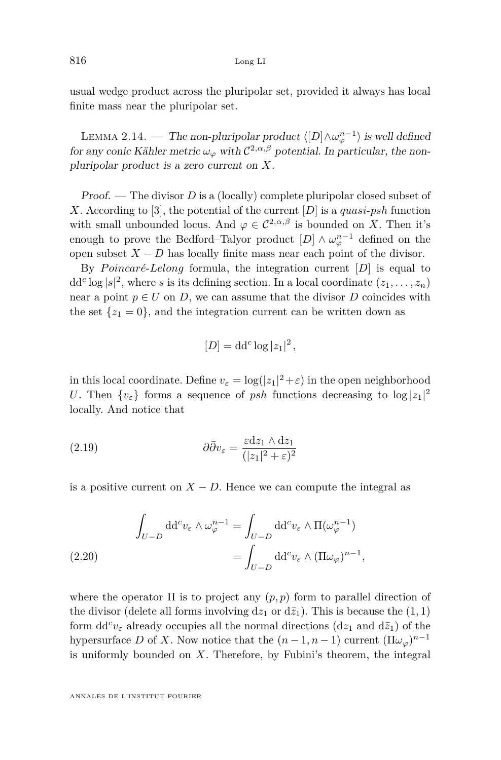usual wedge product across the pluripolar set, provided it always has local finite mass near the pluripolar set.

Lemma 2.14. — *The non-pluripolar product $\langle [D]\wedge\omega_\varphi^{n-1}\rangle$ is well defined for any conic Kähler metric $\omega_\varphi$ with $\mathcal{C}^{2,\alpha,\beta}$ potential. In particular, the non-pluripolar product is a zero current on $X$.*

*Proof.* — The divisor $D$ is a (locally) complete pluripolar closed subset of $X$. According to [3], the potential of the current $[D]$ is a *quasi-psh* function with small unbounded locus. And $\varphi \in \mathcal{C}^{2,\alpha,\beta}$ is bounded on $X$. Then it's enough to prove the Bedford–Talyor product $[D]\wedge\omega_\varphi^{n-1}$ defined on the open subset $X-D$ has locally finite mass near each point of the divisor.

By *Poincaré-Lelong* formula, the integration current $[D]$ is equal to $\mathrm{dd}^c \log|s|^2$, where $s$ is its defining section. In a local coordinate $(z_1,\dots,z_n)$ near a point $p\in U$ on $D$, we can assume that the divisor $D$ coincides with the set $\{z_1=0\}$, and the integration current can be written down as

$$[D] = \mathrm{dd}^c \log|z_1|^2,$$

in this local coordinate. Define $v_\varepsilon = \log(|z_1|^2+\varepsilon)$ in the open neighborhood $U$. Then $\{v_\varepsilon\}$ forms a sequence of *psh* functions decreasing to $\log|z_1|^2$ locally. And notice that

$$\partial\bar\partial v_\varepsilon = \frac{\varepsilon \mathrm{d}z_1\wedge \mathrm{d}\bar z_1}{(|z_1|^2+\varepsilon)^2} \tag{2.19}$$

is a positive current on $X-D$. Hence we can compute the integral as

$$\begin{aligned}\int_{U-D}\mathrm{dd}^c v_\varepsilon\wedge\omega_\varphi^{n-1} &= \int_{U-D}\mathrm{dd}^c v_\varepsilon\wedge \Pi(\omega_\varphi^{n-1})\\ &= \int_{U-D}\mathrm{dd}^c v_\varepsilon\wedge(\Pi\omega_\varphi)^{n-1},\end{aligned}\tag{2.20}$$

where the operator $\Pi$ is to project any $(p,p)$ form to parallel direction of the divisor (delete all forms involving $\mathrm{d}z_1$ or $\mathrm{d}\bar z_1$). This is because the $(1,1)$ form $\mathrm{dd}^c v_\varepsilon$ already occupies all the normal directions ($\mathrm{d}z_1$ and $\mathrm{d}\bar z_1$) of the hypersurface $D$ of $X$. Now notice that the $(n-1,n-1)$ current $(\Pi\omega_\varphi)^{n-1}$ is uniformly bounded on $X$. Therefore, by Fubini's theorem, the integral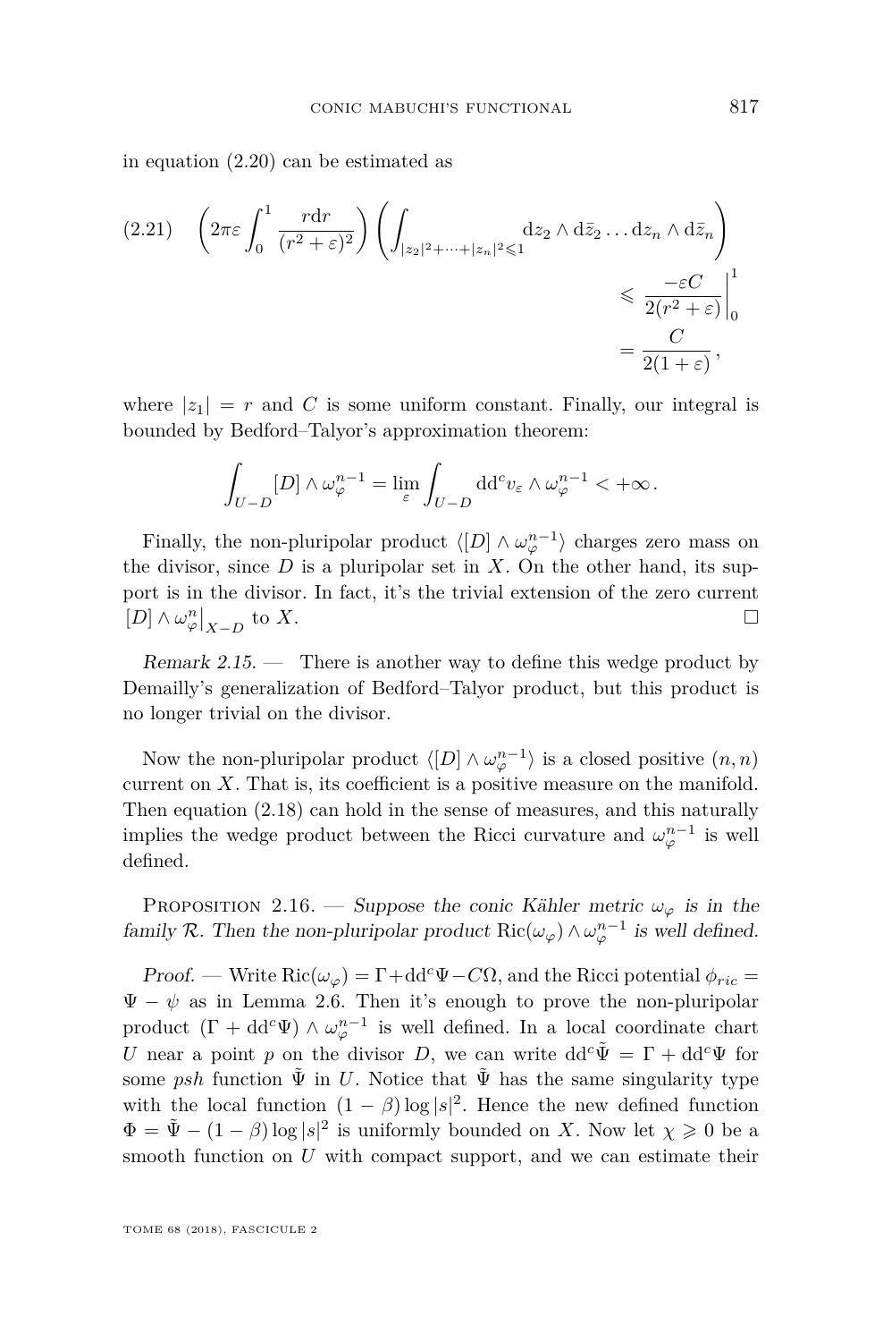in equation (2.20) can be estimated as

$$\left(2\pi\varepsilon \int_0^1 \frac{r\mathrm{d}r}{(r^2+\varepsilon)^2}\right)\left(\int_{|z_2|^2+\cdots+|z_n|^2\leqslant 1} \mathrm{d}z_2\wedge \mathrm{d}\bar{z}_2 \ldots \mathrm{d}z_n \wedge \mathrm{d}\bar{z}_n\right) \tag{2.21}$$
$$\leqslant \left.\frac{-\varepsilon C}{2(r^2+\varepsilon)}\right|_0^1 = \frac{C}{2(1+\varepsilon)},$$

where $|z_1| = r$ and $C$ is some uniform constant. Finally, our integral is bounded by Bedford–Talyor's approximation theorem:

$$\int_{U-D} [D]\wedge \omega_\varphi^{n-1} = \lim_\varepsilon \int_{U-D} \mathrm{dd}^c v_\varepsilon \wedge \omega_\varphi^{n-1} < +\infty.$$

Finally, the non-pluripolar product $\langle [D]\wedge\omega_\varphi^{n-1}\rangle$ charges zero mass on the divisor, since $D$ is a pluripolar set in $X$. On the other hand, its support is in the divisor. In fact, it's the trivial extension of the zero current $[D]\wedge \omega_\varphi^n\big|_{X-D}$ to $X$. □

*Remark 2.15.* — There is another way to define this wedge product by Demailly's generalization of Bedford–Talyor product, but this product is no longer trivial on the divisor.

Now the non-pluripolar product $\langle [D]\wedge\omega_\varphi^{n-1}\rangle$ is a closed positive $(n,n)$ current on $X$. That is, its coefficient is a positive measure on the manifold. Then equation (2.18) can hold in the sense of measures, and this naturally implies the wedge product between the Ricci curvature and $\omega_\varphi^{n-1}$ is well defined.

Proposition 2.16. — *Suppose the conic Kähler metric $\omega_\varphi$ is in the family $\mathcal{R}$. Then the non-pluripolar product $\mathrm{Ric}(\omega_\varphi)\wedge\omega_\varphi^{n-1}$ is well defined.*

*Proof.* — Write $\mathrm{Ric}(\omega_\varphi) = \Gamma + \mathrm{dd}^c\Psi - C\Omega$, and the Ricci potential $\phi_{ric} = \Psi - \psi$ as in Lemma 2.6. Then it's enough to prove the non-pluripolar product $(\Gamma + \mathrm{dd}^c\Psi)\wedge\omega_\varphi^{n-1}$ is well defined. In a local coordinate chart $U$ near a point $p$ on the divisor $D$, we can write $\mathrm{dd}^c\tilde{\Psi} = \Gamma + \mathrm{dd}^c\Psi$ for some *psh* function $\tilde{\Psi}$ in $U$. Notice that $\tilde{\Psi}$ has the same singularity type with the local function $(1-\beta)\log|s|^2$. Hence the new defined function $\Phi = \tilde{\Psi} - (1-\beta)\log|s|^2$ is uniformly bounded on $X$. Now let $\chi \geqslant 0$ be a smooth function on $U$ with compact support, and we can estimate their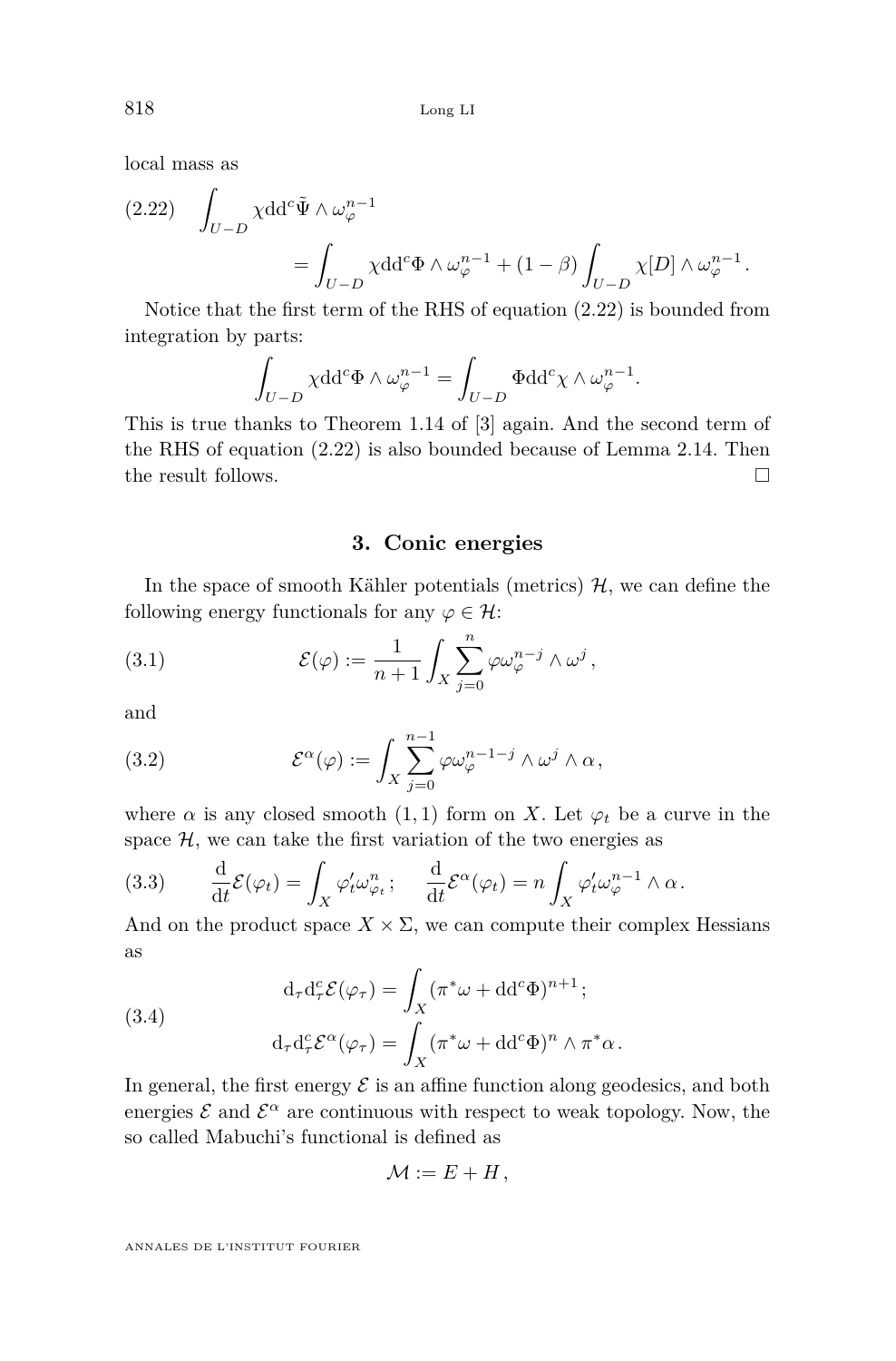local mass as

$$
\tag{2.22}
\begin{aligned}
\int_{U-D} \chi \mathrm{d}\mathrm{d}^c \tilde{\Psi} \wedge \omega_\varphi^{n-1} \\
= \int_{U-D} \chi \mathrm{d}\mathrm{d}^c \Phi \wedge \omega_\varphi^{n-1} + (1-\beta) \int_{U-D} \chi [D] \wedge \omega_\varphi^{n-1}.
\end{aligned}
$$

Notice that the first term of the RHS of equation (2.22) is bounded from integration by parts:

$$
\int_{U-D} \chi \mathrm{d}\mathrm{d}^c \Phi \wedge \omega_\varphi^{n-1} = \int_{U-D} \Phi \mathrm{d}\mathrm{d}^c \chi \wedge \omega_\varphi^{n-1}.
$$

This is true thanks to Theorem 1.14 of [3] again. And the second term of the RHS of equation (2.22) is also bounded because of Lemma 2.14. Then the result follows. $\square$

## 3. Conic energies

In the space of smooth Kähler potentials (metrics) $\mathcal{H}$, we can define the following energy functionals for any $\varphi \in \mathcal{H}$:

$$
\tag{3.1}
\mathcal{E}(\varphi) := \frac{1}{n+1} \int_X \sum_{j=0}^{n} \varphi \omega_\varphi^{n-j} \wedge \omega^j ,
$$

and

$$
\tag{3.2}
\mathcal{E}^\alpha(\varphi) := \int_X \sum_{j=0}^{n-1} \varphi \omega_\varphi^{n-1-j} \wedge \omega^j \wedge \alpha ,
$$

where $\alpha$ is any closed smooth $(1,1)$ form on $X$. Let $\varphi_t$ be a curve in the space $\mathcal{H}$, we can take the first variation of the two energies as

$$
\tag{3.3}
\frac{\mathrm{d}}{\mathrm{d}t} \mathcal{E}(\varphi_t) = \int_X \varphi_t' \omega_{\varphi_t}^n ; \qquad \frac{\mathrm{d}}{\mathrm{d}t} \mathcal{E}^\alpha(\varphi_t) = n \int_X \varphi_t' \omega_\varphi^{n-1} \wedge \alpha .
$$

And on the product space $X \times \Sigma$, we can compute their complex Hessians as

$$
\tag{3.4}
\begin{aligned}
\mathrm{d}_\tau \mathrm{d}_\tau^c \mathcal{E}(\varphi_\tau) &= \int_X (\pi^* \omega + \mathrm{d}\mathrm{d}^c \Phi)^{n+1} ; \\
\mathrm{d}_\tau \mathrm{d}_\tau^c \mathcal{E}^\alpha(\varphi_\tau) &= \int_X (\pi^* \omega + \mathrm{d}\mathrm{d}^c \Phi)^n \wedge \pi^* \alpha .
\end{aligned}
$$

In general, the first energy $\mathcal{E}$ is an affine function along geodesics, and both energies $\mathcal{E}$ and $\mathcal{E}^\alpha$ are continuous with respect to weak topology. Now, the so called Mabuchi's functional is defined as

$$
\mathcal{M} := E + H ,
$$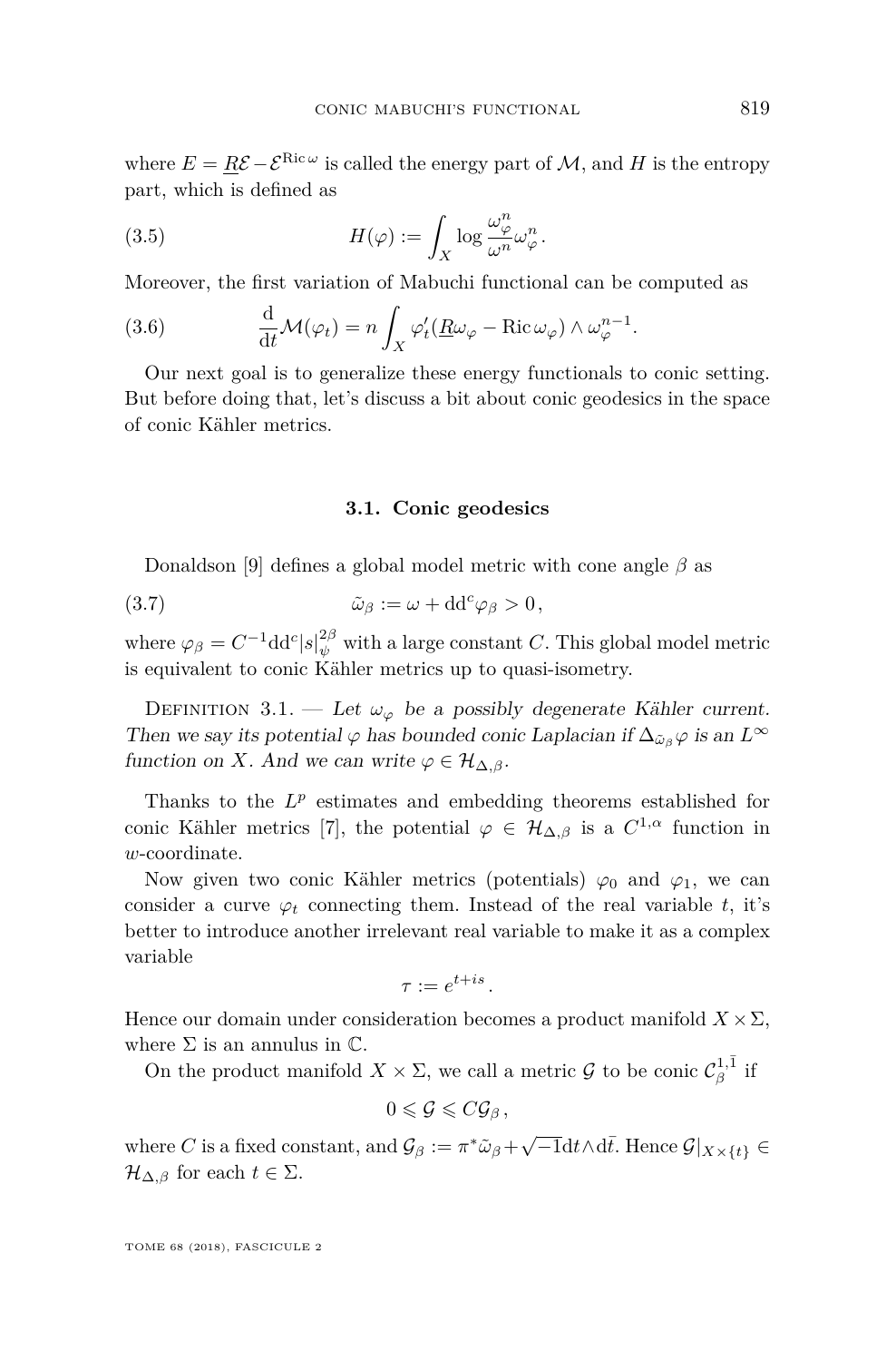where $E = \underline{R}\mathcal{E} - \mathcal{E}^{\operatorname{Ric}\omega}$ is called the energy part of $\mathcal{M}$, and $H$ is the entropy part, which is defined as

$$H(\varphi) := \int_X \log \frac{\omega_\varphi^n}{\omega^n} \omega_\varphi^n. \tag{3.5}$$

Moreover, the first variation of Mabuchi functional can be computed as

$$\frac{\mathrm{d}}{\mathrm{d}t}\mathcal{M}(\varphi_t) = n \int_X \varphi_t'(\underline{R}\omega_\varphi - \operatorname{Ric}\omega_\varphi) \wedge \omega_\varphi^{n-1}. \tag{3.6}$$

Our next goal is to generalize these energy functionals to conic setting. But before doing that, let's discuss a bit about conic geodesics in the space of conic Kähler metrics.

### 3.1. Conic geodesics

Donaldson [9] defines a global model metric with cone angle $\beta$ as

$$\tilde{\omega}_\beta := \omega + \mathrm{dd}^c \varphi_\beta > 0, \tag{3.7}$$

where $\varphi_\beta = C^{-1}\mathrm{dd}^c |s|_\psi^{2\beta}$ with a large constant $C$. This global model metric is equivalent to conic Kähler metrics up to quasi-isometry.

Definition 3.1. — *Let $\omega_\varphi$ be a possibly degenerate Kähler current. Then we say its potential $\varphi$ has bounded conic Laplacian if $\Delta_{\tilde{\omega}_\beta}\varphi$ is an $L^\infty$ function on $X$. And we can write $\varphi \in \mathcal{H}_{\Delta,\beta}$.*

Thanks to the $L^p$ estimates and embedding theorems established for conic Kähler metrics [7], the potential $\varphi \in \mathcal{H}_{\Delta,\beta}$ is a $C^{1,\alpha}$ function in $w$-coordinate.

Now given two conic Kähler metrics (potentials) $\varphi_0$ and $\varphi_1$, we can consider a curve $\varphi_t$ connecting them. Instead of the real variable $t$, it's better to introduce another irrelevant real variable to make it as a complex variable

$$\tau := e^{t+is}.$$

Hence our domain under consideration becomes a product manifold $X \times \Sigma$, where $\Sigma$ is an annulus in $\mathbb{C}$.

On the product manifold $X \times \Sigma$, we call a metric $\mathcal{G}$ to be conic $\mathcal{C}_\beta^{1,\bar{1}}$ if

$$0 \leqslant \mathcal{G} \leqslant C\mathcal{G}_\beta,$$

where $C$ is a fixed constant, and $\mathcal{G}_\beta := \pi^*\tilde{\omega}_\beta + \sqrt{-1}\mathrm{d}t \wedge \mathrm{d}\bar{t}$. Hence $\mathcal{G}|_{X\times\{t\}} \in \mathcal{H}_{\Delta,\beta}$ for each $t \in \Sigma$.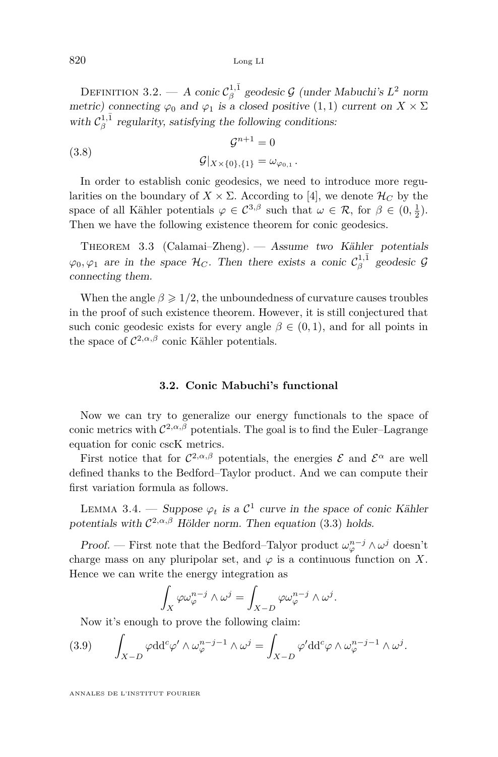Definition 3.2. — *A conic $\mathcal{C}^{1,\bar{1}}_{\beta}$ geodesic $\mathcal{G}$ (under Mabuchi's $L^2$ norm metric) connecting $\varphi_0$ and $\varphi_1$ is a closed positive $(1,1)$ current on $X \times \Sigma$ with $\mathcal{C}^{1,\bar{1}}_{\beta}$ regularity, satisfying the following conditions:*

$$
\begin{aligned}
&\mathcal{G}^{n+1} = 0 \\
&\mathcal{G}|_{X\times\{0\},\{1\}} = \omega_{\varphi_{0,1}}\,.
\end{aligned}
\tag{3.8}
$$

In order to establish conic geodesics, we need to introduce more regularities on the boundary of $X \times \Sigma$. According to [4], we denote $\mathcal{H}_C$ by the space of all Kähler potentials $\varphi \in \mathcal{C}^{3,\beta}$ such that $\omega \in \mathcal{R}$, for $\beta \in (0, \frac{1}{2})$. Then we have the following existence theorem for conic geodesics.

Theorem 3.3 (Calamai–Zheng). — *Assume two Kähler potentials $\varphi_0, \varphi_1$ are in the space $\mathcal{H}_C$. Then there exists a conic $\mathcal{C}^{1,\bar{1}}_{\beta}$ geodesic $\mathcal{G}$ connecting them.*

When the angle $\beta \geqslant 1/2$, the unboundedness of curvature causes troubles in the proof of such existence theorem. However, it is still conjectured that such conic geodesic exists for every angle $\beta \in (0,1)$, and for all points in the space of $\mathcal{C}^{2,\alpha,\beta}$ conic Kähler potentials.

### 3.2. Conic Mabuchi's functional

Now we can try to generalize our energy functionals to the space of conic metrics with $\mathcal{C}^{2,\alpha,\beta}$ potentials. The goal is to find the Euler–Lagrange equation for conic cscK metrics.

First notice that for $\mathcal{C}^{2,\alpha,\beta}$ potentials, the energies $\mathcal{E}$ and $\mathcal{E}^{\alpha}$ are well defined thanks to the Bedford–Taylor product. And we can compute their first variation formula as follows.

Lemma 3.4. — *Suppose $\varphi_t$ is a $\mathcal{C}^1$ curve in the space of conic Kähler potentials with $\mathcal{C}^{2,\alpha,\beta}$ Hölder norm. Then equation (3.3) holds.*

*Proof.* — First note that the Bedford–Talyor product $\omega_{\varphi}^{n-j} \wedge \omega^j$ doesn't charge mass on any pluripolar set, and $\varphi$ is a continuous function on $X$. Hence we can write the energy integration as

$$
\int_X \varphi \omega_{\varphi}^{n-j} \wedge \omega^j = \int_{X-D} \varphi \omega_{\varphi}^{n-j} \wedge \omega^j.
$$

Now it's enough to prove the following claim:

$$
\int_{X-D} \varphi \mathrm{dd}^c \varphi' \wedge \omega_{\varphi}^{n-j-1} \wedge \omega^j = \int_{X-D} \varphi' \mathrm{dd}^c \varphi \wedge \omega_{\varphi}^{n-j-1} \wedge \omega^j.
\tag{3.9}
$$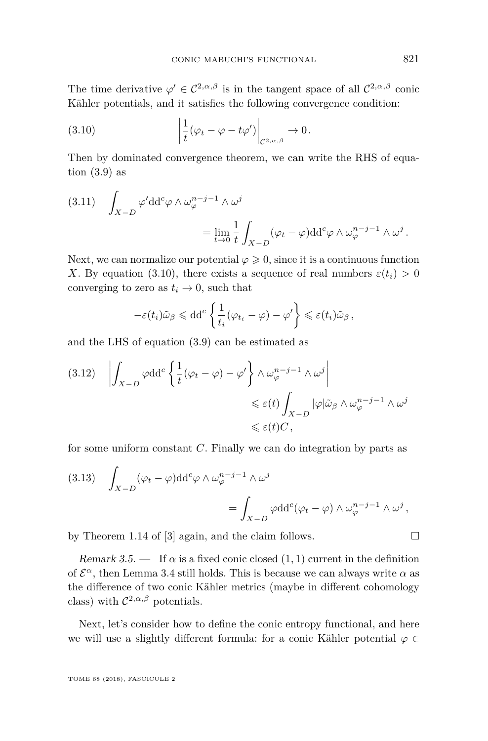The time derivative $\varphi' \in \mathcal{C}^{2,\alpha,\beta}$ is in the tangent space of all $\mathcal{C}^{2,\alpha,\beta}$ conic Kähler potentials, and it satisfies the following convergence condition:

$$\left| \frac{1}{t}(\varphi_t - \varphi - t\varphi') \right|_{\mathcal{C}^{2,\alpha,\beta}} \to 0 . \tag{3.10}$$

Then by dominated convergence theorem, we can write the RHS of equation (3.9) as

$$\int_{X-D} \varphi' \mathrm{dd}^c \varphi \wedge \omega_\varphi^{n-j-1} \wedge \omega^j = \lim_{t\to 0} \frac{1}{t} \int_{X-D} (\varphi_t - \varphi) \mathrm{dd}^c \varphi \wedge \omega_\varphi^{n-j-1} \wedge \omega^j . \tag{3.11}$$

Next, we can normalize our potential $\varphi \geqslant 0$, since it is a continuous function $X$. By equation (3.10), there exists a sequence of real numbers $\varepsilon(t_i) > 0$ converging to zero as $t_i \to 0$, such that

$$-\varepsilon(t_i)\tilde{\omega}_\beta \leqslant \mathrm{dd}^c \left\{ \frac{1}{t_i}(\varphi_{t_i} - \varphi) - \varphi' \right\} \leqslant \varepsilon(t_i)\tilde{\omega}_\beta ,$$

and the LHS of equation (3.9) can be estimated as

$$\begin{aligned} \left| \int_{X-D} \varphi \mathrm{dd}^c \left\{ \frac{1}{t}(\varphi_t - \varphi) - \varphi' \right\} \wedge \omega_\varphi^{n-j-1} \wedge \omega^j \right| &\leqslant \varepsilon(t) \int_{X-D} |\varphi| \tilde{\omega}_\beta \wedge \omega_\varphi^{n-j-1} \wedge \omega^j \\ &\leqslant \varepsilon(t) C , \end{aligned} \tag{3.12}$$

for some uniform constant $C$. Finally we can do integration by parts as

$$\int_{X-D} (\varphi_t - \varphi) \mathrm{dd}^c \varphi \wedge \omega_\varphi^{n-j-1} \wedge \omega^j = \int_{X-D} \varphi \mathrm{dd}^c (\varphi_t - \varphi) \wedge \omega_\varphi^{n-j-1} \wedge \omega^j , \tag{3.13}$$

by Theorem 1.14 of [3] again, and the claim follows. □

*Remark 3.5.* — If $\alpha$ is a fixed conic closed $(1,1)$ current in the definition of $\mathcal{E}^\alpha$, then Lemma 3.4 still holds. This is because we can always write $\alpha$ as the difference of two conic Kähler metrics (maybe in different cohomology class) with $\mathcal{C}^{2,\alpha,\beta}$ potentials.

Next, let's consider how to define the conic entropy functional, and here we will use a slightly different formula: for a conic Kähler potential $\varphi \in$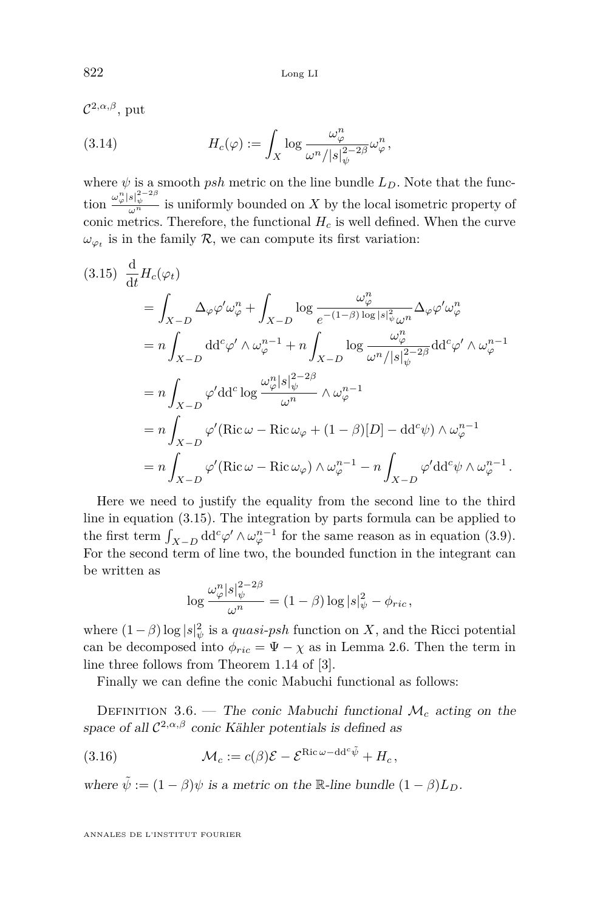$\mathcal{C}^{2,\alpha,\beta}$, put

$$H_c(\varphi) := \int_X \log \frac{\omega_\varphi^n}{\omega^n / |s|_\psi^{2-2\beta}} \omega_\varphi^n, \tag{3.14}$$

where $\psi$ is a smooth *psh* metric on the line bundle $L_D$. Note that the function $\frac{\omega_\varphi^n |s|_\psi^{2-2\beta}}{\omega^n}$ is uniformly bounded on $X$ by the local isometric property of conic metrics. Therefore, the functional $H_c$ is well defined. When the curve $\omega_{\varphi_t}$ is in the family $\mathcal{R}$, we can compute its first variation:

$$\begin{aligned}
\frac{\mathrm{d}}{\mathrm{d}t} H_c(\varphi_t) \quad & \\
&= \int_{X-D} \Delta_\varphi \varphi' \omega_\varphi^n + \int_{X-D} \log \frac{\omega_\varphi^n}{e^{-(1-\beta)\log|s|_\psi^2}\omega^n} \Delta_\varphi \varphi' \omega_\varphi^n \\
&= n \int_{X-D} \mathrm{dd}^c \varphi' \wedge \omega_\varphi^{n-1} + n \int_{X-D} \log \frac{\omega_\varphi^n}{\omega^n / |s|_\psi^{2-2\beta}} \mathrm{dd}^c \varphi' \wedge \omega_\varphi^{n-1} \\
&= n \int_{X-D} \varphi' \mathrm{dd}^c \log \frac{\omega_\varphi^n |s|_\psi^{2-2\beta}}{\omega^n} \wedge \omega_\varphi^{n-1} \\
&= n \int_{X-D} \varphi' (\operatorname{Ric}\omega - \operatorname{Ric}\omega_\varphi + (1-\beta)[D] - \mathrm{dd}^c\psi) \wedge \omega_\varphi^{n-1} \\
&= n \int_{X-D} \varphi' (\operatorname{Ric}\omega - \operatorname{Ric}\omega_\varphi) \wedge \omega_\varphi^{n-1} - n \int_{X-D} \varphi' \mathrm{dd}^c \psi \wedge \omega_\varphi^{n-1}.
\end{aligned} \tag{3.15}$$

Here we need to justify the equality from the second line to the third line in equation (3.15). The integration by parts formula can be applied to the first term $\int_{X-D} \mathrm{dd}^c \varphi' \wedge \omega_\varphi^{n-1}$ for the same reason as in equation (3.9). For the second term of line two, the bounded function in the integrant can be written as

$$\log \frac{\omega_\varphi^n |s|_\psi^{2-2\beta}}{\omega^n} = (1-\beta)\log|s|_\psi^2 - \phi_{ric},$$

where $(1-\beta)\log|s|_\psi^2$ is a *quasi-psh* function on $X$, and the Ricci potential can be decomposed into $\phi_{ric} = \Psi - \chi$ as in Lemma 2.6. Then the term in line three follows from Theorem 1.14 of [3].

Finally we can define the conic Mabuchi functional as follows:

Definition 3.6. — *The conic Mabuchi functional $\mathcal{M}_c$ acting on the space of all $\mathcal{C}^{2,\alpha,\beta}$ conic Kähler potentials is defined as*

$$\mathcal{M}_c := c(\beta)\mathcal{E} - \mathcal{E}^{\operatorname{Ric}\omega - \mathrm{dd}^c\tilde{\psi}} + H_c, \tag{3.16}$$

*where $\tilde{\psi} := (1-\beta)\psi$ is a metric on the $\mathbb{R}$-line bundle $(1-\beta)L_D$.*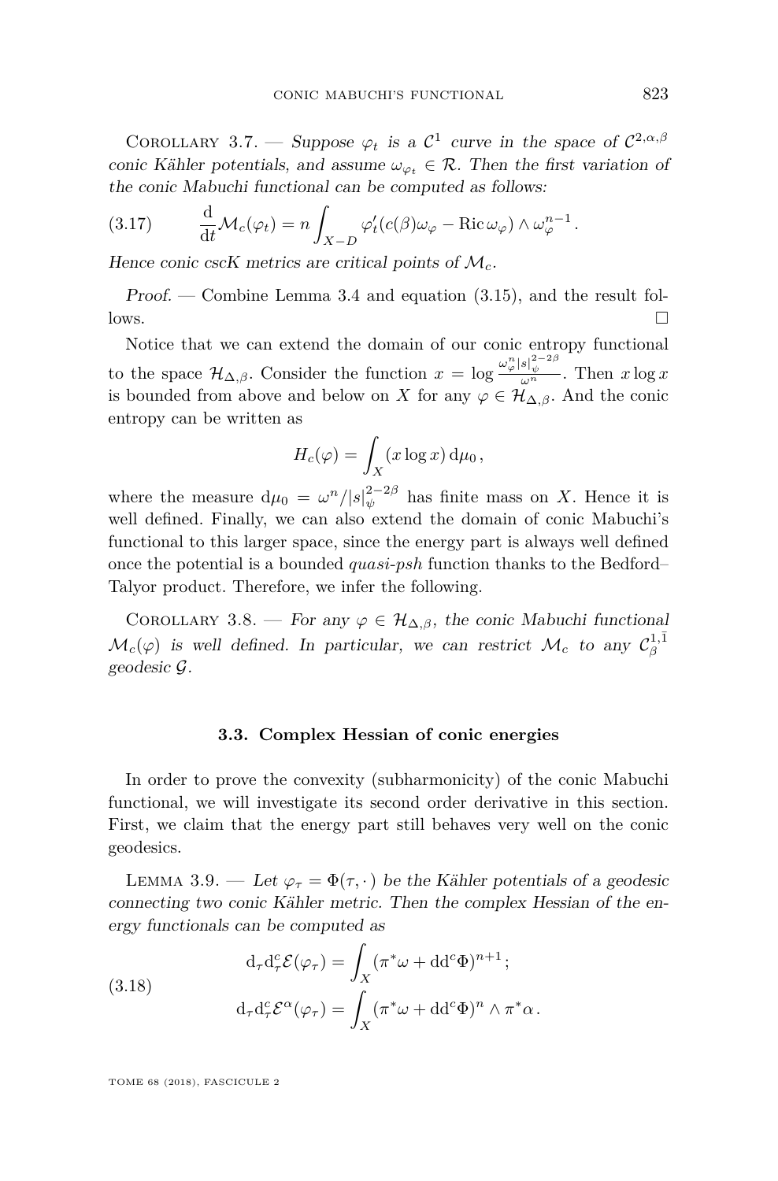Corollary 3.7. — *Suppose $\varphi_t$ is a $\mathcal{C}^1$ curve in the space of $\mathcal{C}^{2,\alpha,\beta}$ conic Kähler potentials, and assume $\omega_{\varphi_t} \in \mathcal{R}$. Then the first variation of the conic Mabuchi functional can be computed as follows:*

$$\frac{\mathrm{d}}{\mathrm{d}t}\mathcal{M}_c(\varphi_t) = n \int_{X-D} \varphi_t'(c(\beta)\omega_\varphi - \operatorname{Ric}\omega_\varphi) \wedge \omega_\varphi^{n-1}\,. \tag{3.17}$$

*Hence conic cscK metrics are critical points of $\mathcal{M}_c$.*

*Proof.* — Combine Lemma 3.4 and equation (3.15), and the result follows. □

Notice that we can extend the domain of our conic entropy functional to the space $\mathcal{H}_{\Delta,\beta}$. Consider the function $x = \log \frac{\omega_\varphi^n |s|_\psi^{2-2\beta}}{\omega^n}$. Then $x \log x$ is bounded from above and below on $X$ for any $\varphi \in \mathcal{H}_{\Delta,\beta}$. And the conic entropy can be written as

$$H_c(\varphi) = \int_X (x \log x)\, \mathrm{d}\mu_0\,,$$

where the measure $\mathrm{d}\mu_0 = \omega^n / |s|_\psi^{2-2\beta}$ has finite mass on $X$. Hence it is well defined. Finally, we can also extend the domain of conic Mabuchi's functional to this larger space, since the energy part is always well defined once the potential is a bounded *quasi-psh* function thanks to the Bedford–Talyor product. Therefore, we infer the following.

Corollary 3.8. — *For any $\varphi \in \mathcal{H}_{\Delta,\beta}$, the conic Mabuchi functional $\mathcal{M}_c(\varphi)$ is well defined. In particular, we can restrict $\mathcal{M}_c$ to any $\mathcal{C}_\beta^{1,\bar{1}}$ geodesic $\mathcal{G}$.*

### 3.3. Complex Hessian of conic energies

In order to prove the convexity (subharmonicity) of the conic Mabuchi functional, we will investigate its second order derivative in this section. First, we claim that the energy part still behaves very well on the conic geodesics.

Lemma 3.9. — *Let $\varphi_\tau = \Phi(\tau, \cdot)$ be the Kähler potentials of a geodesic connecting two conic Kähler metric. Then the complex Hessian of the energy functionals can be computed as*

$$\begin{aligned} \mathrm{d}_\tau \mathrm{d}_\tau^c \mathcal{E}(\varphi_\tau) &= \int_X (\pi^*\omega + \mathrm{dd}^c\Phi)^{n+1}\,; \\ \mathrm{d}_\tau \mathrm{d}_\tau^c \mathcal{E}^\alpha(\varphi_\tau) &= \int_X (\pi^*\omega + \mathrm{dd}^c\Phi)^n \wedge \pi^*\alpha\,. \end{aligned} \tag{3.18}$$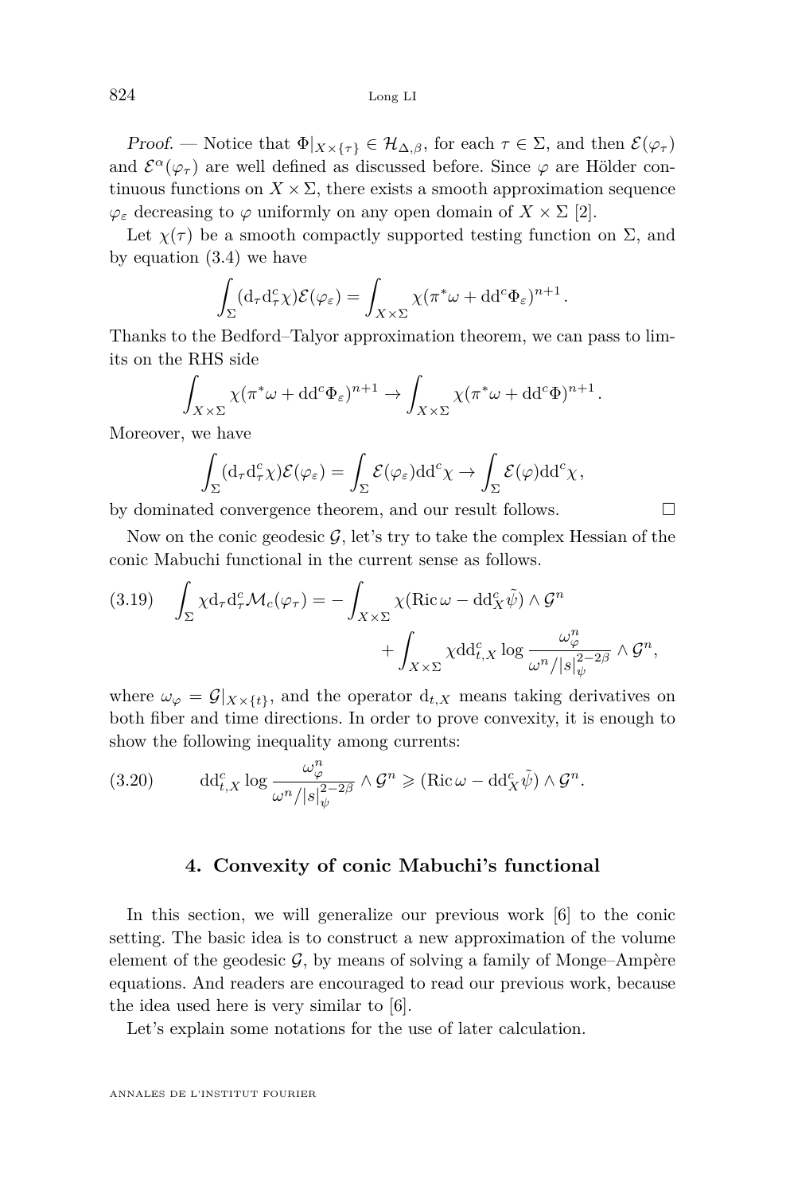*Proof.* — Notice that $\Phi|_{X\times\{\tau\}} \in \mathcal{H}_{\Delta,\beta}$, for each $\tau \in \Sigma$, and then $\mathcal{E}(\varphi_\tau)$ and $\mathcal{E}^\alpha(\varphi_\tau)$ are well defined as discussed before. Since $\varphi$ are Hölder continuous functions on $X \times \Sigma$, there exists a smooth approximation sequence $\varphi_\varepsilon$ decreasing to $\varphi$ uniformly on any open domain of $X \times \Sigma$ [2].

Let $\chi(\tau)$ be a smooth compactly supported testing function on $\Sigma$, and by equation (3.4) we have

$$\int_\Sigma (\mathrm{d}_\tau \mathrm{d}_\tau^c \chi)\mathcal{E}(\varphi_\varepsilon) = \int_{X\times\Sigma} \chi(\pi^*\omega + \mathrm{dd}^c\Phi_\varepsilon)^{n+1}.$$

Thanks to the Bedford–Talyor approximation theorem, we can pass to limits on the RHS side

$$\int_{X\times\Sigma} \chi(\pi^*\omega + \mathrm{dd}^c\Phi_\varepsilon)^{n+1} \to \int_{X\times\Sigma} \chi(\pi^*\omega + \mathrm{dd}^c\Phi)^{n+1}.$$

Moreover, we have

$$\int_\Sigma (\mathrm{d}_\tau \mathrm{d}_\tau^c \chi)\mathcal{E}(\varphi_\varepsilon) = \int_\Sigma \mathcal{E}(\varphi_\varepsilon)\mathrm{dd}^c\chi \to \int_\Sigma \mathcal{E}(\varphi)\mathrm{dd}^c\chi,$$

by dominated convergence theorem, and our result follows. $\square$

Now on the conic geodesic $\mathcal{G}$, let's try to take the complex Hessian of the conic Mabuchi functional in the current sense as follows.

$$\begin{aligned}(3.19)\quad \int_\Sigma \chi \mathrm{d}_\tau \mathrm{d}_\tau^c \mathcal{M}_c(\varphi_\tau) = &-\int_{X\times\Sigma} \chi(\operatorname{Ric}\omega - \mathrm{dd}_X^c\tilde{\psi})\wedge\mathcal{G}^n \\ &+ \int_{X\times\Sigma} \chi \mathrm{dd}_{t,X}^c \log\frac{\omega_\varphi^n}{\omega^n/|s|_\psi^{2-2\beta}}\wedge\mathcal{G}^n,\end{aligned}$$

where $\omega_\varphi = \mathcal{G}|_{X\times\{t\}}$, and the operator $\mathrm{d}_{t,X}$ means taking derivatives on both fiber and time directions. In order to prove convexity, it is enough to show the following inequality among currents:

$$(3.20)\qquad \mathrm{dd}_{t,X}^c \log\frac{\omega_\varphi^n}{\omega^n/|s|_\psi^{2-2\beta}}\wedge\mathcal{G}^n \geqslant (\operatorname{Ric}\omega - \mathrm{dd}_X^c\tilde{\psi})\wedge\mathcal{G}^n.$$

## 4. Convexity of conic Mabuchi's functional

In this section, we will generalize our previous work [6] to the conic setting. The basic idea is to construct a new approximation of the volume element of the geodesic $\mathcal{G}$, by means of solving a family of Monge–Ampère equations. And readers are encouraged to read our previous work, because the idea used here is very similar to [6].

Let's explain some notations for the use of later calculation.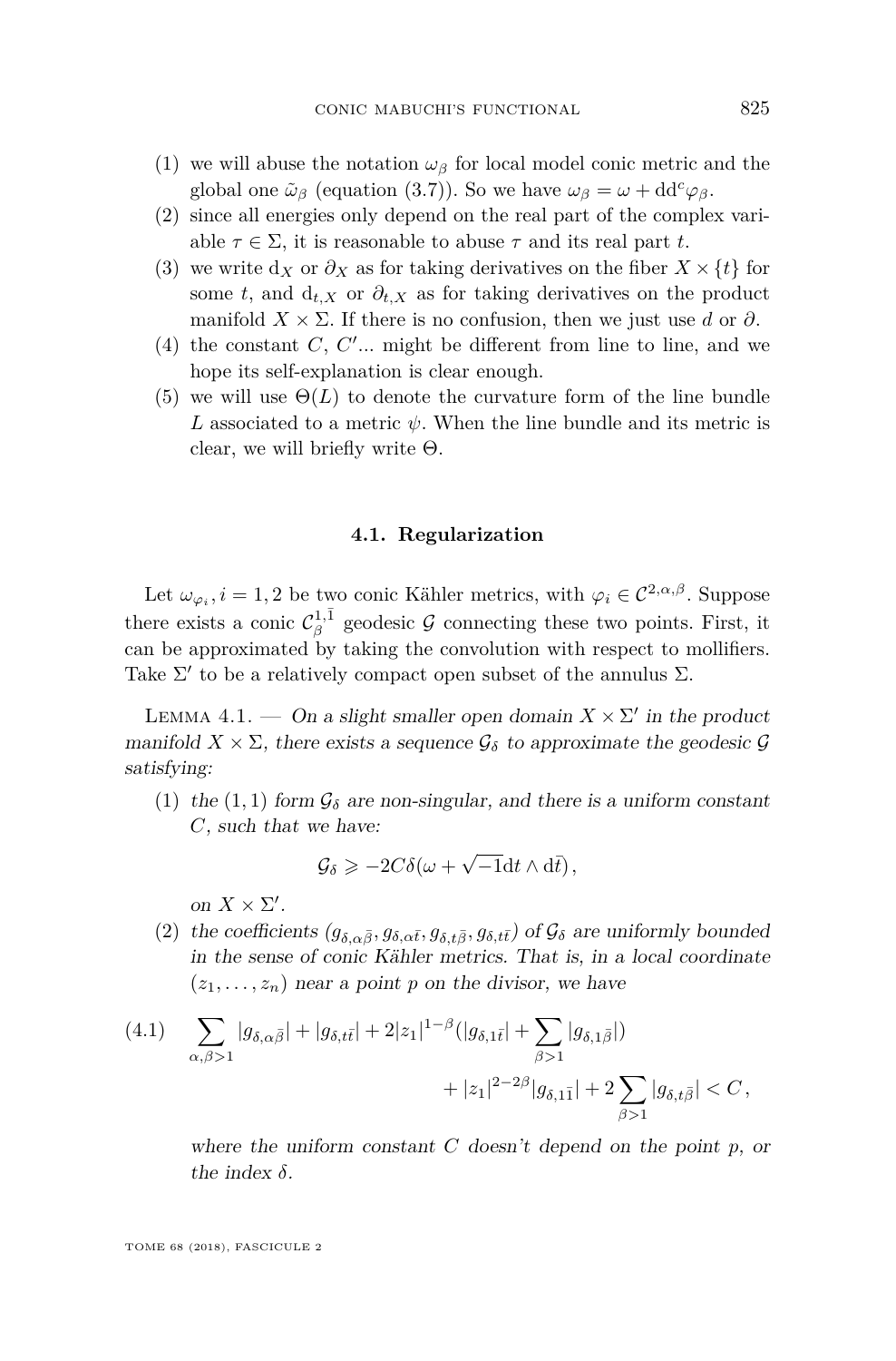(1) we will abuse the notation $\omega_\beta$ for local model conic metric and the global one $\tilde{\omega}_\beta$ (equation (3.7)). So we have $\omega_\beta = \omega + \mathrm{dd}^c\varphi_\beta$.
(2) since all energies only depend on the real part of the complex variable $\tau \in \Sigma$, it is reasonable to abuse $\tau$ and its real part $t$.
(3) we write $\mathrm{d}_X$ or $\partial_X$ as for taking derivatives on the fiber $X \times \{t\}$ for some $t$, and $\mathrm{d}_{t,X}$ or $\partial_{t,X}$ as for taking derivatives on the product manifold $X \times \Sigma$. If there is no confusion, then we just use $d$ or $\partial$.
(4) the constant $C$, $C'$... might be different from line to line, and we hope its self-explanation is clear enough.
(5) we will use $\Theta(L)$ to denote the curvature form of the line bundle $L$ associated to a metric $\psi$. When the line bundle and its metric is clear, we will briefly write $\Theta$.

### 4.1. Regularization

Let $\omega_{\varphi_i}, i = 1, 2$ be two conic Kähler metrics, with $\varphi_i \in \mathcal{C}^{2,\alpha,\beta}$. Suppose there exists a conic $\mathcal{C}^{1,\bar{1}}_\beta$ geodesic $\mathcal{G}$ connecting these two points. First, it can be approximated by taking the convolution with respect to mollifiers. Take $\Sigma'$ to be a relatively compact open subset of the annulus $\Sigma$.

Lemma 4.1. — *On a slight smaller open domain $X \times \Sigma'$ in the product manifold $X \times \Sigma$, there exists a sequence $\mathcal{G}_\delta$ to approximate the geodesic $\mathcal{G}$ satisfying:*

(1) *the $(1,1)$ form $\mathcal{G}_\delta$ are non-singular, and there is a uniform constant $C$, such that we have:*
$$\mathcal{G}_\delta \geqslant -2C\delta(\omega + \sqrt{-1}\mathrm{d}t \wedge \mathrm{d}\bar{t}),$$
*on $X \times \Sigma'$.*

(2) *the coefficients $(g_{\delta,\alpha\bar{\beta}}, g_{\delta,\alpha\bar{t}}, g_{\delta,t\bar{\beta}}, g_{\delta,t\bar{t}})$ of $\mathcal{G}_\delta$ are uniformly bounded in the sense of conic Kähler metrics. That is, in a local coordinate $(z_1, \ldots, z_n)$ near a point $p$ on the divisor, we have*

$$\begin{aligned}(4.1)\quad \sum_{\alpha,\beta>1} |g_{\delta,\alpha\bar{\beta}}| + |g_{\delta,t\bar{t}}| + 2|z_1|^{1-\beta}(|g_{\delta,1\bar{t}}| + \sum_{\beta>1}|g_{\delta,1\bar{\beta}}|) \\ + |z_1|^{2-2\beta}|g_{\delta,1\bar{1}}| + 2\sum_{\beta>1}|g_{\delta,t\bar{\beta}}| < C,\end{aligned}$$

*where the uniform constant $C$ doesn't depend on the point $p$, or the index $\delta$.*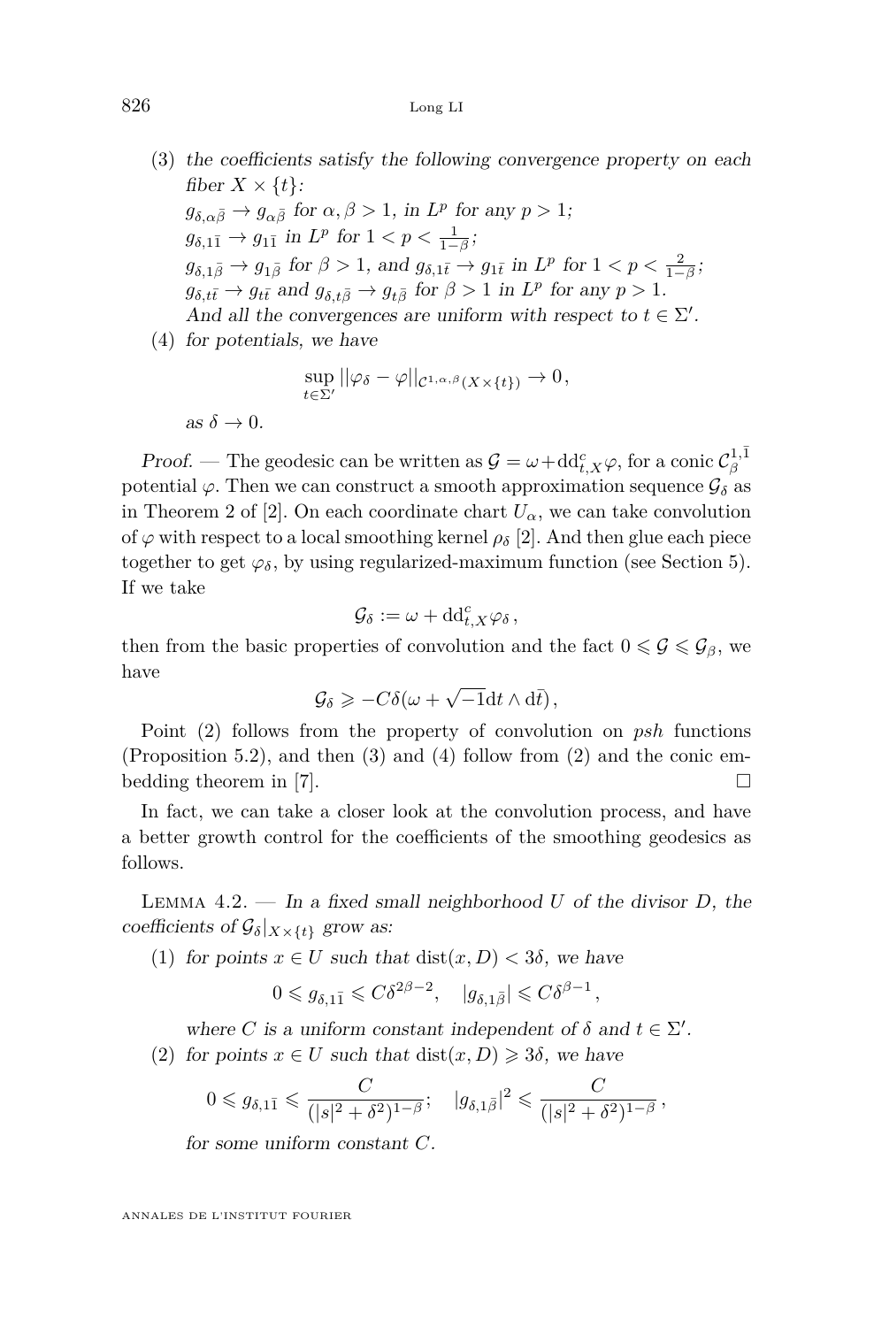(3) *the coefficients satisfy the following convergence property on each fiber $X \times \{t\}$:*
$g_{\delta,\alpha\bar{\beta}} \to g_{\alpha\bar{\beta}}$ *for* $\alpha, \beta > 1$, *in* $L^p$ *for any* $p > 1$;
$g_{\delta,1\bar{1}} \to g_{1\bar{1}}$ *in* $L^p$ *for* $1 < p < \frac{1}{1-\beta}$;
$g_{\delta,1\bar{\beta}} \to g_{1\bar{\beta}}$ *for* $\beta > 1$, *and* $g_{\delta,1\bar{t}} \to g_{1\bar{t}}$ *in* $L^p$ *for* $1 < p < \frac{2}{1-\beta}$;
$g_{\delta,t\bar{t}} \to g_{t\bar{t}}$ *and* $g_{\delta,t\bar{\beta}} \to g_{t\bar{\beta}}$ *for* $\beta > 1$ *in* $L^p$ *for any* $p > 1$.
*And all the convergences are uniform with respect to* $t \in \Sigma'$.

(4) *for potentials, we have*

$$\sup_{t\in\Sigma'} ||\varphi_\delta - \varphi||_{\mathcal{C}^{1,\alpha,\beta}(X\times\{t\})} \to 0,$$

*as* $\delta \to 0$.

*Proof.* — The geodesic can be written as $\mathcal{G} = \omega + \mathrm{dd}^c_{t,X}\varphi$, for a conic $\mathcal{C}^{1,\bar{1}}_\beta$ potential $\varphi$. Then we can construct a smooth approximation sequence $\mathcal{G}_\delta$ as in Theorem 2 of [2]. On each coordinate chart $U_\alpha$, we can take convolution of $\varphi$ with respect to a local smoothing kernel $\rho_\delta$ [2]. And then glue each piece together to get $\varphi_\delta$, by using regularized-maximum function (see Section 5). If we take

$$\mathcal{G}_\delta := \omega + \mathrm{dd}^c_{t,X}\varphi_\delta,$$

then from the basic properties of convolution and the fact $0 \leqslant \mathcal{G} \leqslant \mathcal{G}_\beta$, we have

$$\mathcal{G}_\delta \geqslant -C\delta(\omega + \sqrt{-1}\mathrm{d}t \wedge \mathrm{d}\bar{t}),$$

Point (2) follows from the property of convolution on *psh* functions (Proposition 5.2), and then (3) and (4) follow from (2) and the conic embedding theorem in [7]. □

In fact, we can take a closer look at the convolution process, and have a better growth control for the coefficients of the smoothing geodesics as follows.

Lemma 4.2. — *In a fixed small neighborhood $U$ of the divisor $D$, the coefficients of $\mathcal{G}_\delta|_{X\times\{t\}}$ grow as:*

(1) *for points $x \in U$ such that* $\mathrm{dist}(x, D) < 3\delta$, *we have*

$$0 \leqslant g_{\delta,1\bar{1}} \leqslant C\delta^{2\beta-2}, \quad |g_{\delta,1\bar{\beta}}| \leqslant C\delta^{\beta-1},$$

*where $C$ is a uniform constant independent of $\delta$ and $t \in \Sigma'$.*

(2) *for points $x \in U$ such that* $\mathrm{dist}(x, D) \geqslant 3\delta$, *we have*

$$0 \leqslant g_{\delta,1\bar{1}} \leqslant \frac{C}{(|s|^2 + \delta^2)^{1-\beta}}; \quad |g_{\delta,1\bar{\beta}}|^2 \leqslant \frac{C}{(|s|^2 + \delta^2)^{1-\beta}},$$

*for some uniform constant $C$.*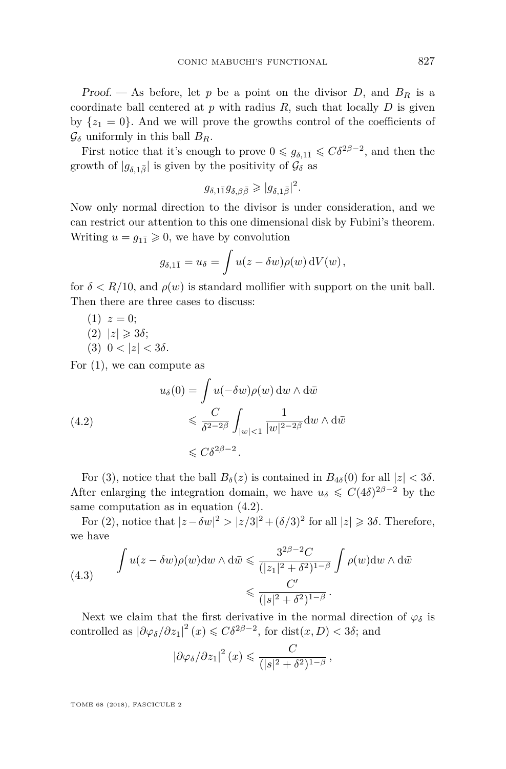*Proof.* — As before, let $p$ be a point on the divisor $D$, and $B_R$ is a coordinate ball centered at $p$ with radius $R$, such that locally $D$ is given by $\{z_1 = 0\}$. And we will prove the growths control of the coefficients of $\mathcal{G}_\delta$ uniformly in this ball $B_R$.

First notice that it's enough to prove $0 \leqslant g_{\delta,1\bar{1}} \leqslant C\delta^{2\beta-2}$, and then the growth of $|g_{\delta,1\bar{\beta}}|$ is given by the positivity of $\mathcal{G}_\delta$ as

$$g_{\delta,1\bar{1}} g_{\delta,\beta\bar{\beta}} \geqslant |g_{\delta,1\bar{\beta}}|^2.$$

Now only normal direction to the divisor is under consideration, and we can restrict our attention to this one dimensional disk by Fubini's theorem. Writing $u = g_{1\bar{1}} \geqslant 0$, we have by convolution

$$g_{\delta,1\bar{1}} = u_\delta = \int u(z - \delta w)\rho(w)\, \mathrm{d}V(w),$$

for $\delta < R/10$, and $\rho(w)$ is standard mollifier with support on the unit ball. Then there are three cases to discuss:

(1) $z = 0$;
(2) $|z| \geqslant 3\delta$;
(3) $0 < |z| < 3\delta$.

For (1), we can compute as

$$\begin{aligned} u_\delta(0) &= \int u(-\delta w)\rho(w)\, \mathrm{d}w \wedge \mathrm{d}\bar{w} \\ &\leqslant \frac{C}{\delta^{2-2\beta}} \int_{|w|<1} \frac{1}{|w|^{2-2\beta}} \mathrm{d}w \wedge \mathrm{d}\bar{w} \\ &\leqslant C\delta^{2\beta-2}. \end{aligned} \tag{4.2}$$

For (3), notice that the ball $B_\delta(z)$ is contained in $B_{4\delta}(0)$ for all $|z| < 3\delta$. After enlarging the integration domain, we have $u_\delta \leqslant C(4\delta)^{2\beta-2}$ by the same computation as in equation (4.2).

For (2), notice that $|z - \delta w|^2 > |z/3|^2 + (\delta/3)^2$ for all $|z| \geqslant 3\delta$. Therefore, we have

$$\begin{aligned} \int u(z - \delta w)\rho(w) \mathrm{d}w \wedge \mathrm{d}\bar{w} &\leqslant \frac{3^{2\beta-2} C}{(|z_1|^2 + \delta^2)^{1-\beta}} \int \rho(w) \mathrm{d}w \wedge \mathrm{d}\bar{w} \\ &\leqslant \frac{C'}{(|s|^2 + \delta^2)^{1-\beta}}. \end{aligned} \tag{4.3}$$

Next we claim that the first derivative in the normal direction of $\varphi_\delta$ is controlled as $|\partial\varphi_\delta/\partial z_1|^2(x) \leqslant C\delta^{2\beta-2}$, for $\operatorname{dist}(x, D) < 3\delta$; and

$$|\partial\varphi_\delta/\partial z_1|^2(x) \leqslant \frac{C}{(|s|^2 + \delta^2)^{1-\beta}},$$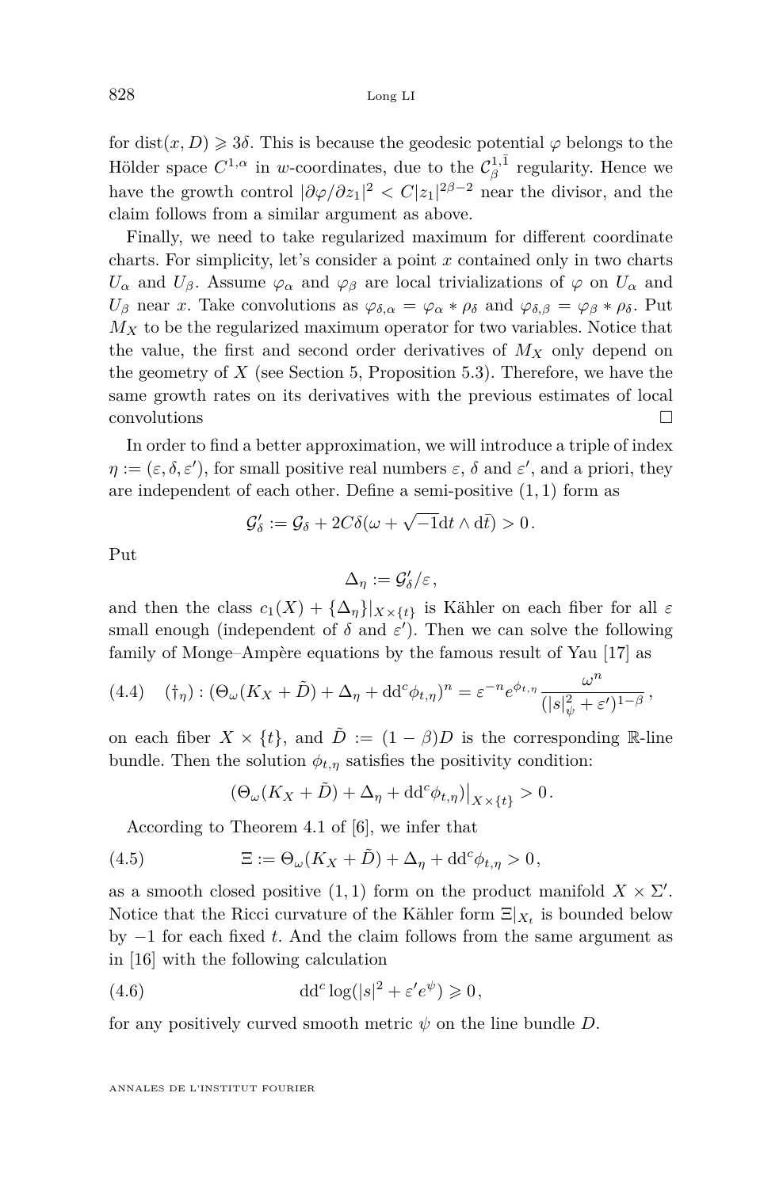for $\mathrm{dist}(x, D) \geqslant 3\delta$. This is because the geodesic potential $\varphi$ belongs to the Hölder space $C^{1,\alpha}$ in $w$-coordinates, due to the $\mathcal{C}^{1,\bar{1}}_{\beta}$ regularity. Hence we have the growth control $|\partial\varphi/\partial z_1|^2 < C|z_1|^{2\beta-2}$ near the divisor, and the claim follows from a similar argument as above.

Finally, we need to take regularized maximum for different coordinate charts. For simplicity, let's consider a point $x$ contained only in two charts $U_\alpha$ and $U_\beta$. Assume $\varphi_\alpha$ and $\varphi_\beta$ are local trivializations of $\varphi$ on $U_\alpha$ and $U_\beta$ near $x$. Take convolutions as $\varphi_{\delta,\alpha} = \varphi_\alpha * \rho_\delta$ and $\varphi_{\delta,\beta} = \varphi_\beta * \rho_\delta$. Put $M_X$ to be the regularized maximum operator for two variables. Notice that the value, the first and second order derivatives of $M_X$ only depend on the geometry of $X$ (see Section 5, Proposition 5.3). Therefore, we have the same growth rates on its derivatives with the previous estimates of local convolutions $\square$

In order to find a better approximation, we will introduce a triple of index $\eta := (\varepsilon, \delta, \varepsilon')$, for small positive real numbers $\varepsilon$, $\delta$ and $\varepsilon'$, and a priori, they are independent of each other. Define a semi-positive $(1,1)$ form as

$$\mathcal{G}'_\delta := \mathcal{G}_\delta + 2C\delta(\omega + \sqrt{-1}\mathrm{d}t \wedge \mathrm{d}\bar{t}) > 0\,.$$

Put

$$\Delta_\eta := \mathcal{G}'_\delta/\varepsilon\,,$$

and then the class $c_1(X) + \{\Delta_\eta\}|_{X\times\{t\}}$ is Kähler on each fiber for all $\varepsilon$ small enough (independent of $\delta$ and $\varepsilon'$). Then we can solve the following family of Monge–Ampère equations by the famous result of Yau [17] as

$$(\dagger_\eta) : (\Theta_\omega(K_X + \tilde{D}) + \Delta_\eta + \mathrm{dd}^c\phi_{t,\eta})^n = \varepsilon^{-n} e^{\phi_{t,\eta}} \frac{\omega^n}{(|s|^2_\psi + \varepsilon')^{1-\beta}}\,, \tag{4.4}$$

on each fiber $X \times \{t\}$, and $\tilde{D} := (1-\beta)D$ is the corresponding $\mathbb{R}$-line bundle. Then the solution $\phi_{t,\eta}$ satisfies the positivity condition:

$$\left(\Theta_\omega(K_X + \tilde{D}) + \Delta_\eta + \mathrm{dd}^c\phi_{t,\eta}\right)\big|_{X\times\{t\}} > 0\,.$$

According to Theorem 4.1 of [6], we infer that

$$\Xi := \Theta_\omega(K_X + \tilde{D}) + \Delta_\eta + \mathrm{dd}^c\phi_{t,\eta} > 0\,, \tag{4.5}$$

as a smooth closed positive $(1,1)$ form on the product manifold $X \times \Sigma'$. Notice that the Ricci curvature of the Kähler form $\Xi|_{X_t}$ is bounded below by $-1$ for each fixed $t$. And the claim follows from the same argument as in [16] with the following calculation

$$\mathrm{dd}^c \log(|s|^2 + \varepsilon' e^{\psi}) \geqslant 0\,, \tag{4.6}$$

for any positively curved smooth metric $\psi$ on the line bundle $D$.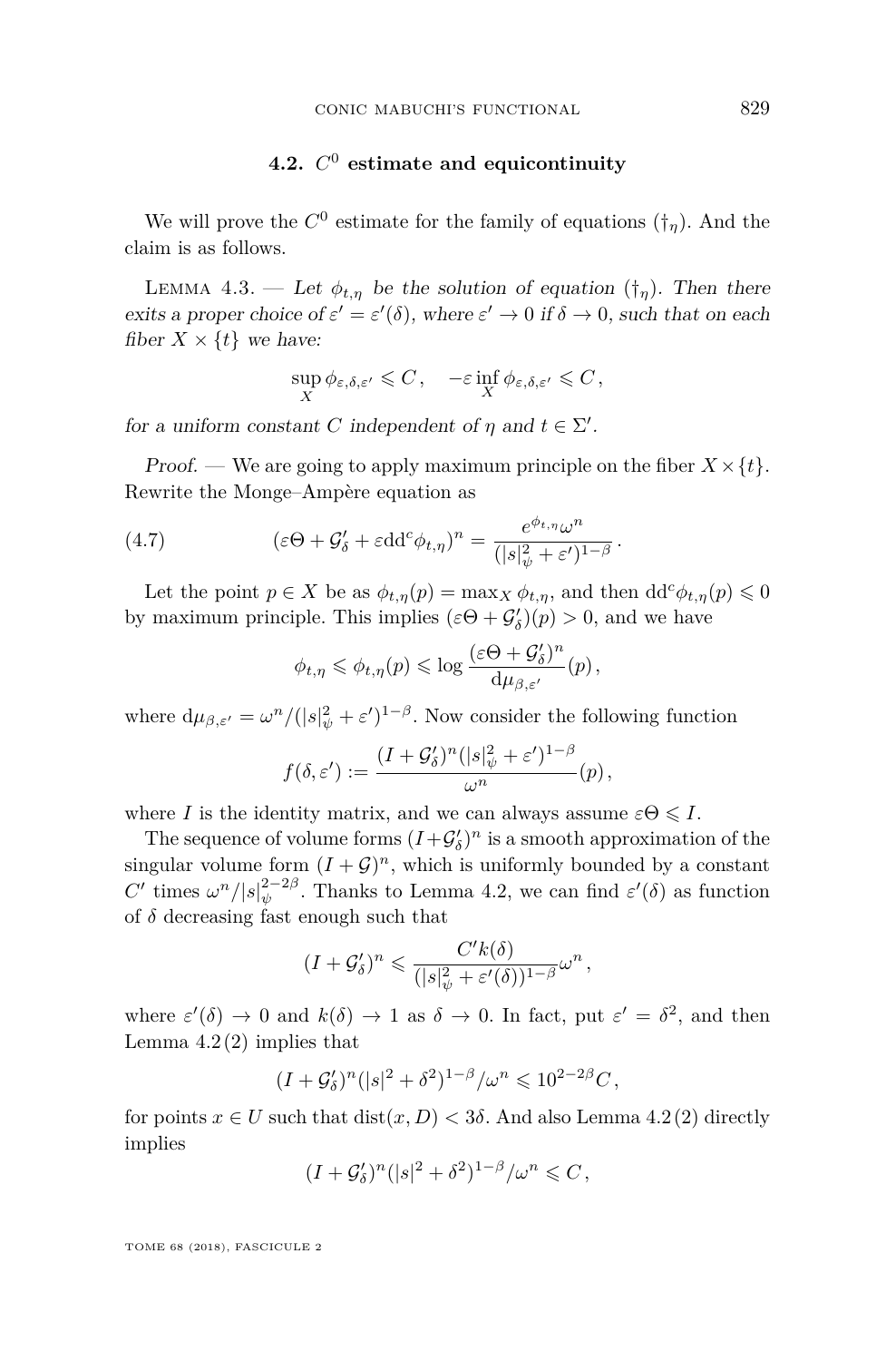### 4.2. $C^0$ estimate and equicontinuity

We will prove the $C^0$ estimate for the family of equations $(\dagger_\eta)$. And the claim is as follows.

Lemma 4.3. — *Let $\phi_{t,\eta}$ be the solution of equation $(\dagger_\eta)$. Then there exits a proper choice of $\varepsilon' = \varepsilon'(\delta)$, where $\varepsilon' \to 0$ if $\delta \to 0$, such that on each fiber $X \times \{t\}$ we have:*

$$\sup_X \phi_{\varepsilon,\delta,\varepsilon'} \leqslant C, \quad -\varepsilon \inf_X \phi_{\varepsilon,\delta,\varepsilon'} \leqslant C,$$

*for a uniform constant $C$ independent of $\eta$ and $t \in \Sigma'$.*

*Proof.* — We are going to apply maximum principle on the fiber $X \times \{t\}$. Rewrite the Monge–Ampère equation as

$$(\varepsilon\Theta + \mathcal{G}'_\delta + \varepsilon \mathrm{dd}^c \phi_{t,\eta})^n = \frac{e^{\phi_{t,\eta}}\omega^n}{(|s|^2_\psi + \varepsilon')^{1-\beta}}. \tag{4.7}$$

Let the point $p \in X$ be as $\phi_{t,\eta}(p) = \max_X \phi_{t,\eta}$, and then $\mathrm{dd}^c\phi_{t,\eta}(p) \leqslant 0$ by maximum principle. This implies $(\varepsilon\Theta + \mathcal{G}'_\delta)(p) > 0$, and we have

$$\phi_{t,\eta} \leqslant \phi_{t,\eta}(p) \leqslant \log \frac{(\varepsilon\Theta + \mathcal{G}'_\delta)^n}{\mathrm{d}\mu_{\beta,\varepsilon'}}(p),$$

where $\mathrm{d}\mu_{\beta,\varepsilon'} = \omega^n/(|s|^2_\psi + \varepsilon')^{1-\beta}$. Now consider the following function

$$f(\delta, \varepsilon') := \frac{(I + \mathcal{G}'_\delta)^n (|s|^2_\psi + \varepsilon')^{1-\beta}}{\omega^n}(p),$$

where $I$ is the identity matrix, and we can always assume $\varepsilon\Theta \leqslant I$.

The sequence of volume forms $(I + \mathcal{G}'_\delta)^n$ is a smooth approximation of the singular volume form $(I + \mathcal{G})^n$, which is uniformly bounded by a constant $C'$ times $\omega^n/|s|^{2-2\beta}_\psi$. Thanks to Lemma 4.2, we can find $\varepsilon'(\delta)$ as function of $\delta$ decreasing fast enough such that

$$(I + \mathcal{G}'_\delta)^n \leqslant \frac{C' k(\delta)}{(|s|^2_\psi + \varepsilon'(\delta))^{1-\beta}} \omega^n,$$

where $\varepsilon'(\delta) \to 0$ and $k(\delta) \to 1$ as $\delta \to 0$. In fact, put $\varepsilon' = \delta^2$, and then Lemma 4.2 (2) implies that

$$(I + \mathcal{G}'_\delta)^n (|s|^2 + \delta^2)^{1-\beta}/\omega^n \leqslant 10^{2-2\beta} C,$$

for points $x \in U$ such that $\mathrm{dist}(x, D) < 3\delta$. And also Lemma 4.2 (2) directly implies

$$(I + \mathcal{G}'_\delta)^n (|s|^2 + \delta^2)^{1-\beta}/\omega^n \leqslant C,$$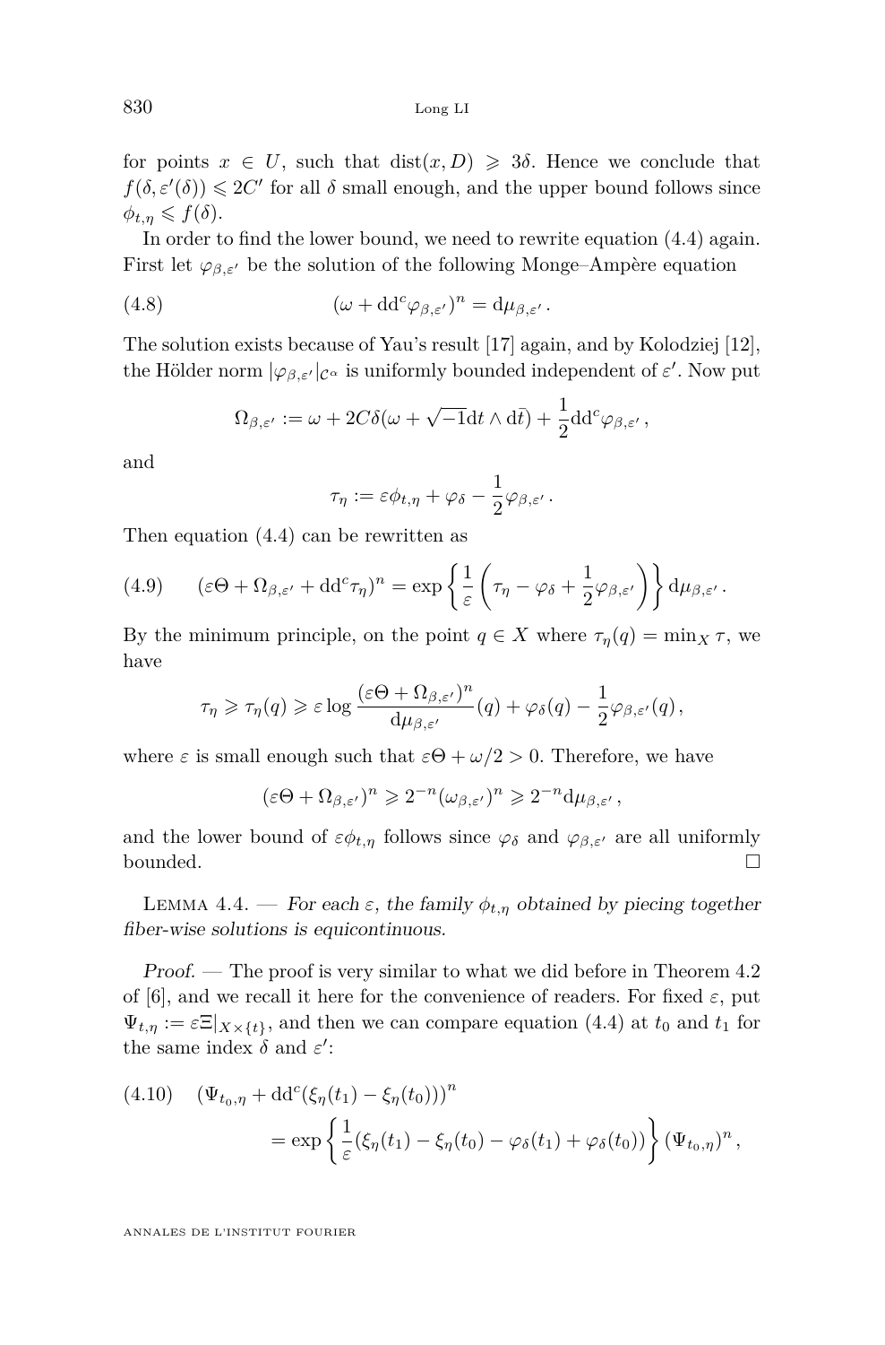for points $x \in U$, such that $\operatorname{dist}(x, D) \geqslant 3\delta$. Hence we conclude that $f(\delta, \varepsilon'(\delta)) \leqslant 2C'$ for all $\delta$ small enough, and the upper bound follows since $\phi_{t,\eta} \leqslant f(\delta)$.

In order to find the lower bound, we need to rewrite equation (4.4) again. First let $\varphi_{\beta,\varepsilon'}$ be the solution of the following Monge–Ampère equation

$$(\omega + \mathrm{dd}^c\varphi_{\beta,\varepsilon'})^n = \mathrm{d}\mu_{\beta,\varepsilon'}\,. \tag{4.8}$$

The solution exists because of Yau's result [17] again, and by Kolodziej [12], the Hölder norm $|\varphi_{\beta,\varepsilon'}|_{\mathcal{C}^\alpha}$ is uniformly bounded independent of $\varepsilon'$. Now put

$$\Omega_{\beta,\varepsilon'} := \omega + 2C\delta(\omega + \sqrt{-1}\mathrm{d}t \wedge \mathrm{d}\bar{t}) + \frac{1}{2}\mathrm{dd}^c\varphi_{\beta,\varepsilon'}\,,$$

and

$$\tau_\eta := \varepsilon\phi_{t,\eta} + \varphi_\delta - \frac{1}{2}\varphi_{\beta,\varepsilon'}\,.$$

Then equation (4.4) can be rewritten as

$$(\varepsilon\Theta + \Omega_{\beta,\varepsilon'} + \mathrm{dd}^c\tau_\eta)^n = \exp\left\{\frac{1}{\varepsilon}\left(\tau_\eta - \varphi_\delta + \frac{1}{2}\varphi_{\beta,\varepsilon'}\right)\right\}\mathrm{d}\mu_{\beta,\varepsilon'}\,. \tag{4.9}$$

By the minimum principle, on the point $q \in X$ where $\tau_\eta(q) = \min_X \tau$, we have

$$\tau_\eta \geqslant \tau_\eta(q) \geqslant \varepsilon \log \frac{(\varepsilon\Theta + \Omega_{\beta,\varepsilon'})^n}{\mathrm{d}\mu_{\beta,\varepsilon'}}(q) + \varphi_\delta(q) - \frac{1}{2}\varphi_{\beta,\varepsilon'}(q)\,,$$

where $\varepsilon$ is small enough such that $\varepsilon\Theta + \omega/2 > 0$. Therefore, we have

$$(\varepsilon\Theta + \Omega_{\beta,\varepsilon'})^n \geqslant 2^{-n}(\omega_{\beta,\varepsilon'})^n \geqslant 2^{-n}\mathrm{d}\mu_{\beta,\varepsilon'}\,,$$

and the lower bound of $\varepsilon\phi_{t,\eta}$ follows since $\varphi_\delta$ and $\varphi_{\beta,\varepsilon'}$ are all uniformly bounded. $\square$

Lemma 4.4. — *For each $\varepsilon$, the family $\phi_{t,\eta}$ obtained by piecing together fiber-wise solutions is equicontinuous.*

*Proof.* — The proof is very similar to what we did before in Theorem 4.2 of [6], and we recall it here for the convenience of readers. For fixed $\varepsilon$, put $\Psi_{t,\eta} := \varepsilon\Xi|_{X\times\{t\}}$, and then we can compare equation (4.4) at $t_0$ and $t_1$ for the same index $\delta$ and $\varepsilon'$:

$$\begin{aligned}(\Psi_{t_0,\eta} + \mathrm{dd}^c(\xi_\eta(t_1) - \xi_\eta(t_0)))^n \\ = \exp\left\{\frac{1}{\varepsilon}(\xi_\eta(t_1) - \xi_\eta(t_0) - \varphi_\delta(t_1) + \varphi_\delta(t_0))\right\}(\Psi_{t_0,\eta})^n\,,\end{aligned} \tag{4.10}$$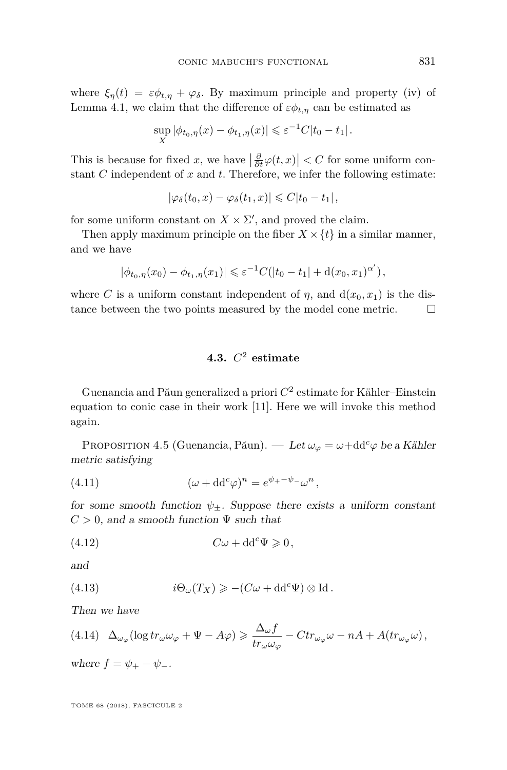where $\xi_\eta(t) = \varepsilon\phi_{t,\eta} + \varphi_\delta$. By maximum principle and property (iv) of Lemma 4.1, we claim that the difference of $\varepsilon\phi_{t,\eta}$ can be estimated as

$$\sup_X |\phi_{t_0,\eta}(x) - \phi_{t_1,\eta}(x)| \leqslant \varepsilon^{-1}C|t_0 - t_1|.$$

This is because for fixed $x$, we have $\left|\frac{\partial}{\partial t}\varphi(t,x)\right| < C$ for some uniform constant $C$ independent of $x$ and $t$. Therefore, we infer the following estimate:

$$|\varphi_\delta(t_0,x) - \varphi_\delta(t_1,x)| \leqslant C|t_0 - t_1|,$$

for some uniform constant on $X \times \Sigma'$, and proved the claim.

Then apply maximum principle on the fiber $X \times \{t\}$ in a similar manner, and we have

$$|\phi_{t_0,\eta}(x_0) - \phi_{t_1,\eta}(x_1)| \leqslant \varepsilon^{-1}C(|t_0 - t_1| + \mathrm{d}(x_0,x_1)^{\alpha'}),$$

where $C$ is a uniform constant independent of $\eta$, and $\mathrm{d}(x_0,x_1)$ is the distance between the two points measured by the model cone metric. □

### 4.3. $C^2$ estimate

Guenancia and Păun generalized a priori $C^2$ estimate for Kähler–Einstein equation to conic case in their work [11]. Here we will invoke this method again.

Proposition 4.5 (Guenancia, Păun). — *Let $\omega_\varphi = \omega + \mathrm{dd}^c\varphi$ be a Kähler metric satisfying*

$$(\omega + \mathrm{dd}^c\varphi)^n = e^{\psi_+ - \psi_-}\omega^n, \tag{4.11}$$

*for some smooth function $\psi_\pm$. Suppose there exists a uniform constant $C > 0$, and a smooth function $\Psi$ such that*

$$C\omega + \mathrm{dd}^c\Psi \geqslant 0, \tag{4.12}$$

*and*

$$i\Theta_\omega(T_X) \geqslant -(C\omega + \mathrm{dd}^c\Psi) \otimes \mathrm{Id}. \tag{4.13}$$

*Then we have*

$$\Delta_{\omega_\varphi}(\log tr_\omega\omega_\varphi + \Psi - A\varphi) \geqslant \frac{\Delta_\omega f}{tr_\omega\omega_\varphi} - C tr_{\omega_\varphi}\omega - nA + A(tr_{\omega_\varphi}\omega), \tag{4.14}$$

*where $f = \psi_+ - \psi_-$.*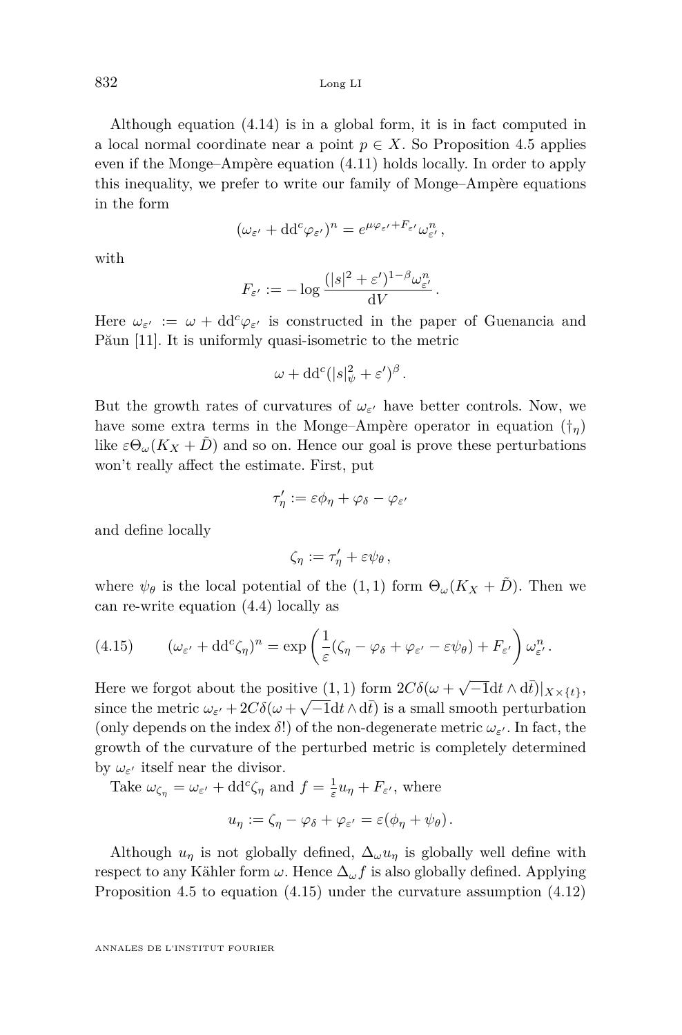Although equation (4.14) is in a global form, it is in fact computed in a local normal coordinate near a point $p \in X$. So Proposition 4.5 applies even if the Monge–Ampère equation (4.11) holds locally. In order to apply this inequality, we prefer to write our family of Monge–Ampère equations in the form

$$(\omega_{\varepsilon'} + \mathrm{dd}^c\varphi_{\varepsilon'})^n = e^{\mu\varphi_{\varepsilon'} + F_{\varepsilon'}}\omega_{\varepsilon'}^n ,$$

with

$$F_{\varepsilon'} := -\log \frac{(|s|^2 + \varepsilon')^{1-\beta}\omega_{\varepsilon'}^n}{\mathrm{d}V} .$$

Here $\omega_{\varepsilon'} := \omega + \mathrm{dd}^c\varphi_{\varepsilon'}$ is constructed in the paper of Guenancia and Păun [11]. It is uniformly quasi-isometric to the metric

$$\omega + \mathrm{dd}^c(|s|^2_\psi + \varepsilon')^\beta .$$

But the growth rates of curvatures of $\omega_{\varepsilon'}$ have better controls. Now, we have some extra terms in the Monge–Ampère operator in equation ($\dagger_\eta$) like $\varepsilon\Theta_\omega(K_X + \tilde{D})$ and so on. Hence our goal is prove these perturbations won't really affect the estimate. First, put

$$\tau'_\eta := \varepsilon\phi_\eta + \varphi_\delta - \varphi_{\varepsilon'}$$

and define locally

$$\zeta_\eta := \tau'_\eta + \varepsilon\psi_\theta ,$$

where $\psi_\theta$ is the local potential of the $(1,1)$ form $\Theta_\omega(K_X + \tilde{D})$. Then we can re-write equation (4.4) locally as

$$(\omega_{\varepsilon'} + \mathrm{dd}^c\zeta_\eta)^n = \exp\left(\frac{1}{\varepsilon}(\zeta_\eta - \varphi_\delta + \varphi_{\varepsilon'} - \varepsilon\psi_\theta) + F_{\varepsilon'}\right)\omega_{\varepsilon'}^n . \tag{4.15}$$

Here we forgot about the positive $(1,1)$ form $2C\delta(\omega + \sqrt{-1}\mathrm{d}t \wedge \mathrm{d}\bar{t})|_{X\times\{t\}}$, since the metric $\omega_{\varepsilon'} + 2C\delta(\omega + \sqrt{-1}\mathrm{d}t\wedge\mathrm{d}\bar{t})$ is a small smooth perturbation (only depends on the index $\delta$!) of the non-degenerate metric $\omega_{\varepsilon'}$. In fact, the growth of the curvature of the perturbed metric is completely determined by $\omega_{\varepsilon'}$ itself near the divisor.

Take $\omega_{\zeta_\eta} = \omega_{\varepsilon'} + \mathrm{dd}^c\zeta_\eta$ and $f = \frac{1}{\varepsilon}u_\eta + F_{\varepsilon'}$, where

$$u_\eta := \zeta_\eta - \varphi_\delta + \varphi_{\varepsilon'} = \varepsilon(\phi_\eta + \psi_\theta).$$

Although $u_\eta$ is not globally defined, $\Delta_\omega u_\eta$ is globally well define with respect to any Kähler form $\omega$. Hence $\Delta_\omega f$ is also globally defined. Applying Proposition 4.5 to equation (4.15) under the curvature assumption (4.12)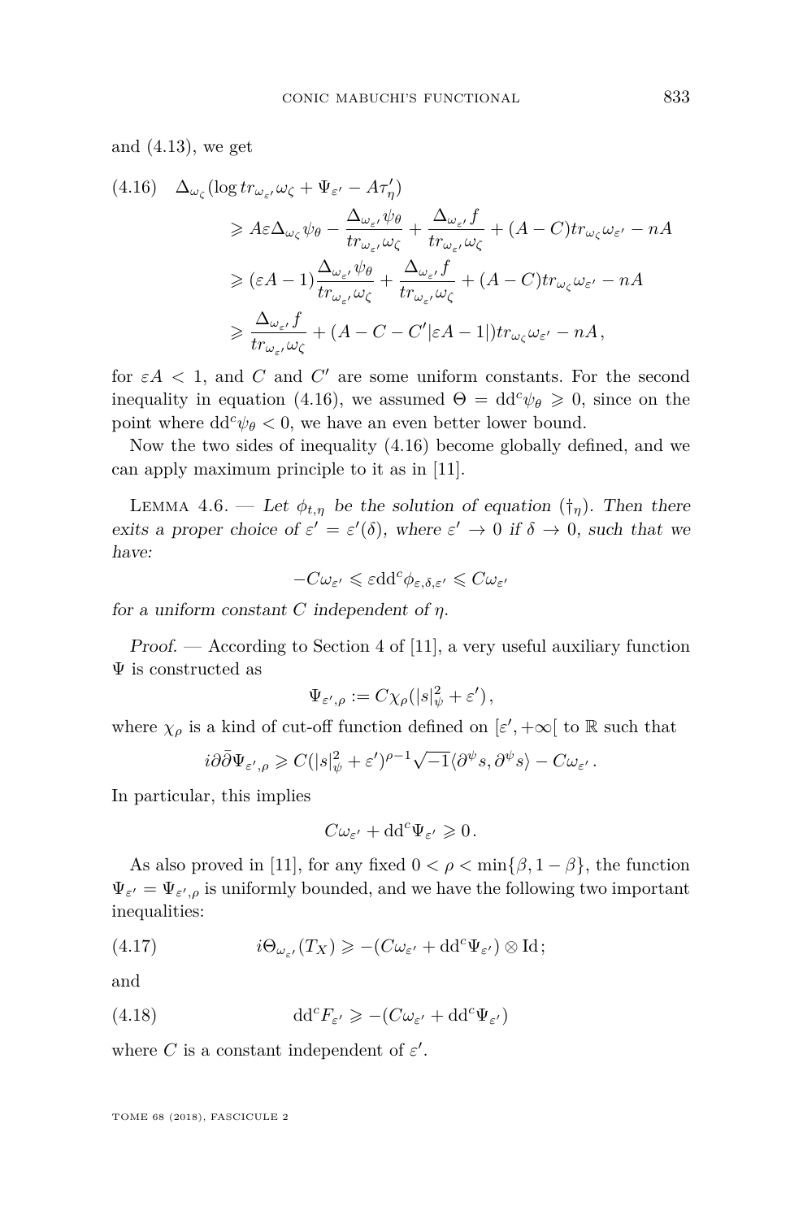and (4.13), we get

$$
\begin{aligned}
(4.16)\quad \Delta_{\omega_\zeta}(\log tr_{\omega_{\varepsilon'}}\omega_\zeta + \Psi_{\varepsilon'} - A\tau'_\eta) &\geqslant A\varepsilon\Delta_{\omega_\zeta}\psi_\theta - \frac{\Delta_{\omega_{\varepsilon'}}\psi_\theta}{tr_{\omega_{\varepsilon'}}\omega_\zeta} + \frac{\Delta_{\omega_{\varepsilon'}} f}{tr_{\omega_{\varepsilon'}}\omega_\zeta} + (A-C)tr_{\omega_\zeta}\omega_{\varepsilon'} - nA \\
&\geqslant (\varepsilon A - 1)\frac{\Delta_{\omega_{\varepsilon'}}\psi_\theta}{tr_{\omega_{\varepsilon'}}\omega_\zeta} + \frac{\Delta_{\omega_{\varepsilon'}} f}{tr_{\omega_{\varepsilon'}}\omega_\zeta} + (A-C)tr_{\omega_\zeta}\omega_{\varepsilon'} - nA \\
&\geqslant \frac{\Delta_{\omega_{\varepsilon'}} f}{tr_{\omega_{\varepsilon'}}\omega_\zeta} + (A - C - C'|\varepsilon A - 1|)tr_{\omega_\zeta}\omega_{\varepsilon'} - nA,
\end{aligned}
$$

for $\varepsilon A < 1$, and $C$ and $C'$ are some uniform constants. For the second inequality in equation (4.16), we assumed $\Theta = \mathrm{dd}^c\psi_\theta \geqslant 0$, since on the point where $\mathrm{dd}^c\psi_\theta < 0$, we have an even better lower bound.

Now the two sides of inequality (4.16) become globally defined, and we can apply maximum principle to it as in [11].

Lemma 4.6. — *Let $\phi_{t,\eta}$ be the solution of equation $(\dagger_\eta)$. Then there exits a proper choice of $\varepsilon' = \varepsilon'(\delta)$, where $\varepsilon' \to 0$ if $\delta \to 0$, such that we have:*

$$-C\omega_{\varepsilon'} \leqslant \varepsilon \mathrm{dd}^c\phi_{\varepsilon,\delta,\varepsilon'} \leqslant C\omega_{\varepsilon'}$$

*for a uniform constant $C$ independent of $\eta$.*

*Proof.* — According to Section 4 of [11], a very useful auxiliary function $\Psi$ is constructed as

$$\Psi_{\varepsilon',\rho} := C\chi_\rho(|s|^2_\psi + \varepsilon'),$$

where $\chi_\rho$ is a kind of cut-off function defined on $[\varepsilon', +\infty[$ to $\mathbb{R}$ such that

$$i\partial\bar{\partial}\Psi_{\varepsilon',\rho} \geqslant C(|s|^2_\psi + \varepsilon')^{\rho-1}\sqrt{-1}\langle\partial^\psi s, \partial^\psi s\rangle - C\omega_{\varepsilon'}.$$

In particular, this implies

$$C\omega_{\varepsilon'} + \mathrm{dd}^c\Psi_{\varepsilon'} \geqslant 0.$$

As also proved in [11], for any fixed $0 < \rho < \min\{\beta, 1-\beta\}$, the function $\Psi_{\varepsilon'} = \Psi_{\varepsilon',\rho}$ is uniformly bounded, and we have the following two important inequalities:

$$i\Theta_{\omega_{\varepsilon'}}(T_X) \geqslant -(C\omega_{\varepsilon'} + \mathrm{dd}^c\Psi_{\varepsilon'}) \otimes \mathrm{Id}; \tag{4.17}$$

and

$$\mathrm{dd}^c F_{\varepsilon'} \geqslant -(C\omega_{\varepsilon'} + \mathrm{dd}^c\Psi_{\varepsilon'}) \tag{4.18}$$

where $C$ is a constant independent of $\varepsilon'$.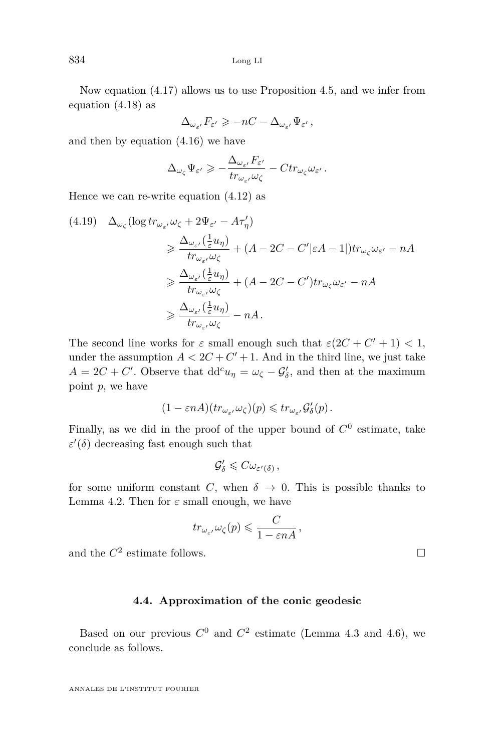Now equation (4.17) allows us to use Proposition 4.5, and we infer from equation (4.18) as

$$\Delta_{\omega_{\varepsilon'}} F_{\varepsilon'} \geqslant -nC - \Delta_{\omega_{\varepsilon'}} \Psi_{\varepsilon'} \,,$$

and then by equation (4.16) we have

$$\Delta_{\omega_\zeta} \Psi_{\varepsilon'} \geqslant -\frac{\Delta_{\omega_{\varepsilon'}} F_{\varepsilon'}}{tr_{\omega_{\varepsilon'}} \omega_\zeta} - C tr_{\omega_\zeta} \omega_{\varepsilon'} \,.$$

Hence we can re-write equation (4.12) as

$$\begin{aligned}
(4.19)\quad \Delta_{\omega_\zeta}(\log tr_{\omega_{\varepsilon'}} \omega_\zeta + 2\Psi_{\varepsilon'} - A\tau'_\eta) &\geqslant \frac{\Delta_{\omega_{\varepsilon'}}(\frac{1}{\varepsilon} u_\eta)}{tr_{\omega_{\varepsilon'}} \omega_\zeta} + (A - 2C - C'|\varepsilon A - 1|) tr_{\omega_\zeta} \omega_{\varepsilon'} - nA \\
&\geqslant \frac{\Delta_{\omega_{\varepsilon'}}(\frac{1}{\varepsilon} u_\eta)}{tr_{\omega_{\varepsilon'}} \omega_\zeta} + (A - 2C - C') tr_{\omega_\zeta} \omega_{\varepsilon'} - nA \\
&\geqslant \frac{\Delta_{\omega_{\varepsilon'}}(\frac{1}{\varepsilon} u_\eta)}{tr_{\omega_{\varepsilon'}} \omega_\zeta} - nA \,.
\end{aligned}$$

The second line works for $\varepsilon$ small enough such that $\varepsilon(2C + C' + 1) < 1$, under the assumption $A < 2C + C' + 1$. And in the third line, we just take $A = 2C + C'$. Observe that $\mathrm{dd}^c u_\eta = \omega_\zeta - \mathcal{G}'_\delta$, and then at the maximum point $p$, we have

$$(1 - \varepsilon n A)(tr_{\omega_{\varepsilon'}} \omega_\zeta)(p) \leqslant tr_{\omega_{\varepsilon'}} \mathcal{G}'_\delta(p) \,.$$

Finally, as we did in the proof of the upper bound of $C^0$ estimate, take $\varepsilon'(\delta)$ decreasing fast enough such that

$$\mathcal{G}'_\delta \leqslant C \omega_{\varepsilon'(\delta)} \,,$$

for some uniform constant $C$, when $\delta \to 0$. This is possible thanks to Lemma 4.2. Then for $\varepsilon$ small enough, we have

$$tr_{\omega_{\varepsilon'}} \omega_\zeta(p) \leqslant \frac{C}{1 - \varepsilon n A} \,,$$

and the $C^2$ estimate follows. □

### 4.4. Approximation of the conic geodesic

Based on our previous $C^0$ and $C^2$ estimate (Lemma 4.3 and 4.6), we conclude as follows.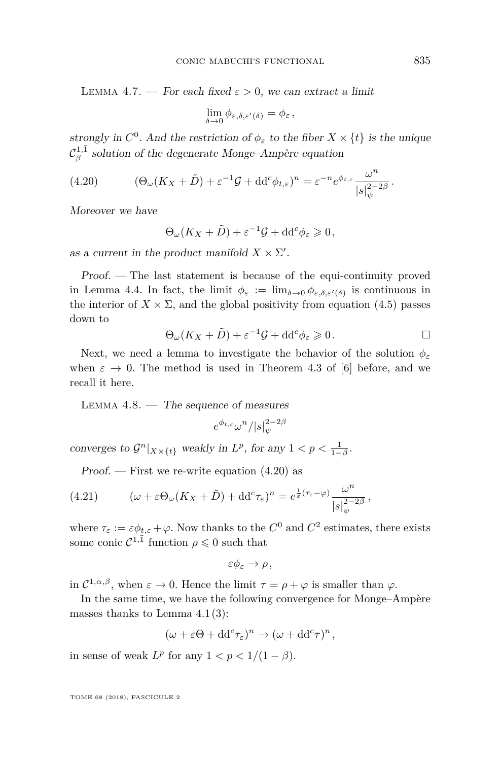Lemma 4.7. — *For each fixed $\varepsilon > 0$, we can extract a limit*

$$\lim_{\delta\to 0} \phi_{\varepsilon,\delta,\varepsilon'(\delta)} = \phi_\varepsilon\,,$$

*strongly in $C^0$. And the restriction of $\phi_\varepsilon$ to the fiber $X \times \{t\}$ is the unique $\mathcal{C}^{1,\bar{1}}_\beta$ solution of the degenerate Monge–Ampère equation*

$$(\Theta_\omega(K_X + \tilde{D}) + \varepsilon^{-1}\mathcal{G} + \mathrm{dd}^c\phi_{t,\varepsilon})^n = \varepsilon^{-n} e^{\phi_{t,\varepsilon}} \frac{\omega^n}{|s|^{2-2\beta}_\psi}\,. \tag{4.20}$$

*Moreover we have*

$$\Theta_\omega(K_X + \tilde{D}) + \varepsilon^{-1}\mathcal{G} + \mathrm{dd}^c\phi_\varepsilon \geqslant 0,$$

*as a current in the product manifold $X \times \Sigma'$.*

*Proof.* — The last statement is because of the equi-continuity proved in Lemma 4.4. In fact, the limit $\phi_\varepsilon := \lim_{\delta\to 0}\phi_{\varepsilon,\delta,\varepsilon'(\delta)}$ is continuous in the interior of $X\times\Sigma$, and the global positivity from equation (4.5) passes down to

$$\Theta_\omega(K_X + \tilde{D}) + \varepsilon^{-1}\mathcal{G} + \mathrm{dd}^c\phi_\varepsilon \geqslant 0. \qquad \square$$

Next, we need a lemma to investigate the behavior of the solution $\phi_\varepsilon$ when $\varepsilon \to 0$. The method is used in Theorem 4.3 of [6] before, and we recall it here.

Lemma 4.8. — *The sequence of measures*

$$e^{\phi_{t,\varepsilon}}\omega^n/|s|^{2-2\beta}_\psi$$

*converges to $\mathcal{G}^n|_{X\times\{t\}}$ weakly in $L^p$, for any $1 < p < \frac{1}{1-\beta}$.*

*Proof.* — First we re-write equation (4.20) as

$$(\omega + \varepsilon\Theta_\omega(K_X + \tilde{D}) + \mathrm{dd}^c\tau_\varepsilon)^n = e^{\frac{1}{\varepsilon}(\tau_\varepsilon - \varphi)}\frac{\omega^n}{|s|^{2-2\beta}_\psi}\,, \tag{4.21}$$

where $\tau_\varepsilon := \varepsilon\phi_{t,\varepsilon} + \varphi$. Now thanks to the $C^0$ and $C^2$ estimates, there exists some conic $\mathcal{C}^{1,\bar{1}}$ function $\rho \leqslant 0$ such that

$$\varepsilon\phi_\varepsilon \to \rho,$$

in $\mathcal{C}^{1,\alpha,\beta}$, when $\varepsilon \to 0$. Hence the limit $\tau = \rho + \varphi$ is smaller than $\varphi$.

In the same time, we have the following convergence for Monge–Ampère masses thanks to Lemma 4.1 (3):

$$(\omega + \varepsilon\Theta + \mathrm{dd}^c\tau_\varepsilon)^n \to (\omega + \mathrm{dd}^c\tau)^n,$$

in sense of weak $L^p$ for any $1 < p < 1/(1-\beta)$.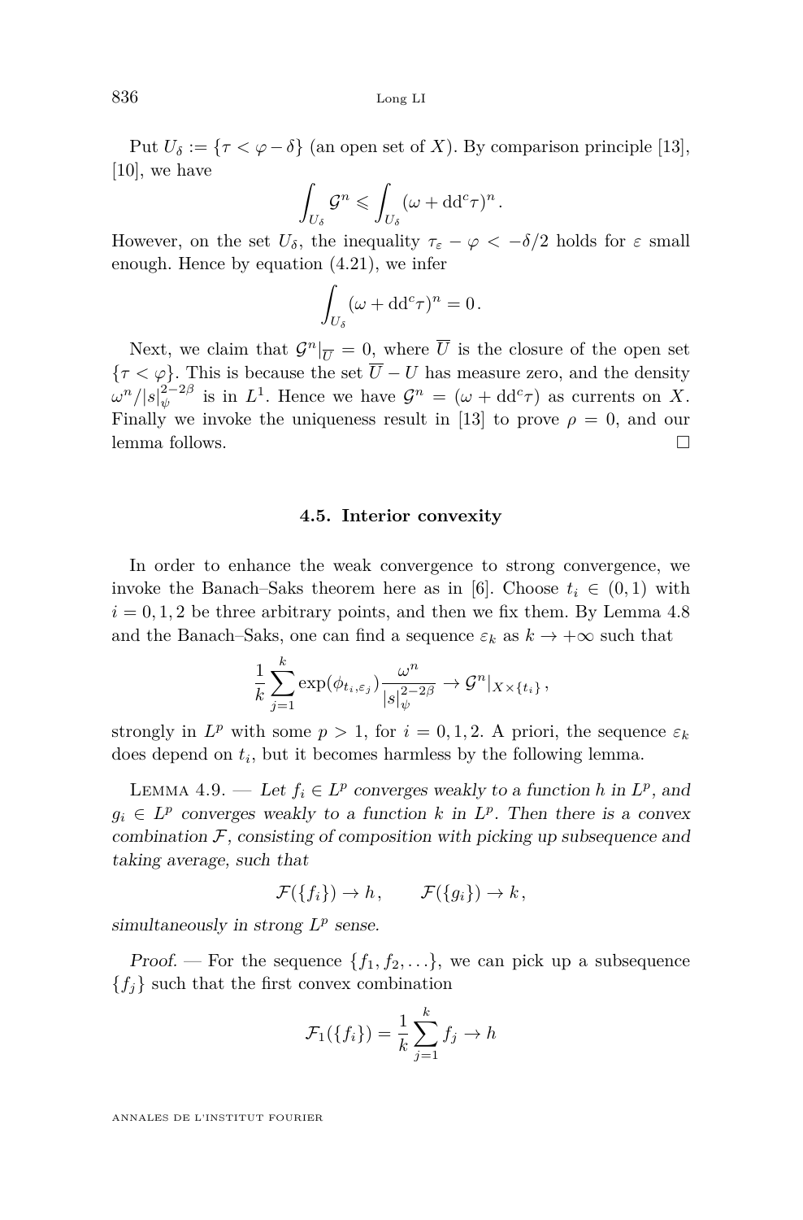Put $U_\delta := \{\tau < \varphi - \delta\}$ (an open set of $X$). By comparison principle [13], [10], we have

$$\int_{U_\delta} \mathcal{G}^n \leqslant \int_{U_\delta} (\omega + \mathrm{dd}^c \tau)^n .$$

However, on the set $U_\delta$, the inequality $\tau_\varepsilon - \varphi < -\delta/2$ holds for $\varepsilon$ small enough. Hence by equation (4.21), we infer

$$\int_{U_\delta} (\omega + \mathrm{dd}^c \tau)^n = 0 .$$

Next, we claim that $\mathcal{G}^n|_{\overline{U}} = 0$, where $\overline{U}$ is the closure of the open set $\{\tau < \varphi\}$. This is because the set $\overline{U} - U$ has measure zero, and the density $\omega^n / |s|_\psi^{2-2\beta}$ is in $L^1$. Hence we have $\mathcal{G}^n = (\omega + \mathrm{dd}^c \tau)$ as currents on $X$. Finally we invoke the uniqueness result in [13] to prove $\rho = 0$, and our lemma follows. □

### 4.5. Interior convexity

In order to enhance the weak convergence to strong convergence, we invoke the Banach–Saks theorem here as in [6]. Choose $t_i \in (0,1)$ with $i = 0,1,2$ be three arbitrary points, and then we fix them. By Lemma 4.8 and the Banach–Saks, one can find a sequence $\varepsilon_k$ as $k \to +\infty$ such that

$$\frac{1}{k} \sum_{j=1}^{k} \exp(\phi_{t_i, \varepsilon_j}) \frac{\omega^n}{|s|_\psi^{2-2\beta}} \to \mathcal{G}^n|_{X \times \{t_i\}} ,$$

strongly in $L^p$ with some $p > 1$, for $i = 0,1,2$. A priori, the sequence $\varepsilon_k$ does depend on $t_i$, but it becomes harmless by the following lemma.

Lemma 4.9. — *Let $f_i \in L^p$ converges weakly to a function $h$ in $L^p$, and $g_i \in L^p$ converges weakly to a function $k$ in $L^p$. Then there is a convex combination $\mathcal{F}$, consisting of composition with picking up subsequence and taking average, such that*

$$\mathcal{F}(\{f_i\}) \to h , \qquad \mathcal{F}(\{g_i\}) \to k ,$$

*simultaneously in strong $L^p$ sense.*

*Proof.* — For the sequence $\{f_1, f_2, \ldots\}$, we can pick up a subsequence $\{f_j\}$ such that the first convex combination

$$\mathcal{F}_1(\{f_i\}) = \frac{1}{k} \sum_{j=1}^{k} f_j \to h$$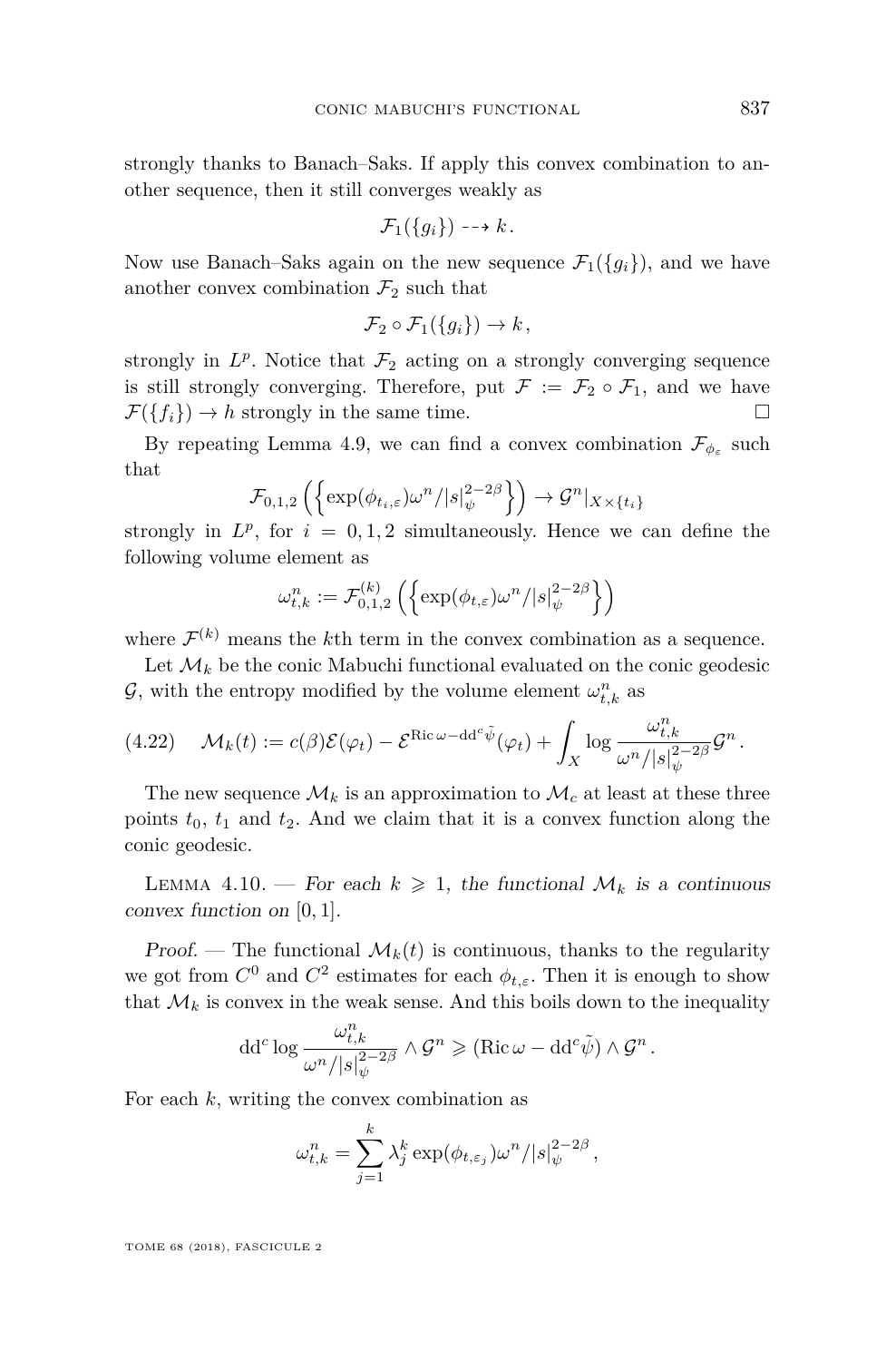strongly thanks to Banach–Saks. If apply this convex combination to another sequence, then it still converges weakly as

$$\mathcal{F}_1(\{g_i\}) \dashrightarrow k\,.$$

Now use Banach–Saks again on the new sequence $\mathcal{F}_1(\{g_i\})$, and we have another convex combination $\mathcal{F}_2$ such that

$$\mathcal{F}_2 \circ \mathcal{F}_1(\{g_i\}) \to k\,,$$

strongly in $L^p$. Notice that $\mathcal{F}_2$ acting on a strongly converging sequence is still strongly converging. Therefore, put $\mathcal{F} := \mathcal{F}_2 \circ \mathcal{F}_1$, and we have $\mathcal{F}(\{f_i\}) \to h$ strongly in the same time. □

By repeating Lemma 4.9, we can find a convex combination $\mathcal{F}_{\phi_\varepsilon}$ such that

$$\mathcal{F}_{0,1,2}\left(\left\{\exp(\phi_{t_i,\varepsilon})\omega^n/|s|_\psi^{2-2\beta}\right\}\right) \to \mathcal{G}^n|_{X\times\{t_i\}}$$

strongly in $L^p$, for $i = 0,1,2$ simultaneously. Hence we can define the following volume element as

$$\omega_{t,k}^n := \mathcal{F}_{0,1,2}^{(k)}\left(\left\{\exp(\phi_{t,\varepsilon})\omega^n/|s|_\psi^{2-2\beta}\right\}\right)$$

where $\mathcal{F}^{(k)}$ means the $k$th term in the convex combination as a sequence.

Let $\mathcal{M}_k$ be the conic Mabuchi functional evaluated on the conic geodesic $\mathcal{G}$, with the entropy modified by the volume element $\omega_{t,k}^n$ as

$$\mathcal{M}_k(t) := c(\beta)\mathcal{E}(\varphi_t) - \mathcal{E}^{\mathrm{Ric}\,\omega - \mathrm{dd}^c\tilde{\psi}}(\varphi_t) + \int_X \log\frac{\omega_{t,k}^n}{\omega^n/|s|_\psi^{2-2\beta}}\mathcal{G}^n\,. \tag{4.22}$$

The new sequence $\mathcal{M}_k$ is an approximation to $\mathcal{M}_c$ at least at these three points $t_0$, $t_1$ and $t_2$. And we claim that it is a convex function along the conic geodesic.

Lemma 4.10. — *For each $k \geqslant 1$, the functional $\mathcal{M}_k$ is a continuous convex function on $[0,1]$.*

*Proof.* — The functional $\mathcal{M}_k(t)$ is continuous, thanks to the regularity we got from $C^0$ and $C^2$ estimates for each $\phi_{t,\varepsilon}$. Then it is enough to show that $\mathcal{M}_k$ is convex in the weak sense. And this boils down to the inequality

$$\mathrm{dd}^c\log\frac{\omega_{t,k}^n}{\omega^n/|s|_\psi^{2-2\beta}}\wedge\mathcal{G}^n \geqslant (\mathrm{Ric}\,\omega - \mathrm{dd}^c\tilde{\psi})\wedge\mathcal{G}^n\,.$$

For each $k$, writing the convex combination as

$$\omega_{t,k}^n = \sum_{j=1}^{k}\lambda_j^k\exp(\phi_{t,\varepsilon_j})\omega^n/|s|_\psi^{2-2\beta}\,,$$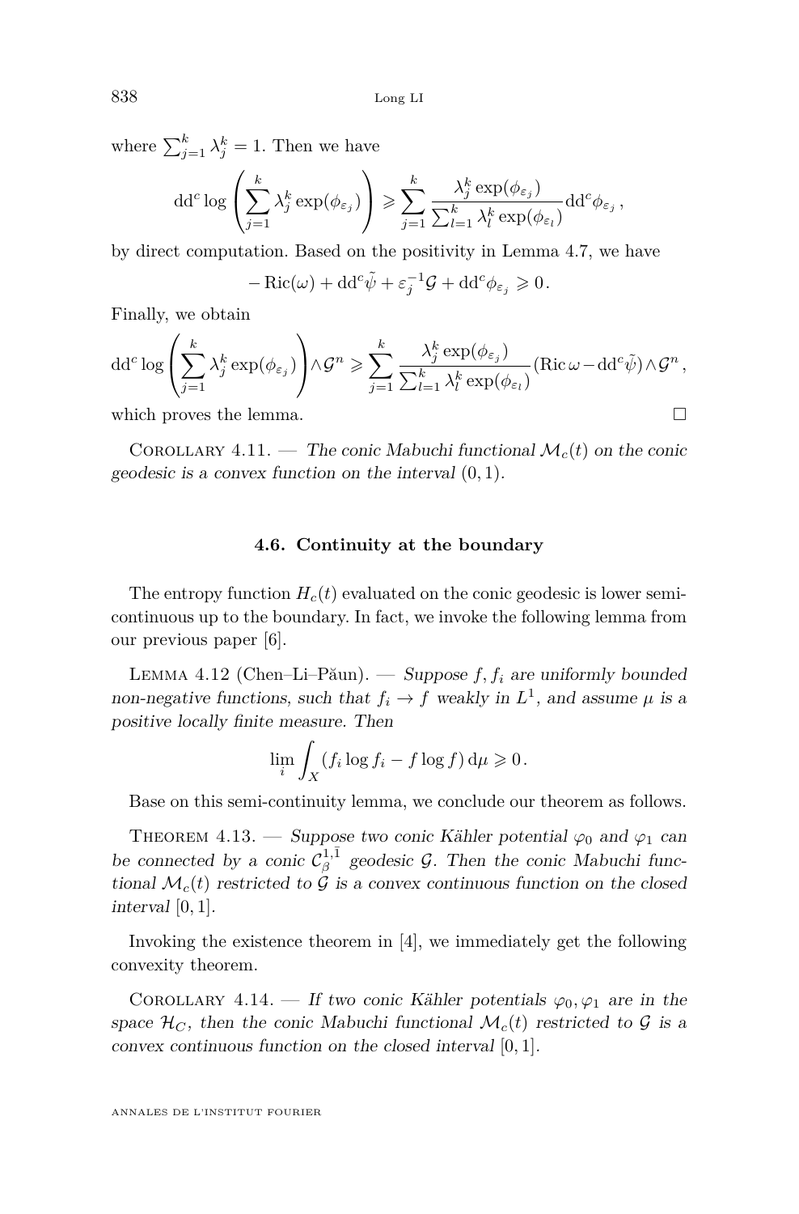where $\sum_{j=1}^{k} \lambda_j^k = 1$. Then we have

$$\mathrm{dd}^c \log \left( \sum_{j=1}^{k} \lambda_j^k \exp(\phi_{\varepsilon_j}) \right) \geqslant \sum_{j=1}^{k} \frac{\lambda_j^k \exp(\phi_{\varepsilon_j})}{\sum_{l=1}^{k} \lambda_l^k \exp(\phi_{\varepsilon_l})} \mathrm{dd}^c \phi_{\varepsilon_j} ,$$

by direct computation. Based on the positivity in Lemma 4.7, we have

$$-\operatorname{Ric}(\omega) + \mathrm{dd}^c \tilde{\psi} + \varepsilon_j^{-1} \mathcal{G} + \mathrm{dd}^c \phi_{\varepsilon_j} \geqslant 0 .$$

Finally, we obtain

$$\mathrm{dd}^c \log \left( \sum_{j=1}^{k} \lambda_j^k \exp(\phi_{\varepsilon_j}) \right) \wedge \mathcal{G}^n \geqslant \sum_{j=1}^{k} \frac{\lambda_j^k \exp(\phi_{\varepsilon_j})}{\sum_{l=1}^{k} \lambda_l^k \exp(\phi_{\varepsilon_l})} (\operatorname{Ric} \omega - \mathrm{dd}^c \tilde{\psi}) \wedge \mathcal{G}^n ,$$

which proves the lemma. □

Corollary 4.11. — *The conic Mabuchi functional $\mathcal{M}_c(t)$ on the conic geodesic is a convex function on the interval $(0, 1)$.*

### 4.6. Continuity at the boundary

The entropy function $H_c(t)$ evaluated on the conic geodesic is lower semi-continuous up to the boundary. In fact, we invoke the following lemma from our previous paper [6].

Lemma 4.12 (Chen–Li–Păun). — *Suppose $f, f_i$ are uniformly bounded non-negative functions, such that $f_i \to f$ weakly in $L^1$, and assume $\mu$ is a positive locally finite measure. Then*

$$\lim_{i} \int_X (f_i \log f_i - f \log f) \, \mathrm{d}\mu \geqslant 0 .$$

Base on this semi-continuity lemma, we conclude our theorem as follows.

Theorem 4.13. — *Suppose two conic Kähler potential $\varphi_0$ and $\varphi_1$ can be connected by a conic $\mathcal{C}_\beta^{1,\bar{1}}$ geodesic $\mathcal{G}$. Then the conic Mabuchi functional $\mathcal{M}_c(t)$ restricted to $\mathcal{G}$ is a convex continuous function on the closed interval $[0, 1]$.*

Invoking the existence theorem in [4], we immediately get the following convexity theorem.

Corollary 4.14. — *If two conic Kähler potentials $\varphi_0, \varphi_1$ are in the space $\mathcal{H}_C$, then the conic Mabuchi functional $\mathcal{M}_c(t)$ restricted to $\mathcal{G}$ is a convex continuous function on the closed interval $[0, 1]$.*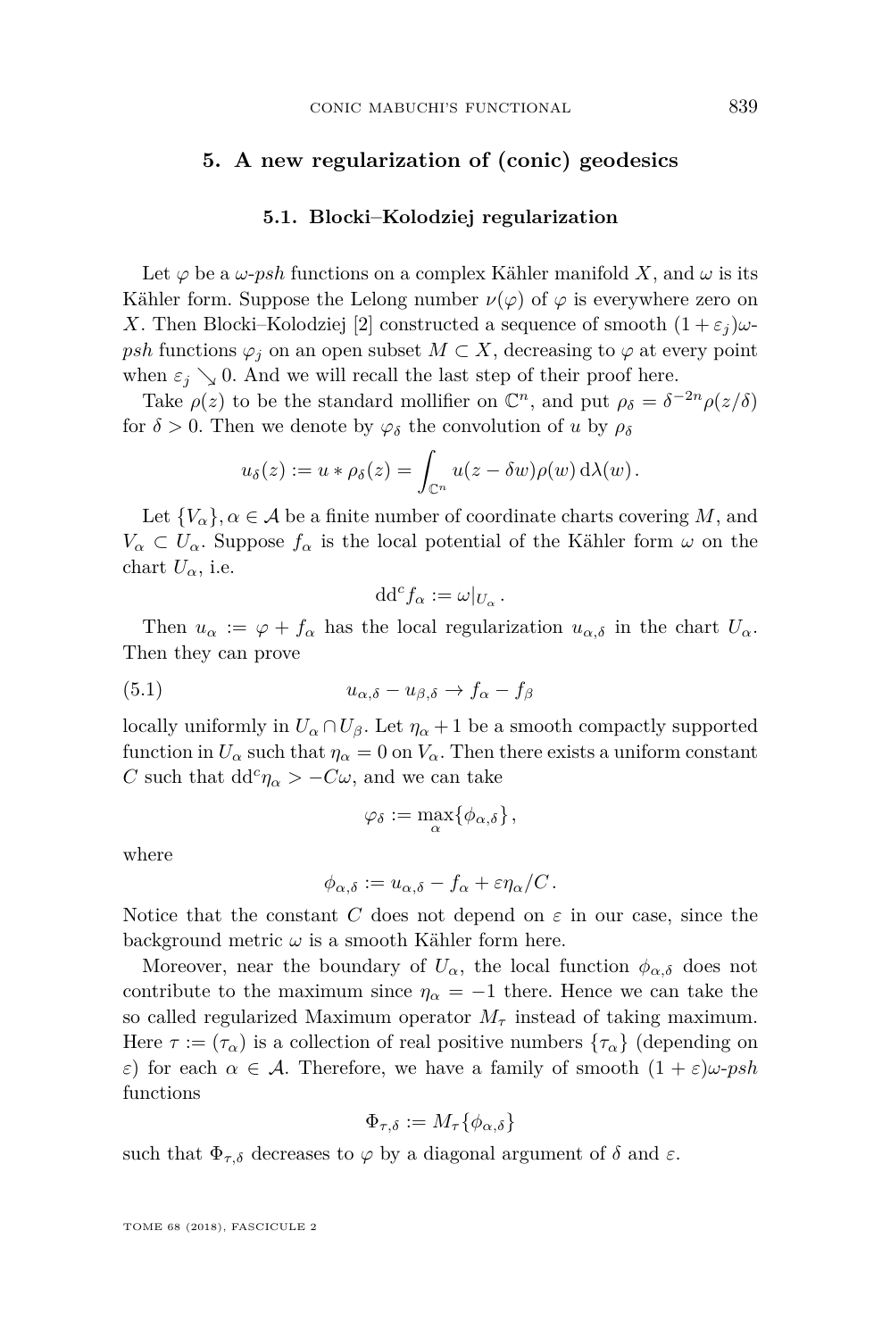## 5. A new regularization of (conic) geodesics

### 5.1. Blocki–Kolodziej regularization

Let $\varphi$ be a $\omega$-*psh* functions on a complex Kähler manifold $X$, and $\omega$ is its Kähler form. Suppose the Lelong number $\nu(\varphi)$ of $\varphi$ is everywhere zero on $X$. Then Blocki–Kolodziej [2] constructed a sequence of smooth $(1+\varepsilon_j)\omega$-*psh* functions $\varphi_j$ on an open subset $M \subset X$, decreasing to $\varphi$ at every point when $\varepsilon_j \searrow 0$. And we will recall the last step of their proof here.

Take $\rho(z)$ to be the standard mollifier on $\mathbb{C}^n$, and put $\rho_\delta = \delta^{-2n}\rho(z/\delta)$ for $\delta > 0$. Then we denote by $\varphi_\delta$ the convolution of $u$ by $\rho_\delta$

$$u_\delta(z) := u * \rho_\delta(z) = \int_{\mathbb{C}^n} u(z - \delta w)\rho(w)\,\mathrm{d}\lambda(w).$$

Let $\{V_\alpha\}, \alpha \in \mathcal{A}$ be a finite number of coordinate charts covering $M$, and $V_\alpha \subset U_\alpha$. Suppose $f_\alpha$ is the local potential of the Kähler form $\omega$ on the chart $U_\alpha$, i.e.

$$\mathrm{dd}^c f_\alpha := \omega|_{U_\alpha}.$$

Then $u_\alpha := \varphi + f_\alpha$ has the local regularization $u_{\alpha,\delta}$ in the chart $U_\alpha$. Then they can prove

$$u_{\alpha,\delta} - u_{\beta,\delta} \to f_\alpha - f_\beta \tag{5.1}$$

locally uniformly in $U_\alpha \cap U_\beta$. Let $\eta_\alpha + 1$ be a smooth compactly supported function in $U_\alpha$ such that $\eta_\alpha = 0$ on $V_\alpha$. Then there exists a uniform constant $C$ such that $\mathrm{dd}^c\eta_\alpha > -C\omega$, and we can take

$$\varphi_\delta := \max_\alpha\{\phi_{\alpha,\delta}\},$$

where

$$\phi_{\alpha,\delta} := u_{\alpha,\delta} - f_\alpha + \varepsilon\eta_\alpha/C.$$

Notice that the constant $C$ does not depend on $\varepsilon$ in our case, since the background metric $\omega$ is a smooth Kähler form here.

Moreover, near the boundary of $U_\alpha$, the local function $\phi_{\alpha,\delta}$ does not contribute to the maximum since $\eta_\alpha = -1$ there. Hence we can take the so called regularized Maximum operator $M_\tau$ instead of taking maximum. Here $\tau := (\tau_\alpha)$ is a collection of real positive numbers $\{\tau_\alpha\}$ (depending on $\varepsilon$) for each $\alpha \in \mathcal{A}$. Therefore, we have a family of smooth $(1+\varepsilon)\omega$-*psh* functions

$$\Phi_{\tau,\delta} := M_\tau\{\phi_{\alpha,\delta}\}$$

such that $\Phi_{\tau,\delta}$ decreases to $\varphi$ by a diagonal argument of $\delta$ and $\varepsilon$.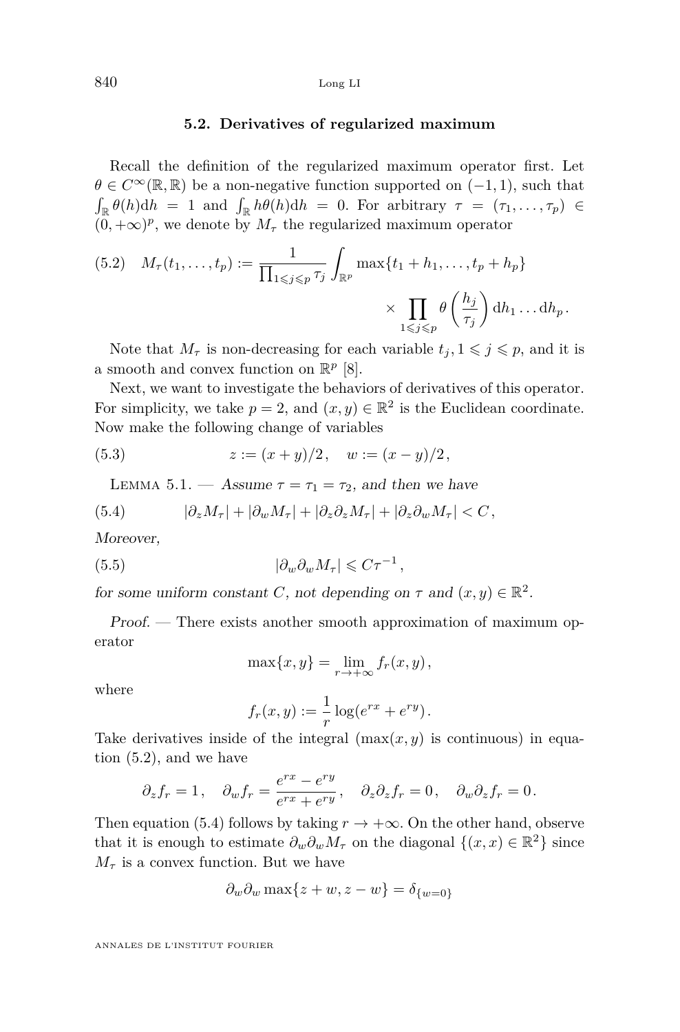### 5.2. Derivatives of regularized maximum

Recall the definition of the regularized maximum operator first. Let $\theta \in C^\infty(\mathbb{R}, \mathbb{R})$ be a non-negative function supported on $(-1, 1)$, such that $\int_{\mathbb{R}} \theta(h)\mathrm{d}h = 1$ and $\int_{\mathbb{R}} h\theta(h)\mathrm{d}h = 0$. For arbitrary $\tau = (\tau_1, \ldots, \tau_p) \in (0, +\infty)^p$, we denote by $M_\tau$ the regularized maximum operator

$$M_\tau(t_1, \ldots, t_p) := \frac{1}{\prod_{1 \leqslant j \leqslant p} \tau_j} \int_{\mathbb{R}^p} \max\{t_1 + h_1, \ldots, t_p + h_p\} \times \prod_{1 \leqslant j \leqslant p} \theta\left(\frac{h_j}{\tau_j}\right) \mathrm{d}h_1 \ldots \mathrm{d}h_p. \tag{5.2}$$

Note that $M_\tau$ is non-decreasing for each variable $t_j, 1 \leqslant j \leqslant p$, and it is a smooth and convex function on $\mathbb{R}^p$ [8].

Next, we want to investigate the behaviors of derivatives of this operator. For simplicity, we take $p = 2$, and $(x, y) \in \mathbb{R}^2$ is the Euclidean coordinate. Now make the following change of variables

$$z := (x + y)/2, \quad w := (x - y)/2, \tag{5.3}$$

Lemma 5.1. — *Assume $\tau = \tau_1 = \tau_2$, and then we have*

$$|\partial_z M_\tau| + |\partial_w M_\tau| + |\partial_z \partial_z M_\tau| + |\partial_z \partial_w M_\tau| < C, \tag{5.4}$$

*Moreover,*

$$|\partial_w \partial_w M_\tau| \leqslant C\tau^{-1}, \tag{5.5}$$

*for some uniform constant $C$, not depending on $\tau$ and $(x, y) \in \mathbb{R}^2$.*

*Proof.* — There exists another smooth approximation of maximum operator

$$\max\{x, y\} = \lim_{r \to +\infty} f_r(x, y),$$

where

$$f_r(x, y) := \frac{1}{r} \log(e^{rx} + e^{ry}).$$

Take derivatives inside of the integral ($\max(x, y)$ is continuous) in equation (5.2), and we have

$$\partial_z f_r = 1, \quad \partial_w f_r = \frac{e^{rx} - e^{ry}}{e^{rx} + e^{ry}}, \quad \partial_z \partial_z f_r = 0, \quad \partial_w \partial_z f_r = 0.$$

Then equation (5.4) follows by taking $r \to +\infty$. On the other hand, observe that it is enough to estimate $\partial_w \partial_w M_\tau$ on the diagonal $\{(x, x) \in \mathbb{R}^2\}$ since $M_\tau$ is a convex function. But we have

$$\partial_w \partial_w \max\{z + w, z - w\} = \delta_{\{w=0\}}$$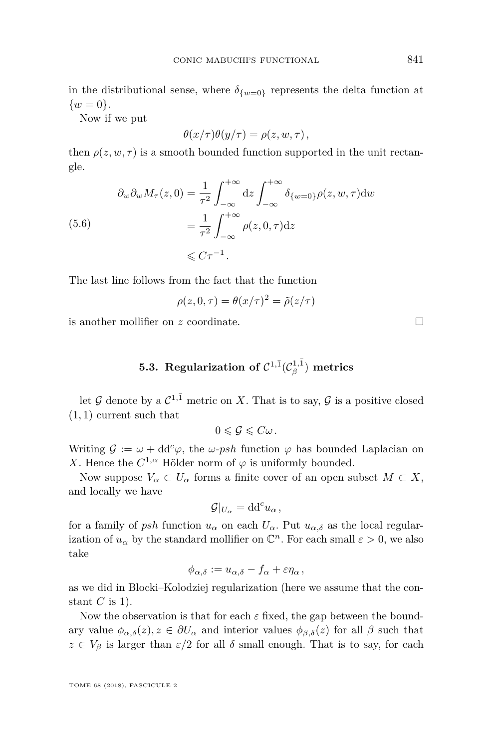in the distributional sense, where $\delta_{\{w=0\}}$ represents the delta function at $\{w=0\}$.

Now if we put

$$\theta(x/\tau)\theta(y/\tau) = \rho(z, w, \tau),$$

then $\rho(z,w,\tau)$ is a smooth bounded function supported in the unit rectangle.

$$\begin{aligned}
\partial_w \partial_w M_\tau(z, 0) &= \frac{1}{\tau^2}\int_{-\infty}^{+\infty} \mathrm{d}z \int_{-\infty}^{+\infty} \delta_{\{w=0\}}\rho(z,w,\tau)\mathrm{d}w \\
&= \frac{1}{\tau^2}\int_{-\infty}^{+\infty} \rho(z,0,\tau)\mathrm{d}z \\
&\leqslant C\tau^{-1}.
\end{aligned} \tag{5.6}$$

The last line follows from the fact that the function

$$\rho(z,0,\tau) = \theta(x/\tau)^2 = \tilde{\rho}(z/\tau)$$

is another mollifier on $z$ coordinate. □

### 5.3. Regularization of $\mathcal{C}^{1,\bar{1}}(\mathcal{C}^{1,\bar{1}}_\beta)$ metrics

let $\mathcal{G}$ denote by a $\mathcal{C}^{1,\bar{1}}$ metric on $X$. That is to say, $\mathcal{G}$ is a positive closed $(1,1)$ current such that

$$0 \leqslant \mathcal{G} \leqslant C\omega.$$

Writing $\mathcal{G} := \omega + \mathrm{dd}^c\varphi$, the $\omega$-*psh* function $\varphi$ has bounded Laplacian on $X$. Hence the $C^{1,\alpha}$ Hölder norm of $\varphi$ is uniformly bounded.

Now suppose $V_\alpha \subset U_\alpha$ forms a finite cover of an open subset $M \subset X$, and locally we have

$$\mathcal{G}|_{U_\alpha} = \mathrm{dd}^c u_\alpha,$$

for a family of *psh* function $u_\alpha$ on each $U_\alpha$. Put $u_{\alpha,\delta}$ as the local regularization of $u_\alpha$ by the standard mollifier on $\mathbb{C}^n$. For each small $\varepsilon > 0$, we also take

$$\phi_{\alpha,\delta} := u_{\alpha,\delta} - f_\alpha + \varepsilon\eta_\alpha,$$

as we did in Blocki–Kolodziej regularization (here we assume that the constant $C$ is 1).

Now the observation is that for each $\varepsilon$ fixed, the gap between the boundary value $\phi_{\alpha,\delta}(z), z \in \partial U_\alpha$ and interior values $\phi_{\beta,\delta}(z)$ for all $\beta$ such that $z \in V_\beta$ is larger than $\varepsilon/2$ for all $\delta$ small enough. That is to say, for each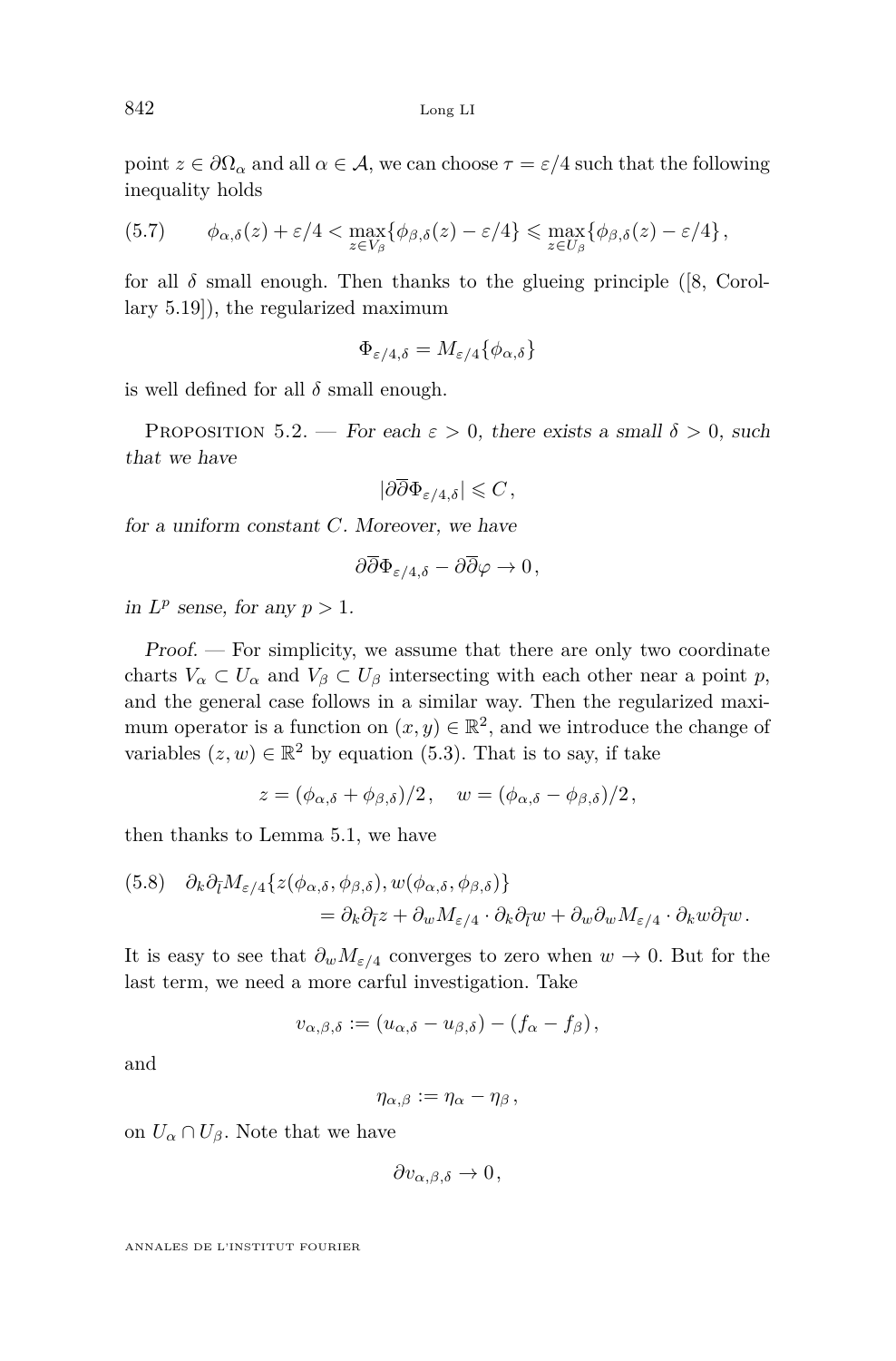point $z \in \partial\Omega_\alpha$ and all $\alpha \in \mathcal{A}$, we can choose $\tau = \varepsilon/4$ such that the following inequality holds

$$\phi_{\alpha,\delta}(z) + \varepsilon/4 < \max_{z\in V_\beta}\{\phi_{\beta,\delta}(z) - \varepsilon/4\} \leqslant \max_{z\in U_\beta}\{\phi_{\beta,\delta}(z) - \varepsilon/4\}, \tag{5.7}$$

for all $\delta$ small enough. Then thanks to the glueing principle ([8, Corollary 5.19]), the regularized maximum

$$\Phi_{\varepsilon/4,\delta} = M_{\varepsilon/4}\{\phi_{\alpha,\delta}\}$$

is well defined for all $\delta$ small enough.

Proposition 5.2. — *For each $\varepsilon > 0$, there exists a small $\delta > 0$, such that we have*

$$|\partial\overline{\partial}\Phi_{\varepsilon/4,\delta}| \leqslant C,$$

*for a uniform constant $C$. Moreover, we have*

$$\partial\overline{\partial}\Phi_{\varepsilon/4,\delta} - \partial\overline{\partial}\varphi \to 0,$$

*in $L^p$ sense, for any $p > 1$.*

*Proof.* — For simplicity, we assume that there are only two coordinate charts $V_\alpha \subset U_\alpha$ and $V_\beta \subset U_\beta$ intersecting with each other near a point $p$, and the general case follows in a similar way. Then the regularized maximum operator is a function on $(x,y) \in \mathbb{R}^2$, and we introduce the change of variables $(z,w) \in \mathbb{R}^2$ by equation (5.3). That is to say, if take

$$z = (\phi_{\alpha,\delta} + \phi_{\beta,\delta})/2, \quad w = (\phi_{\alpha,\delta} - \phi_{\beta,\delta})/2,$$

then thanks to Lemma 5.1, we have

$$\begin{aligned} \partial_k\partial_{\bar{l}} M_{\varepsilon/4}\{z(\phi_{\alpha,\delta},\phi_{\beta,\delta}), w(\phi_{\alpha,\delta},\phi_{\beta,\delta})\} \\ = \partial_k\partial_{\bar{l}} z + \partial_w M_{\varepsilon/4}\cdot\partial_k\partial_{\bar{l}} w + \partial_w\partial_w M_{\varepsilon/4}\cdot\partial_k w\partial_{\bar{l}} w. \end{aligned} \tag{5.8}$$

It is easy to see that $\partial_w M_{\varepsilon/4}$ converges to zero when $w \to 0$. But for the last term, we need a more carful investigation. Take

$$v_{\alpha,\beta,\delta} := (u_{\alpha,\delta} - u_{\beta,\delta}) - (f_\alpha - f_\beta),$$

and

$$\eta_{\alpha,\beta} := \eta_\alpha - \eta_\beta,$$

on $U_\alpha \cap U_\beta$. Note that we have

$$\partial v_{\alpha,\beta,\delta} \to 0,$$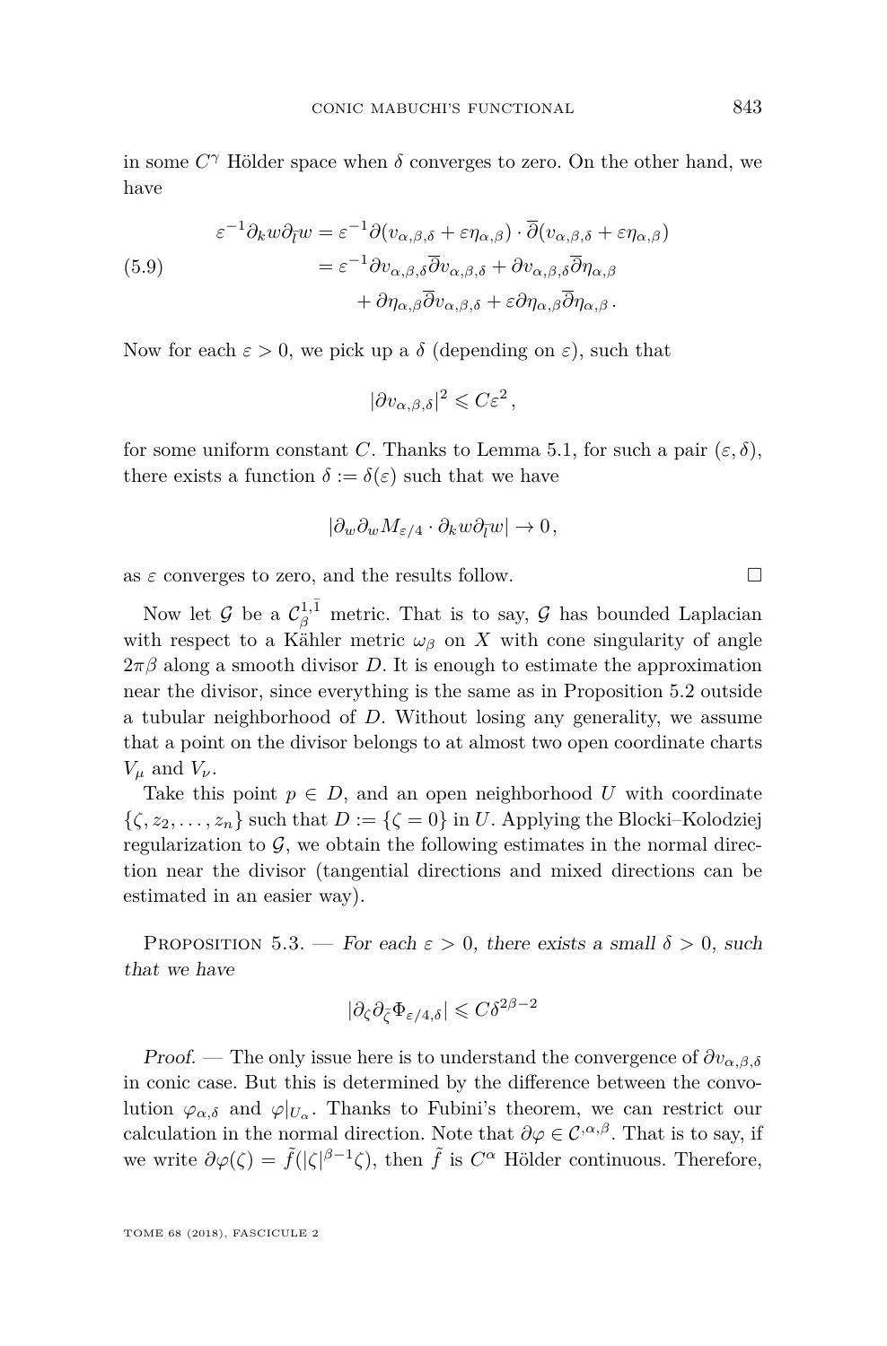in some $C^\gamma$ Hölder space when $\delta$ converges to zero. On the other hand, we have

$$
\begin{aligned}
\varepsilon^{-1}\partial_k w \partial_{\bar{l}} w &= \varepsilon^{-1}\partial(v_{\alpha,\beta,\delta} + \varepsilon\eta_{\alpha,\beta}) \cdot \overline{\partial}(v_{\alpha,\beta,\delta} + \varepsilon\eta_{\alpha,\beta}) \\
&= \varepsilon^{-1}\partial v_{\alpha,\beta,\delta}\overline{\partial} v_{\alpha,\beta,\delta} + \partial v_{\alpha,\beta,\delta}\overline{\partial}\eta_{\alpha,\beta} \\
&\quad + \partial\eta_{\alpha,\beta}\overline{\partial} v_{\alpha,\beta,\delta} + \varepsilon\partial\eta_{\alpha,\beta}\overline{\partial}\eta_{\alpha,\beta}\,.
\end{aligned}
\tag{5.9}
$$

Now for each $\varepsilon > 0$, we pick up a $\delta$ (depending on $\varepsilon$), such that

$$
|\partial v_{\alpha,\beta,\delta}|^2 \leqslant C\varepsilon^2\,,
$$

for some uniform constant $C$. Thanks to Lemma 5.1, for such a pair $(\varepsilon, \delta)$, there exists a function $\delta := \delta(\varepsilon)$ such that we have

$$
|\partial_w \partial_w M_{\varepsilon/4} \cdot \partial_k w \partial_{\bar{l}} w| \to 0\,,
$$

as $\varepsilon$ converges to zero, and the results follow. □

Now let $\mathcal{G}$ be a $\mathcal{C}^{1,\bar{1}}_\beta$ metric. That is to say, $\mathcal{G}$ has bounded Laplacian with respect to a Kähler metric $\omega_\beta$ on $X$ with cone singularity of angle $2\pi\beta$ along a smooth divisor $D$. It is enough to estimate the approximation near the divisor, since everything is the same as in Proposition 5.2 outside a tubular neighborhood of $D$. Without losing any generality, we assume that a point on the divisor belongs to at almost two open coordinate charts $V_\mu$ and $V_\nu$.

Take this point $p \in D$, and an open neighborhood $U$ with coordinate $\{\zeta, z_2, \ldots, z_n\}$ such that $D := \{\zeta = 0\}$ in $U$. Applying the Blocki–Kolodziej regularization to $\mathcal{G}$, we obtain the following estimates in the normal direction near the divisor (tangential directions and mixed directions can be estimated in an easier way).

Proposition 5.3. — *For each $\varepsilon > 0$, there exists a small $\delta > 0$, such that we have*

$$
|\partial_\zeta \partial_{\bar{\zeta}} \Phi_{\varepsilon/4,\delta}| \leqslant C\delta^{2\beta-2}
$$

*Proof.* — The only issue here is to understand the convergence of $\partial v_{\alpha,\beta,\delta}$ in conic case. But this is determined by the difference between the convolution $\varphi_{\alpha,\delta}$ and $\varphi|_{U_\alpha}$. Thanks to Fubini's theorem, we can restrict our calculation in the normal direction. Note that $\partial\varphi \in \mathcal{C}^{,\alpha,\beta}$. That is to say, if we write $\partial\varphi(\zeta) = \tilde{f}(|\zeta|^{\beta-1}\zeta)$, then $\tilde{f}$ is $C^\alpha$ Hölder continuous. Therefore,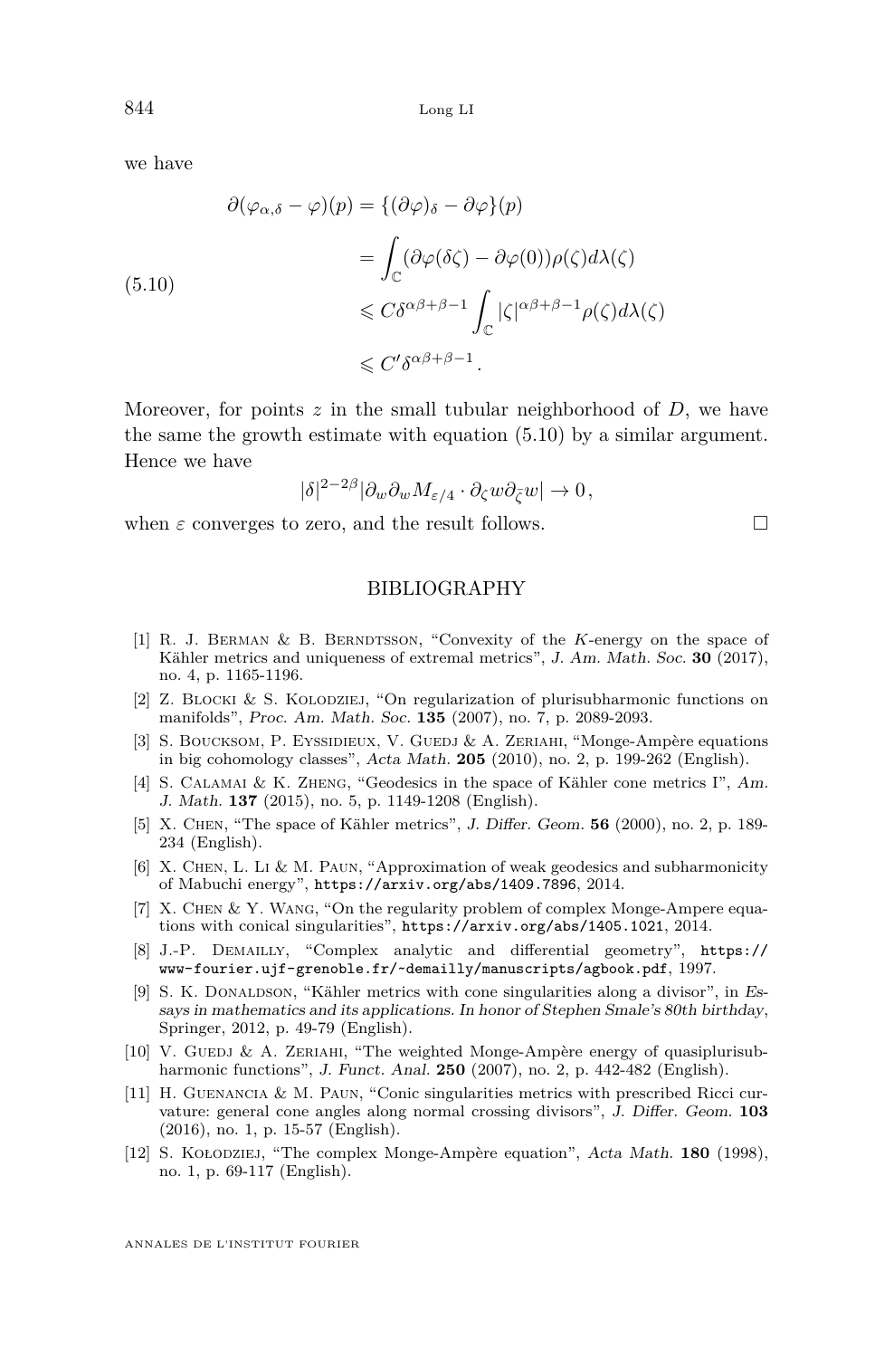we have

$$
\begin{aligned}
\partial(\varphi_{\alpha,\delta} - \varphi)(p) &= \{(\partial\varphi)_\delta - \partial\varphi\}(p) \\
&= \int_{\mathbb{C}} (\partial\varphi(\delta\zeta) - \partial\varphi(0))\rho(\zeta) d\lambda(\zeta) \\
&\leqslant C\delta^{\alpha\beta+\beta-1} \int_{\mathbb{C}} |\zeta|^{\alpha\beta+\beta-1}\rho(\zeta)d\lambda(\zeta) \\
&\leqslant C'\delta^{\alpha\beta+\beta-1}.
\end{aligned} \tag{5.10}
$$

Moreover, for points $z$ in the small tubular neighborhood of $D$, we have the same the growth estimate with equation (5.10) by a similar argument. Hence we have

$$
|\delta|^{2-2\beta} |\partial_w \partial_w M_{\varepsilon/4} \cdot \partial_\zeta w \partial_{\bar{\zeta}} w| \to 0,
$$

when $\varepsilon$ converges to zero, and the result follows. □

## BIBLIOGRAPHY

[1] R. J. Berman & B. Berndtsson, "Convexity of the $K$-energy on the space of Kähler metrics and uniqueness of extremal metrics", *J. Am. Math. Soc.* **30** (2017), no. 4, p. 1165-1196.

[2] Z. Blocki & S. Kolodziej, "On regularization of plurisubharmonic functions on manifolds", *Proc. Am. Math. Soc.* **135** (2007), no. 7, p. 2089-2093.

[3] S. Boucksom, P. Eyssidieux, V. Guedj & A. Zeriahi, "Monge-Ampère equations in big cohomology classes", *Acta Math.* **205** (2010), no. 2, p. 199-262 (English).

[4] S. Calamai & K. Zheng, "Geodesics in the space of Kähler cone metrics I", *Am. J. Math.* **137** (2015), no. 5, p. 1149-1208 (English).

[5] X. Chen, "The space of Kähler metrics", *J. Differ. Geom.* **56** (2000), no. 2, p. 189-234 (English).

[6] X. Chen, L. Li & M. Paun, "Approximation of weak geodesics and subharmonicity of Mabuchi energy", https://arxiv.org/abs/1409.7896, 2014.

[7] X. Chen & Y. Wang, "On the regularity problem of complex Monge-Ampere equations with conical singularities", https://arxiv.org/abs/1405.1021, 2014.

[8] J.-P. Demailly, "Complex analytic and differential geometry", https://www-fourier.ujf-grenoble.fr/~demailly/manuscripts/agbook.pdf, 1997.

[9] S. K. Donaldson, "Kähler metrics with cone singularities along a divisor", in *Essays in mathematics and its applications. In honor of Stephen Smale's 80th birthday*, Springer, 2012, p. 49-79 (English).

[10] V. Guedj & A. Zeriahi, "The weighted Monge-Ampère energy of quasiplurisubharmonic functions", *J. Funct. Anal.* **250** (2007), no. 2, p. 442-482 (English).

[11] H. Guenancia & M. Paun, "Conic singularities metrics with prescribed Ricci curvature: general cone angles along normal crossing divisors", *J. Differ. Geom.* **103** (2016), no. 1, p. 15-57 (English).

[12] S. Kołodziej, "The complex Monge-Ampère equation", *Acta Math.* **180** (1998), no. 1, p. 69-117 (English).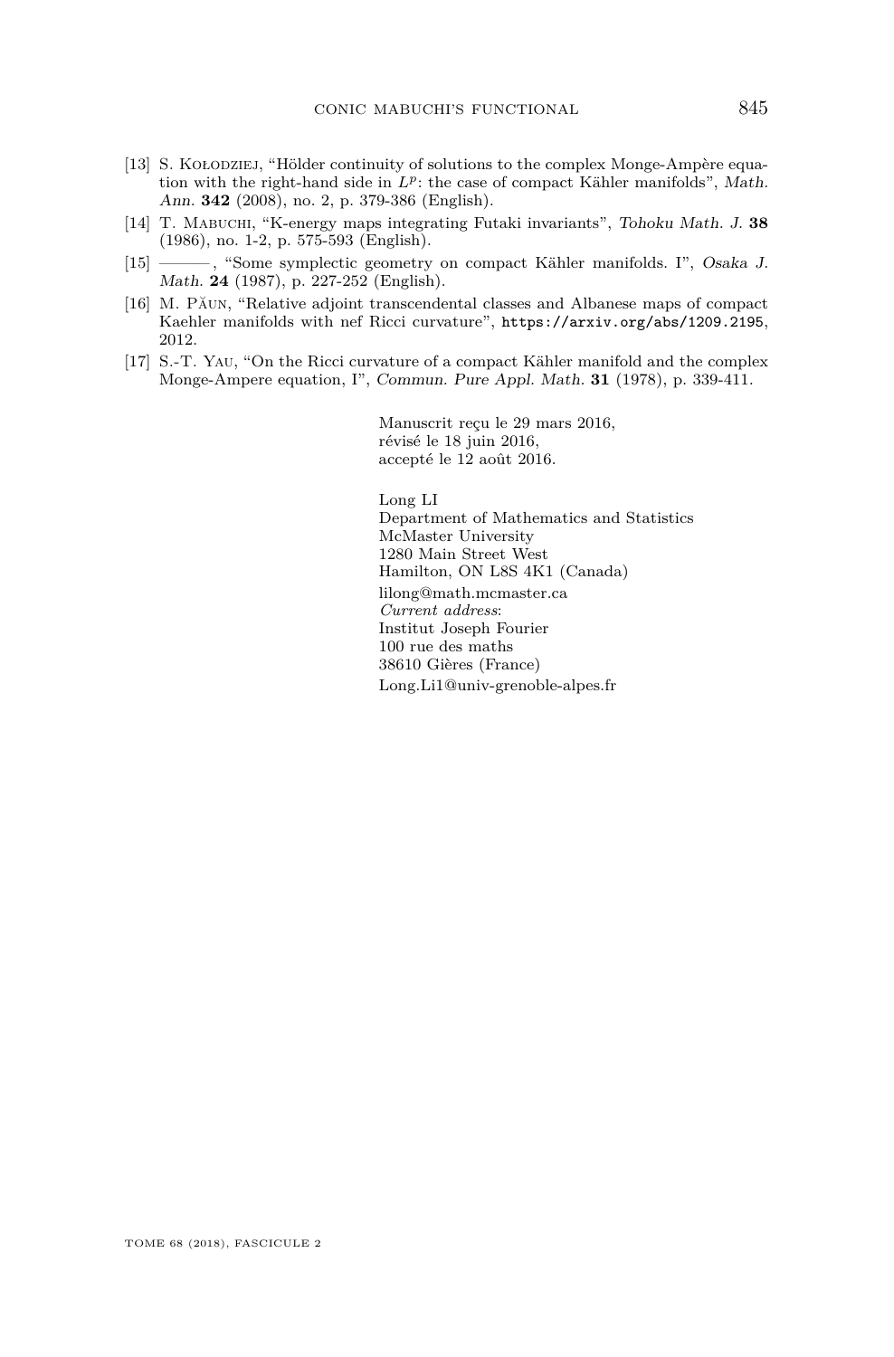[13] S. Kołodziej, "Hölder continuity of solutions to the complex Monge-Ampère equation with the right-hand side in $L^p$: the case of compact Kähler manifolds", *Math. Ann.* **342** (2008), no. 2, p. 379-386 (English).

[14] T. Mabuchi, "K-energy maps integrating Futaki invariants", *Tohoku Math. J.* **38** (1986), no. 1-2, p. 575-593 (English).

[15] ———, "Some symplectic geometry on compact Kähler manifolds. I", *Osaka J. Math.* **24** (1987), p. 227-252 (English).

[16] M. Păun, "Relative adjoint transcendental classes and Albanese maps of compact Kaehler manifolds with nef Ricci curvature", https://arxiv.org/abs/1209.2195, 2012.

[17] S.-T. Yau, "On the Ricci curvature of a compact Kähler manifold and the complex Monge-Ampere equation, I", *Commun. Pure Appl. Math.* **31** (1978), p. 339-411.

Manuscrit reçu le 29 mars 2016,
révisé le 18 juin 2016,
accepté le 12 août 2016.

Long LI
Department of Mathematics and Statistics
McMaster University
1280 Main Street West
Hamilton, ON L8S 4K1 (Canada)
lilong@math.mcmaster.ca
*Current address*:
Institut Joseph Fourier
100 rue des maths
38610 Gières (France)
Long.Li1@univ-grenoble-alpes.fr